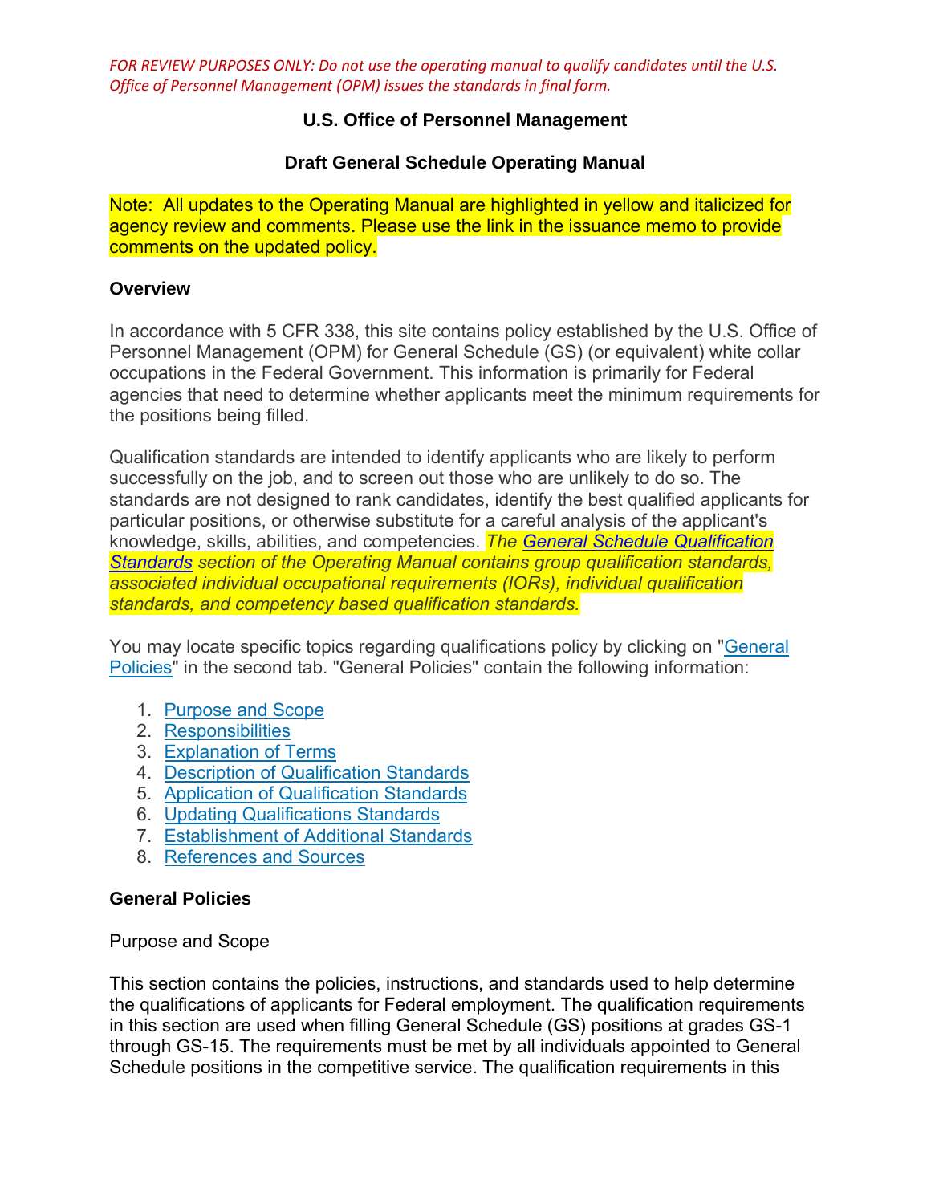*FOR REVIEW PURPOSES ONLY: Do not use the operating manual to qualify candidates until the U.S. Office of Personnel Management (OPM) issues the standards in final form.*

**U.S. Office of Personnel Management**

**Draft General Schedule Operating Manual**

Note: All updates to the Operating Manual are highlighted in yellow and italicized for agency review and comments. Please use the link in the issuance memo to provide comments on the updated policy.

**Overview**

In accordance with 5 CFR 338, this site contains policy established by the U.S. Office of Personnel Management (OPM) for General Schedule (GS) (or equivalent) white collar occupations in the Federal Government. This information is primarily for Federal agencies that need to determine whether applicants meet the minimum requirements for the positions being filled.

Qualification standards are intended to identify applicants who are likely to perform successfully on the job, and to screen out those who are unlikely to do so. The standards are not designed to rank candidates, identify the best qualified applicants for particular positions, or otherwise substitute for a careful analysis of the applicant's knowledge, skills, abilities, and competencies. *The General Schedule Qualification Standards section of the Operating Manual contains group qualification standards, associated individual occupational requirements (IORs), individual qualification standards, and competency based qualification standards.*

You may locate specific topics regarding qualifications policy by clicking on "General Policies" in the second tab. "General Policies" contain the following information:

1. Purpose and Scope
2. Responsibilities
3. Explanation of Terms
4. Description of Qualification Standards
5. Application of Qualification Standards
6. Updating Qualifications Standards
7. Establishment of Additional Standards
8. References and Sources

**General Policies**

Purpose and Scope

This section contains the policies, instructions, and standards used to help determine the qualifications of applicants for Federal employment. The qualification requirements in this section are used when filling General Schedule (GS) positions at grades GS-1 through GS-15. The requirements must be met by all individuals appointed to General Schedule positions in the competitive service. The qualification requirements in this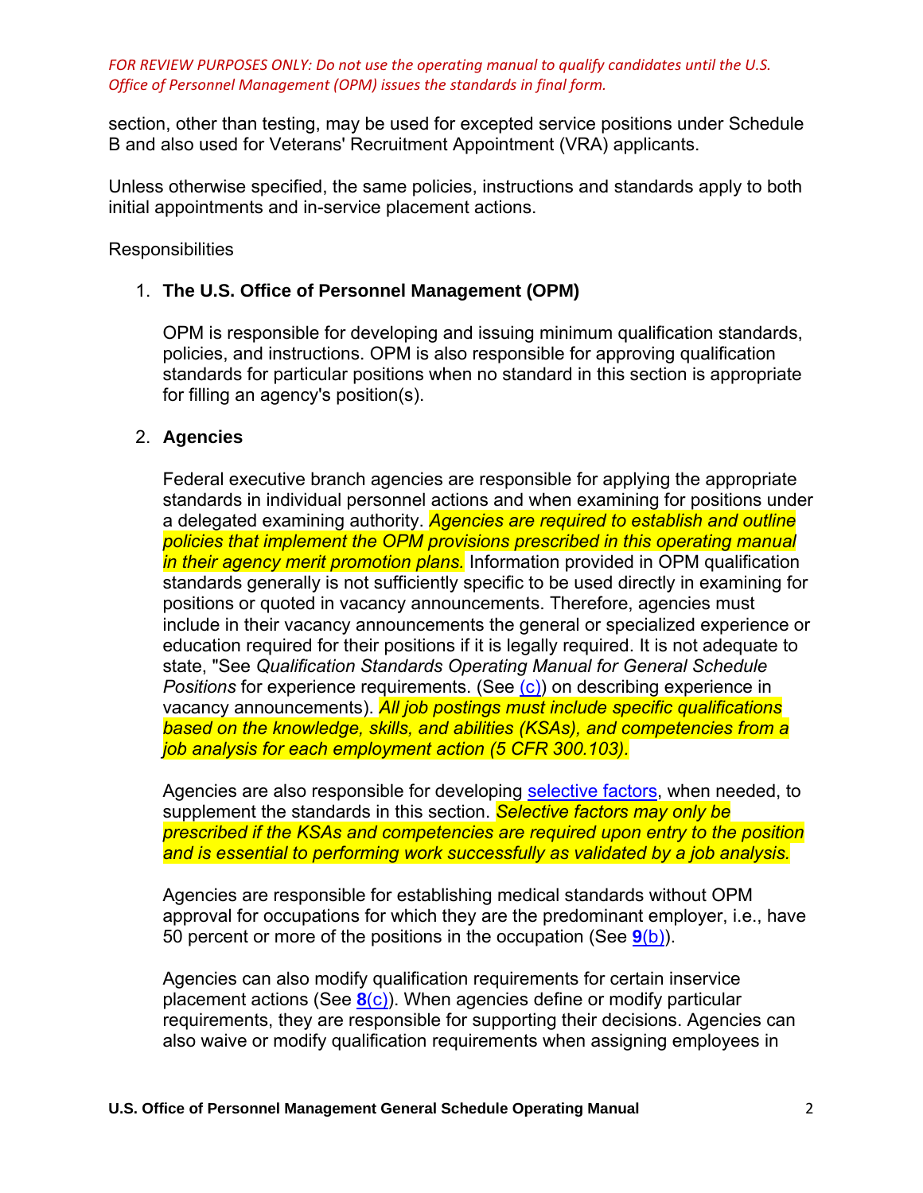*FOR REVIEW PURPOSES ONLY: Do not use the operating manual to qualify candidates until the U.S. Office of Personnel Management (OPM) issues the standards in final form.*

section, other than testing, may be used for excepted service positions under Schedule B and also used for Veterans' Recruitment Appointment (VRA) applicants.

Unless otherwise specified, the same policies, instructions and standards apply to both initial appointments and in-service placement actions.

Responsibilities

1. **The U.S. Office of Personnel Management (OPM)**

   OPM is responsible for developing and issuing minimum qualification standards, policies, and instructions. OPM is also responsible for approving qualification standards for particular positions when no standard in this section is appropriate for filling an agency's position(s).

2. **Agencies**

   Federal executive branch agencies are responsible for applying the appropriate standards in individual personnel actions and when examining for positions under a delegated examining authority. *Agencies are required to establish and outline policies that implement the OPM provisions prescribed in this operating manual in their agency merit promotion plans.* Information provided in OPM qualification standards generally is not sufficiently specific to be used directly in examining for positions or quoted in vacancy announcements. Therefore, agencies must include in their vacancy announcements the general or specialized experience or education required for their positions if it is legally required. It is not adequate to state, "See *Qualification Standards Operating Manual for General Schedule Positions* for experience requirements. (See (c)) on describing experience in vacancy announcements). *All job postings must include specific qualifications based on the knowledge, skills, and abilities (KSAs), and competencies from a job analysis for each employment action (5 CFR 300.103).*

   Agencies are also responsible for developing selective factors, when needed, to supplement the standards in this section. *Selective factors may only be prescribed if the KSAs and competencies are required upon entry to the position and is essential to performing work successfully as validated by a job analysis.*

   Agencies are responsible for establishing medical standards without OPM approval for occupations for which they are the predominant employer, i.e., have 50 percent or more of the positions in the occupation (See **9**(b)).

   Agencies can also modify qualification requirements for certain inservice placement actions (See **8**(c)). When agencies define or modify particular requirements, they are responsible for supporting their decisions. Agencies can also waive or modify qualification requirements when assigning employees in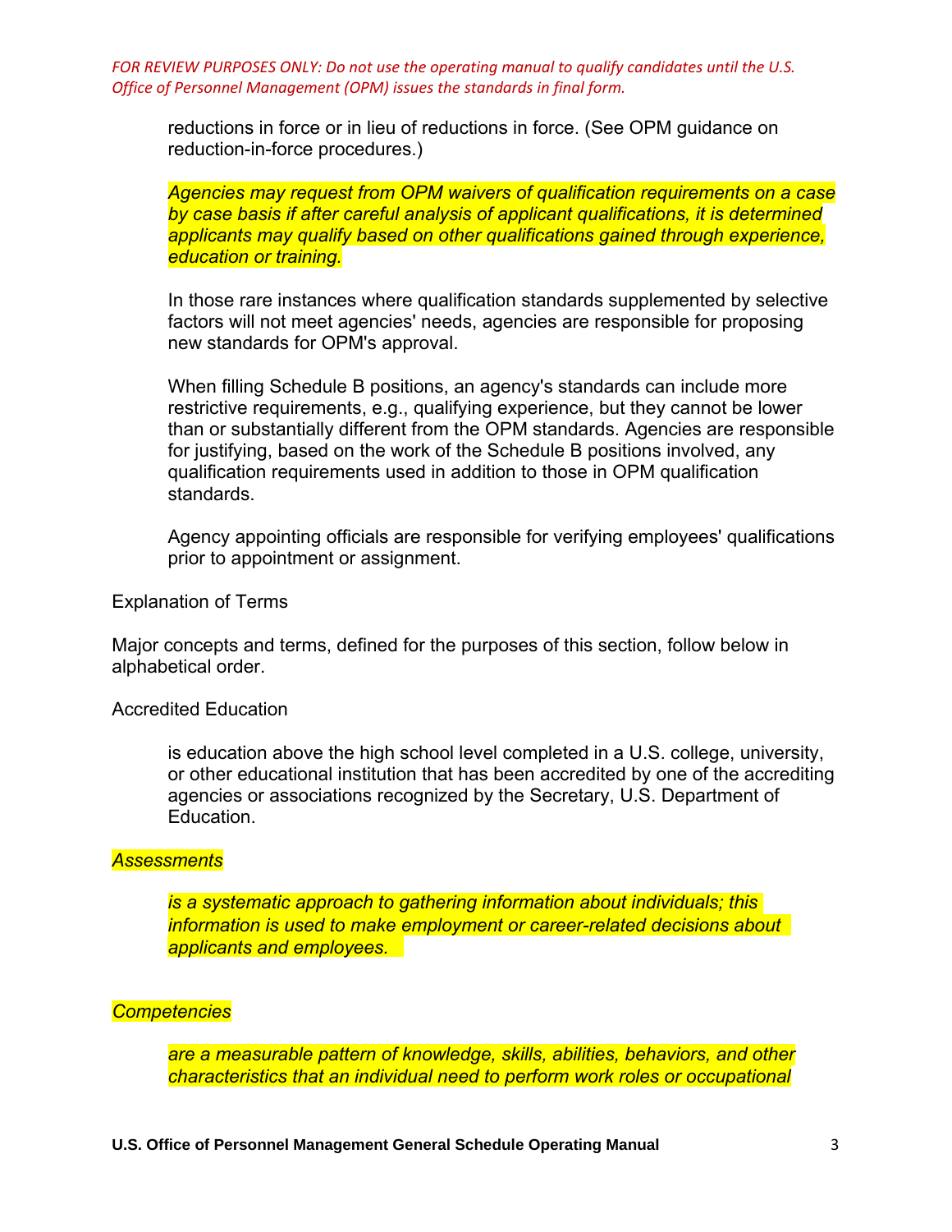*FOR REVIEW PURPOSES ONLY: Do not use the operating manual to qualify candidates until the U.S. Office of Personnel Management (OPM) issues the standards in final form.*

reductions in force or in lieu of reductions in force. (See OPM guidance on reduction-in-force procedures.)

*Agencies may request from OPM waivers of qualification requirements on a case by case basis if after careful analysis of applicant qualifications, it is determined applicants may qualify based on other qualifications gained through experience, education or training.*

In those rare instances where qualification standards supplemented by selective factors will not meet agencies' needs, agencies are responsible for proposing new standards for OPM's approval.

When filling Schedule B positions, an agency's standards can include more restrictive requirements, e.g., qualifying experience, but they cannot be lower than or substantially different from the OPM standards. Agencies are responsible for justifying, based on the work of the Schedule B positions involved, any qualification requirements used in addition to those in OPM qualification standards.

Agency appointing officials are responsible for verifying employees' qualifications prior to appointment or assignment.

## Explanation of Terms

Major concepts and terms, defined for the purposes of this section, follow below in alphabetical order.

### Accredited Education

is education above the high school level completed in a U.S. college, university, or other educational institution that has been accredited by one of the accrediting agencies or associations recognized by the Secretary, U.S. Department of Education.

### *Assessments*

*is a systematic approach to gathering information about individuals; this information is used to make employment or career-related decisions about applicants and employees.*

### *Competencies*

*are a measurable pattern of knowledge, skills, abilities, behaviors, and other characteristics that an individual need to perform work roles or occupational*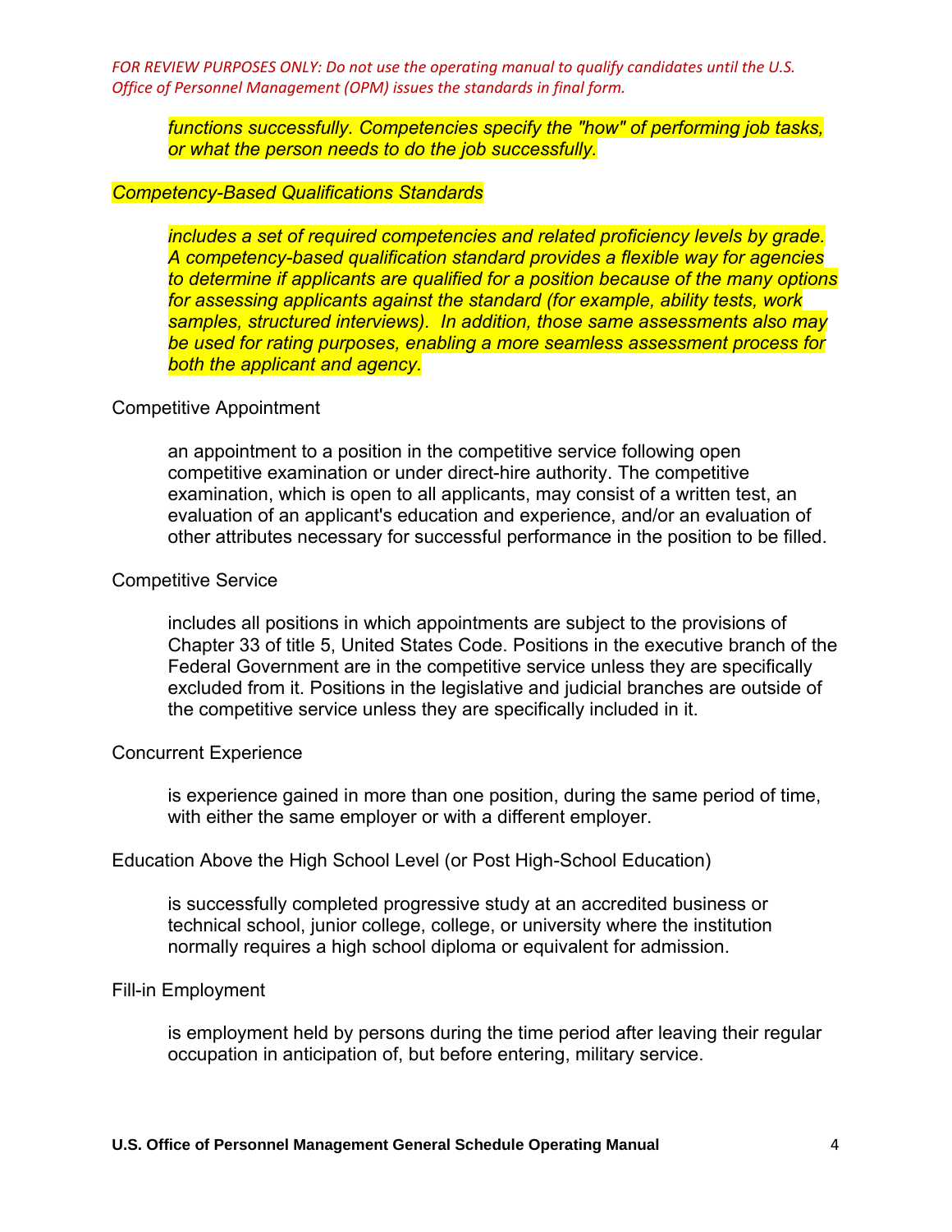*FOR REVIEW PURPOSES ONLY: Do not use the operating manual to qualify candidates until the U.S. Office of Personnel Management (OPM) issues the standards in final form.*

*functions successfully. Competencies specify the "how" of performing job tasks, or what the person needs to do the job successfully.*

*Competency-Based Qualifications Standards*

*includes a set of required competencies and related proficiency levels by grade. A competency-based qualification standard provides a flexible way for agencies to determine if applicants are qualified for a position because of the many options for assessing applicants against the standard (for example, ability tests, work samples, structured interviews). In addition, those same assessments also may be used for rating purposes, enabling a more seamless assessment process for both the applicant and agency.*

Competitive Appointment

an appointment to a position in the competitive service following open competitive examination or under direct-hire authority. The competitive examination, which is open to all applicants, may consist of a written test, an evaluation of an applicant's education and experience, and/or an evaluation of other attributes necessary for successful performance in the position to be filled.

Competitive Service

includes all positions in which appointments are subject to the provisions of Chapter 33 of title 5, United States Code. Positions in the executive branch of the Federal Government are in the competitive service unless they are specifically excluded from it. Positions in the legislative and judicial branches are outside of the competitive service unless they are specifically included in it.

Concurrent Experience

is experience gained in more than one position, during the same period of time, with either the same employer or with a different employer.

Education Above the High School Level (or Post High-School Education)

is successfully completed progressive study at an accredited business or technical school, junior college, college, or university where the institution normally requires a high school diploma or equivalent for admission.

Fill-in Employment

is employment held by persons during the time period after leaving their regular occupation in anticipation of, but before entering, military service.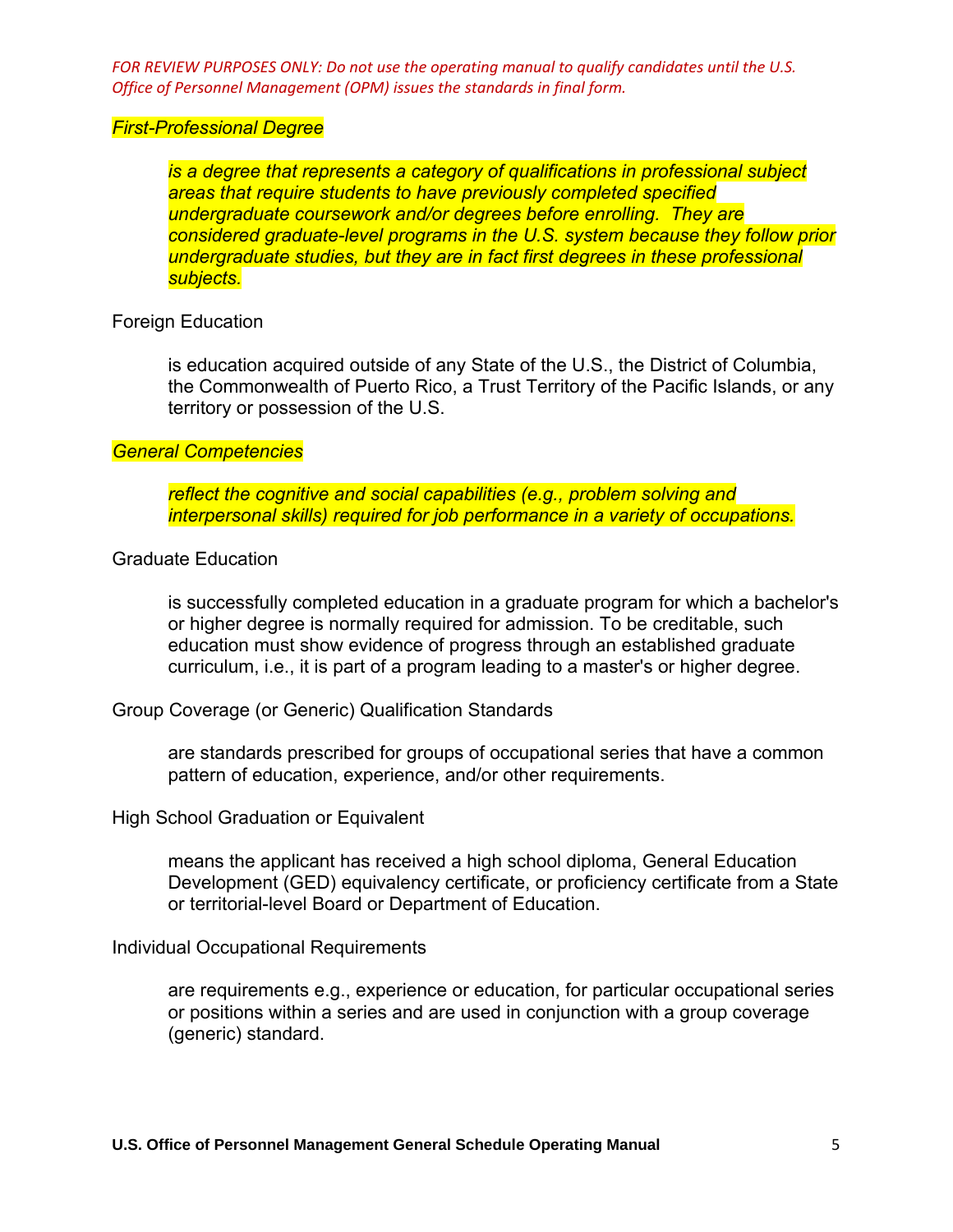*FOR REVIEW PURPOSES ONLY: Do not use the operating manual to qualify candidates until the U.S. Office of Personnel Management (OPM) issues the standards in final form.*

*First-Professional Degree*

> *is a degree that represents a category of qualifications in professional subject areas that require students to have previously completed specified undergraduate coursework and/or degrees before enrolling. They are considered graduate-level programs in the U.S. system because they follow prior undergraduate studies, but they are in fact first degrees in these professional subjects.*

Foreign Education

> is education acquired outside of any State of the U.S., the District of Columbia, the Commonwealth of Puerto Rico, a Trust Territory of the Pacific Islands, or any territory or possession of the U.S.

*General Competencies*

> *reflect the cognitive and social capabilities (e.g., problem solving and interpersonal skills) required for job performance in a variety of occupations.*

Graduate Education

> is successfully completed education in a graduate program for which a bachelor's or higher degree is normally required for admission. To be creditable, such education must show evidence of progress through an established graduate curriculum, i.e., it is part of a program leading to a master's or higher degree.

Group Coverage (or Generic) Qualification Standards

> are standards prescribed for groups of occupational series that have a common pattern of education, experience, and/or other requirements.

High School Graduation or Equivalent

> means the applicant has received a high school diploma, General Education Development (GED) equivalency certificate, or proficiency certificate from a State or territorial-level Board or Department of Education.

Individual Occupational Requirements

> are requirements e.g., experience or education, for particular occupational series or positions within a series and are used in conjunction with a group coverage (generic) standard.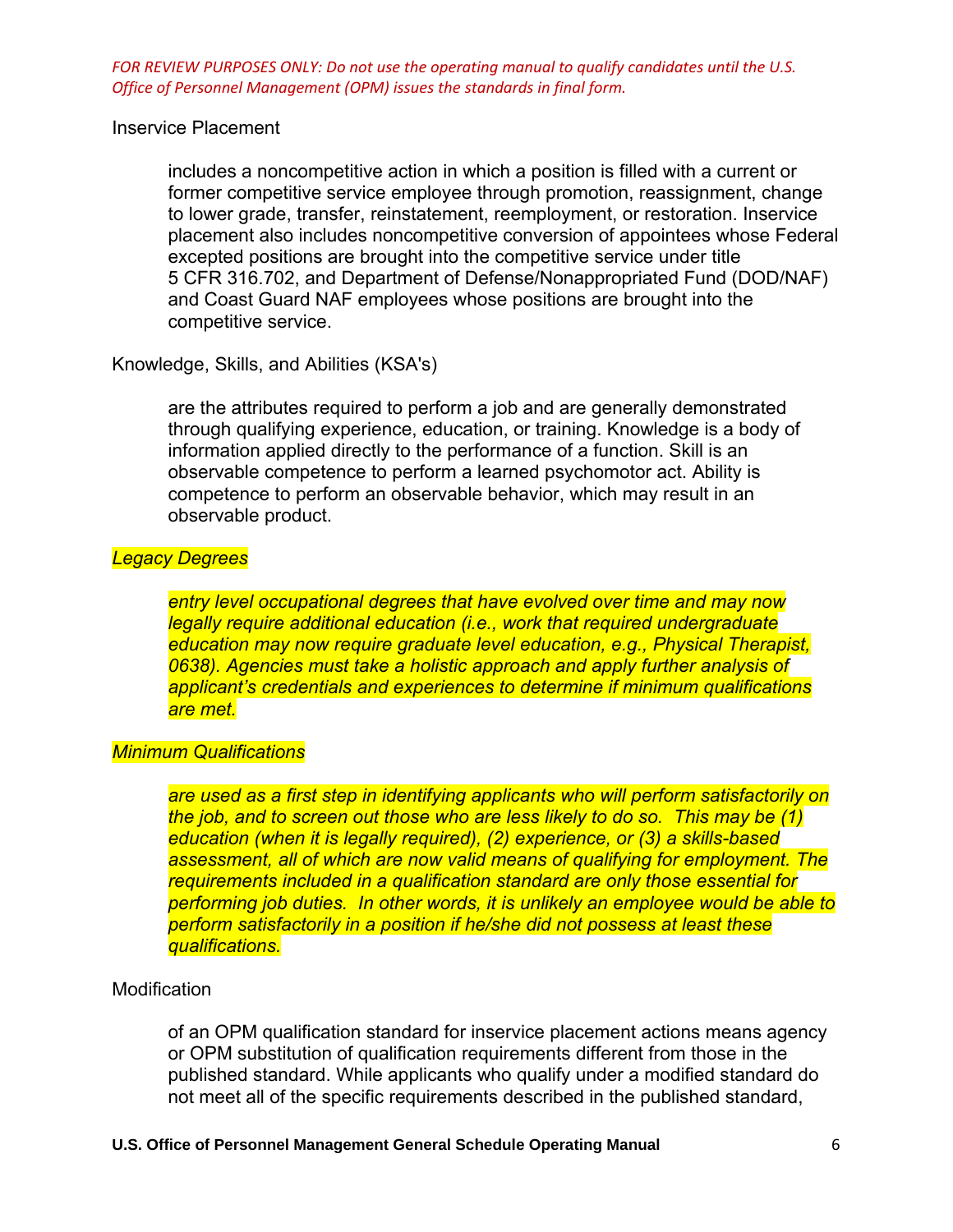*FOR REVIEW PURPOSES ONLY: Do not use the operating manual to qualify candidates until the U.S. Office of Personnel Management (OPM) issues the standards in final form.*

Inservice Placement

> includes a noncompetitive action in which a position is filled with a current or former competitive service employee through promotion, reassignment, change to lower grade, transfer, reinstatement, reemployment, or restoration. Inservice placement also includes noncompetitive conversion of appointees whose Federal excepted positions are brought into the competitive service under title 5 CFR 316.702, and Department of Defense/Nonappropriated Fund (DOD/NAF) and Coast Guard NAF employees whose positions are brought into the competitive service.

Knowledge, Skills, and Abilities (KSA's)

> are the attributes required to perform a job and are generally demonstrated through qualifying experience, education, or training. Knowledge is a body of information applied directly to the performance of a function. Skill is an observable competence to perform a learned psychomotor act. Ability is competence to perform an observable behavior, which may result in an observable product.

*Legacy Degrees*

> *entry level occupational degrees that have evolved over time and may now legally require additional education (i.e., work that required undergraduate education may now require graduate level education, e.g., Physical Therapist, 0638). Agencies must take a holistic approach and apply further analysis of applicant's credentials and experiences to determine if minimum qualifications are met.*

*Minimum Qualifications*

> *are used as a first step in identifying applicants who will perform satisfactorily on the job, and to screen out those who are less likely to do so. This may be (1) education (when it is legally required), (2) experience, or (3) a skills-based assessment, all of which are now valid means of qualifying for employment. The requirements included in a qualification standard are only those essential for performing job duties. In other words, it is unlikely an employee would be able to perform satisfactorily in a position if he/she did not possess at least these qualifications.*

Modification

> of an OPM qualification standard for inservice placement actions means agency or OPM substitution of qualification requirements different from those in the published standard. While applicants who qualify under a modified standard do not meet all of the specific requirements described in the published standard,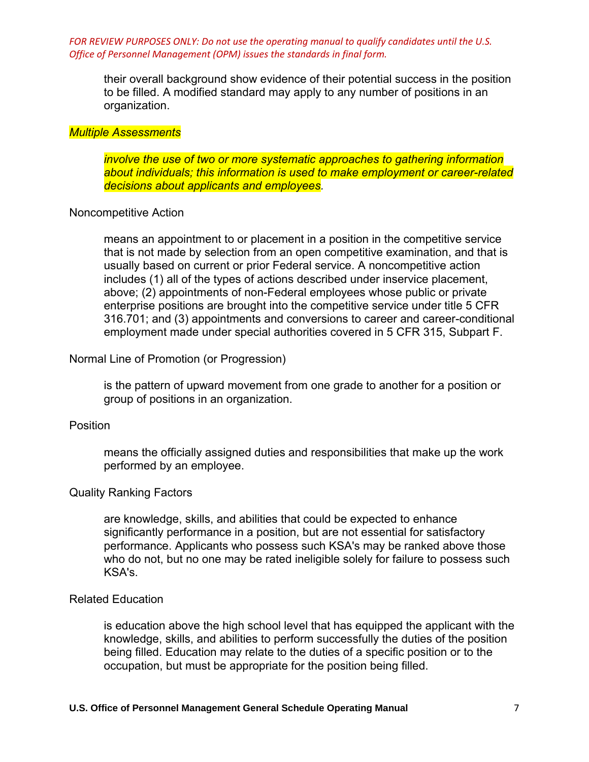*FOR REVIEW PURPOSES ONLY: Do not use the operating manual to qualify candidates until the U.S. Office of Personnel Management (OPM) issues the standards in final form.*

their overall background show evidence of their potential success in the position to be filled. A modified standard may apply to any number of positions in an organization.

*Multiple Assessments*

*involve the use of two or more systematic approaches to gathering information about individuals; this information is used to make employment or career-related decisions about applicants and employees*.

Noncompetitive Action

means an appointment to or placement in a position in the competitive service that is not made by selection from an open competitive examination, and that is usually based on current or prior Federal service. A noncompetitive action includes (1) all of the types of actions described under inservice placement, above; (2) appointments of non-Federal employees whose public or private enterprise positions are brought into the competitive service under title 5 CFR 316.701; and (3) appointments and conversions to career and career-conditional employment made under special authorities covered in 5 CFR 315, Subpart F.

Normal Line of Promotion (or Progression)

is the pattern of upward movement from one grade to another for a position or group of positions in an organization.

Position

means the officially assigned duties and responsibilities that make up the work performed by an employee.

Quality Ranking Factors

are knowledge, skills, and abilities that could be expected to enhance significantly performance in a position, but are not essential for satisfactory performance. Applicants who possess such KSA's may be ranked above those who do not, but no one may be rated ineligible solely for failure to possess such KSA's.

Related Education

is education above the high school level that has equipped the applicant with the knowledge, skills, and abilities to perform successfully the duties of the position being filled. Education may relate to the duties of a specific position or to the occupation, but must be appropriate for the position being filled.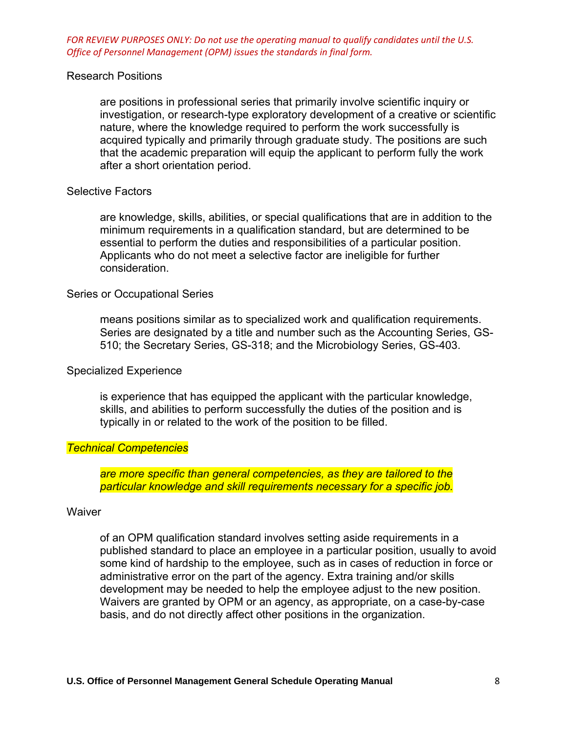*FOR REVIEW PURPOSES ONLY: Do not use the operating manual to qualify candidates until the U.S. Office of Personnel Management (OPM) issues the standards in final form.*

Research Positions

> are positions in professional series that primarily involve scientific inquiry or investigation, or research-type exploratory development of a creative or scientific nature, where the knowledge required to perform the work successfully is acquired typically and primarily through graduate study. The positions are such that the academic preparation will equip the applicant to perform fully the work after a short orientation period.

Selective Factors

> are knowledge, skills, abilities, or special qualifications that are in addition to the minimum requirements in a qualification standard, but are determined to be essential to perform the duties and responsibilities of a particular position. Applicants who do not meet a selective factor are ineligible for further consideration.

Series or Occupational Series

> means positions similar as to specialized work and qualification requirements. Series are designated by a title and number such as the Accounting Series, GS-510; the Secretary Series, GS-318; and the Microbiology Series, GS-403.

Specialized Experience

> is experience that has equipped the applicant with the particular knowledge, skills, and abilities to perform successfully the duties of the position and is typically in or related to the work of the position to be filled.

*Technical Competencies*

> *are more specific than general competencies, as they are tailored to the particular knowledge and skill requirements necessary for a specific job.*

Waiver

> of an OPM qualification standard involves setting aside requirements in a published standard to place an employee in a particular position, usually to avoid some kind of hardship to the employee, such as in cases of reduction in force or administrative error on the part of the agency. Extra training and/or skills development may be needed to help the employee adjust to the new position. Waivers are granted by OPM or an agency, as appropriate, on a case-by-case basis, and do not directly affect other positions in the organization.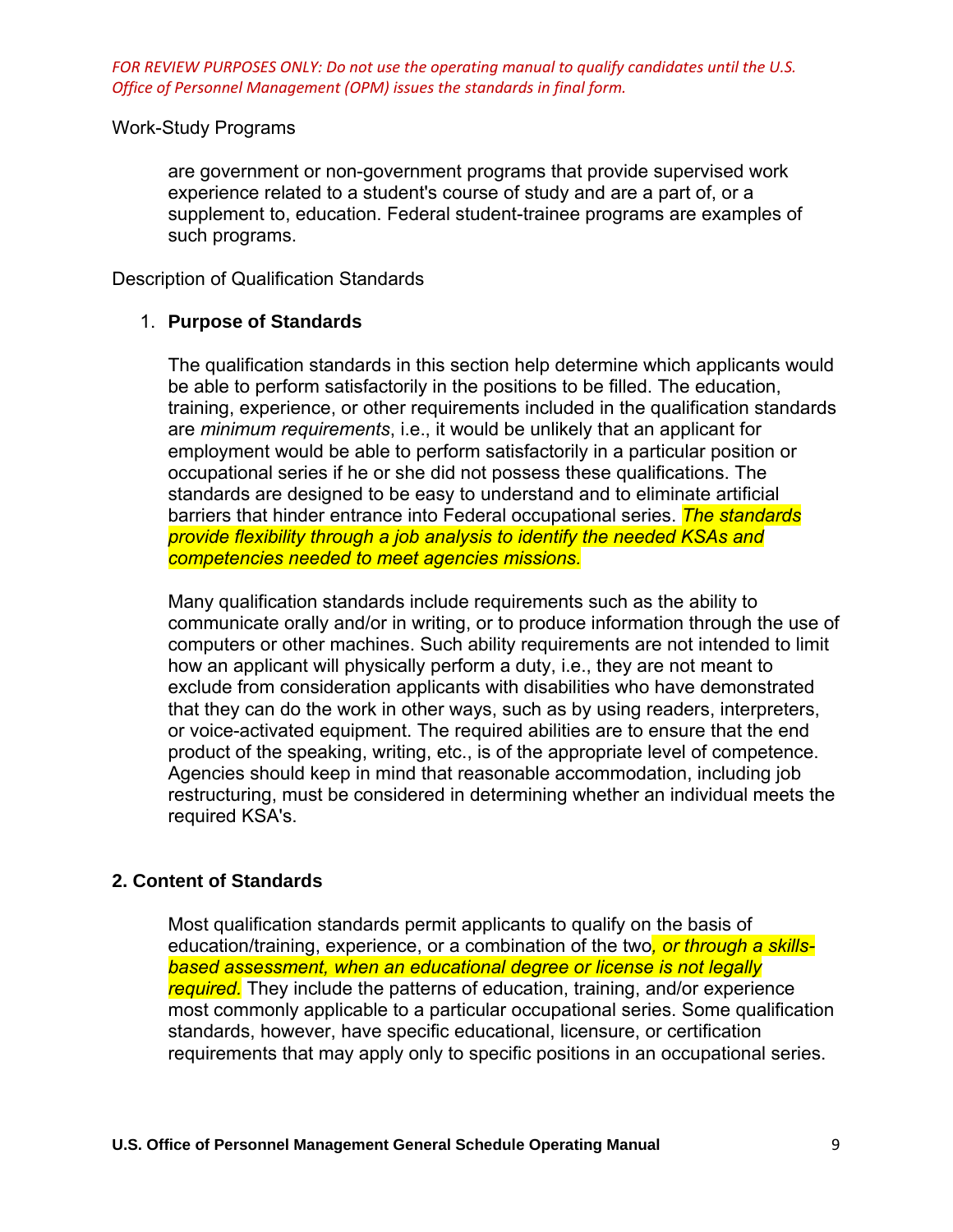*FOR REVIEW PURPOSES ONLY: Do not use the operating manual to qualify candidates until the U.S. Office of Personnel Management (OPM) issues the standards in final form.*

Work-Study Programs

are government or non-government programs that provide supervised work experience related to a student's course of study and are a part of, or a supplement to, education. Federal student-trainee programs are examples of such programs.

Description of Qualification Standards

1. **Purpose of Standards**

   The qualification standards in this section help determine which applicants would be able to perform satisfactorily in the positions to be filled. The education, training, experience, or other requirements included in the qualification standards are *minimum requirements*, i.e., it would be unlikely that an applicant for employment would be able to perform satisfactorily in a particular position or occupational series if he or she did not possess these qualifications. The standards are designed to be easy to understand and to eliminate artificial barriers that hinder entrance into Federal occupational series. *The standards provide flexibility through a job analysis to identify the needed KSAs and competencies needed to meet agencies missions.*

   Many qualification standards include requirements such as the ability to communicate orally and/or in writing, or to produce information through the use of computers or other machines. Such ability requirements are not intended to limit how an applicant will physically perform a duty, i.e., they are not meant to exclude from consideration applicants with disabilities who have demonstrated that they can do the work in other ways, such as by using readers, interpreters, or voice-activated equipment. The required abilities are to ensure that the end product of the speaking, writing, etc., is of the appropriate level of competence. Agencies should keep in mind that reasonable accommodation, including job restructuring, must be considered in determining whether an individual meets the required KSA's.

**2. Content of Standards**

Most qualification standards permit applicants to qualify on the basis of education/training, experience, or a combination of the two*, or through a skills-based assessment, when an educational degree or license is not legally required.* They include the patterns of education, training, and/or experience most commonly applicable to a particular occupational series. Some qualification standards, however, have specific educational, licensure, or certification requirements that may apply only to specific positions in an occupational series.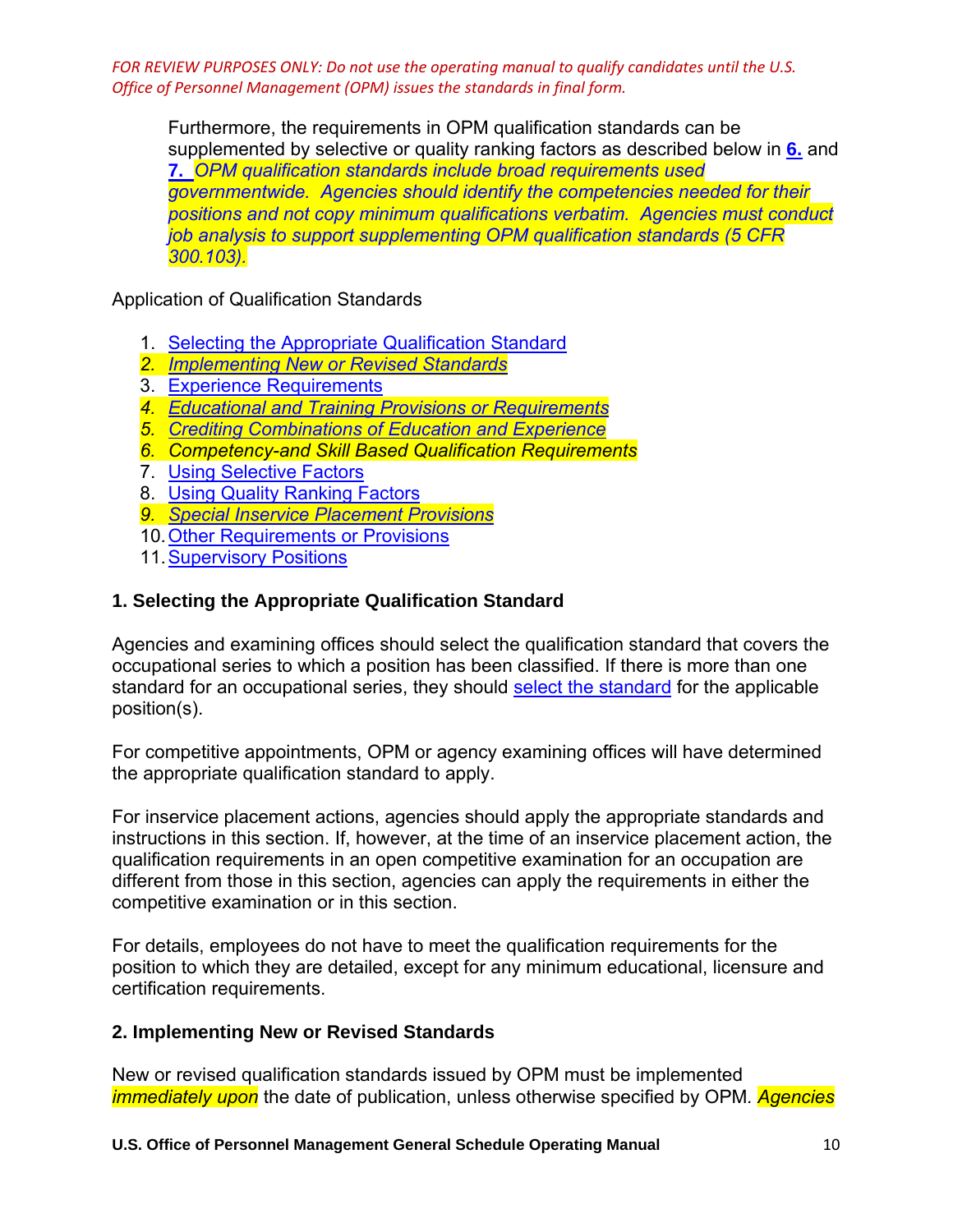*FOR REVIEW PURPOSES ONLY: Do not use the operating manual to qualify candidates until the U.S. Office of Personnel Management (OPM) issues the standards in final form.*

Furthermore, the requirements in OPM qualification standards can be supplemented by selective or quality ranking factors as described below in **6.** and **7.** *OPM qualification standards include broad requirements used governmentwide. Agencies should identify the competencies needed for their positions and not copy minimum qualifications verbatim. Agencies must conduct job analysis to support supplementing OPM qualification standards (5 CFR 300.103).*

Application of Qualification Standards

1. Selecting the Appropriate Qualification Standard
2. *Implementing New or Revised Standards*
3. Experience Requirements
4. *Educational and Training Provisions or Requirements*
5. *Crediting Combinations of Education and Experience*
6. *Competency-and Skill Based Qualification Requirements*
7. Using Selective Factors
8. Using Quality Ranking Factors
9. *Special Inservice Placement Provisions*
10. Other Requirements or Provisions
11. Supervisory Positions

### 1. Selecting the Appropriate Qualification Standard

Agencies and examining offices should select the qualification standard that covers the occupational series to which a position has been classified. If there is more than one standard for an occupational series, they should select the standard for the applicable position(s).

For competitive appointments, OPM or agency examining offices will have determined the appropriate qualification standard to apply.

For inservice placement actions, agencies should apply the appropriate standards and instructions in this section. If, however, at the time of an inservice placement action, the qualification requirements in an open competitive examination for an occupation are different from those in this section, agencies can apply the requirements in either the competitive examination or in this section.

For details, employees do not have to meet the qualification requirements for the position to which they are detailed, except for any minimum educational, licensure and certification requirements.

### 2. Implementing New or Revised Standards

New or revised qualification standards issued by OPM must be implemented *immediately upon* the date of publication, unless otherwise specified by OPM. *Agencies*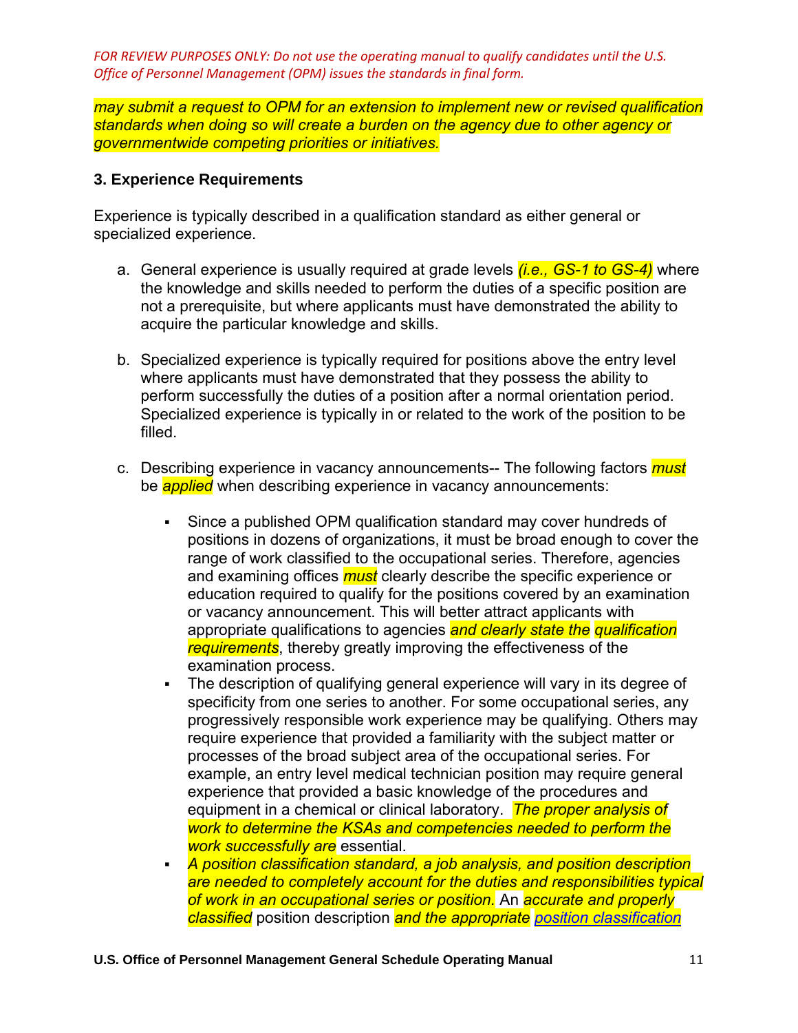*FOR REVIEW PURPOSES ONLY: Do not use the operating manual to qualify candidates until the U.S. Office of Personnel Management (OPM) issues the standards in final form.*

*may submit a request to OPM for an extension to implement new or revised qualification standards when doing so will create a burden on the agency due to other agency or governmentwide competing priorities or initiatives.*

### 3. Experience Requirements

Experience is typically described in a qualification standard as either general or specialized experience.

a. General experience is usually required at grade levels *(i.e., GS-1 to GS-4)* where the knowledge and skills needed to perform the duties of a specific position are not a prerequisite, but where applicants must have demonstrated the ability to acquire the particular knowledge and skills.

b. Specialized experience is typically required for positions above the entry level where applicants must have demonstrated that they possess the ability to perform successfully the duties of a position after a normal orientation period. Specialized experience is typically in or related to the work of the position to be filled.

c. Describing experience in vacancy announcements-- The following factors *must* be *applied* when describing experience in vacancy announcements:

- Since a published OPM qualification standard may cover hundreds of positions in dozens of organizations, it must be broad enough to cover the range of work classified to the occupational series. Therefore, agencies and examining offices *must* clearly describe the specific experience or education required to qualify for the positions covered by an examination or vacancy announcement. This will better attract applicants with appropriate qualifications to agencies *and clearly state the qualification requirements*, thereby greatly improving the effectiveness of the examination process.
- The description of qualifying general experience will vary in its degree of specificity from one series to another. For some occupational series, any progressively responsible work experience may be qualifying. Others may require experience that provided a familiarity with the subject matter or processes of the broad subject area of the occupational series. For example, an entry level medical technician position may require general experience that provided a basic knowledge of the procedures and equipment in a chemical or clinical laboratory. *The proper analysis of work to determine the KSAs and competencies needed to perform the work successfully are* essential.
- *A position classification standard, a job analysis, and position description are needed to completely account for the duties and responsibilities typical of work in an occupational series or position.* An *accurate and properly classified* position description *and the appropriate* *position classification*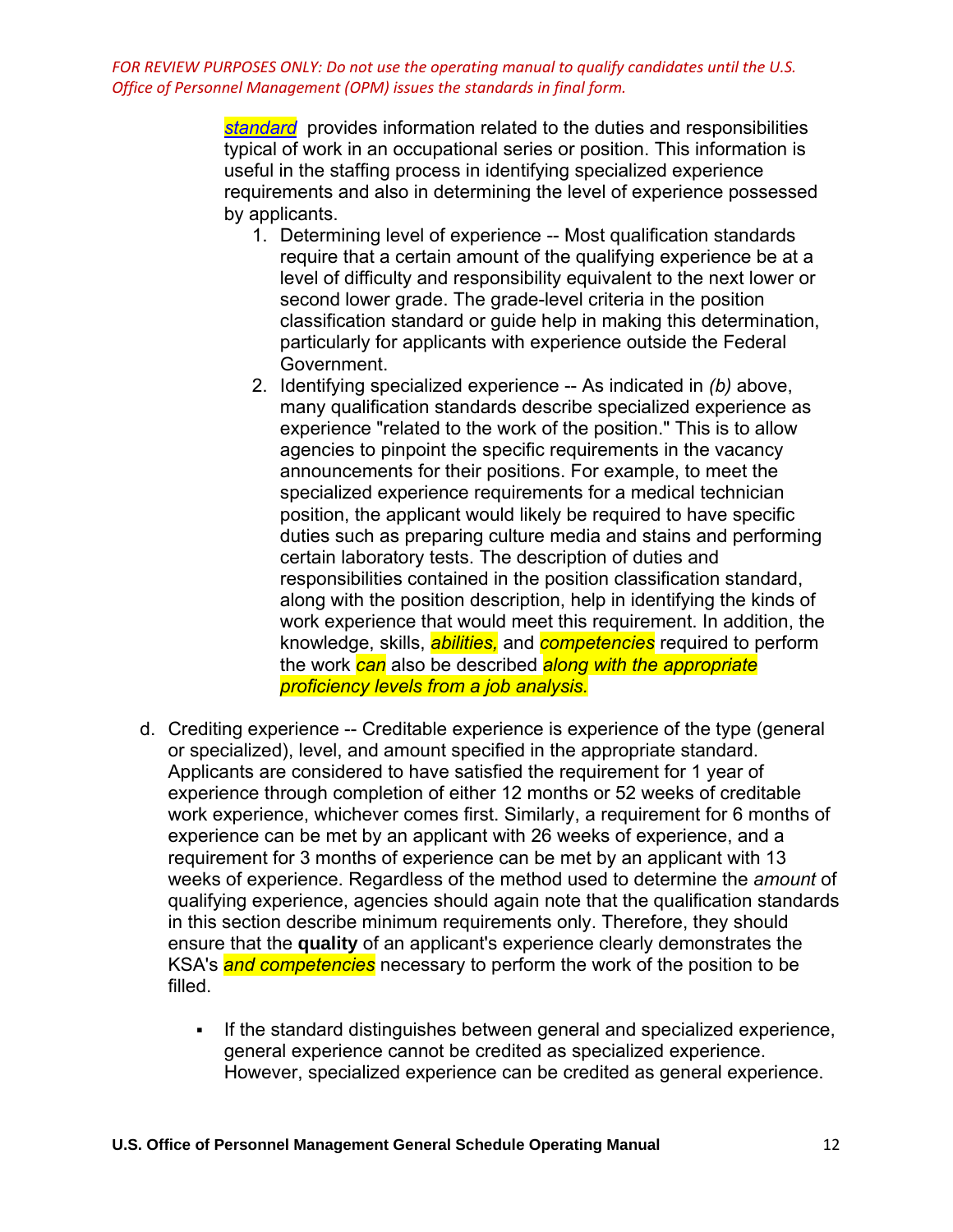*FOR REVIEW PURPOSES ONLY: Do not use the operating manual to qualify candidates until the U.S. Office of Personnel Management (OPM) issues the standards in final form.*

*standard* provides information related to the duties and responsibilities typical of work in an occupational series or position. This information is useful in the staffing process in identifying specialized experience requirements and also in determining the level of experience possessed by applicants.

1. Determining level of experience -- Most qualification standards require that a certain amount of the qualifying experience be at a level of difficulty and responsibility equivalent to the next lower or second lower grade. The grade-level criteria in the position classification standard or guide help in making this determination, particularly for applicants with experience outside the Federal Government.
2. Identifying specialized experience -- As indicated in *(b)* above, many qualification standards describe specialized experience as experience "related to the work of the position." This is to allow agencies to pinpoint the specific requirements in the vacancy announcements for their positions. For example, to meet the specialized experience requirements for a medical technician position, the applicant would likely be required to have specific duties such as preparing culture media and stains and performing certain laboratory tests. The description of duties and responsibilities contained in the position classification standard, along with the position description, help in identifying the kinds of work experience that would meet this requirement. In addition, the knowledge, skills, *abilities,* and *competencies* required to perform the work *can* also be described *along with the appropriate proficiency levels from a job analysis.*

d. Crediting experience -- Creditable experience is experience of the type (general or specialized), level, and amount specified in the appropriate standard. Applicants are considered to have satisfied the requirement for 1 year of experience through completion of either 12 months or 52 weeks of creditable work experience, whichever comes first. Similarly, a requirement for 6 months of experience can be met by an applicant with 26 weeks of experience, and a requirement for 3 months of experience can be met by an applicant with 13 weeks of experience. Regardless of the method used to determine the *amount* of qualifying experience, agencies should again note that the qualification standards in this section describe minimum requirements only. Therefore, they should ensure that the **quality** of an applicant's experience clearly demonstrates the KSA's *and competencies* necessary to perform the work of the position to be filled.

- If the standard distinguishes between general and specialized experience, general experience cannot be credited as specialized experience. However, specialized experience can be credited as general experience.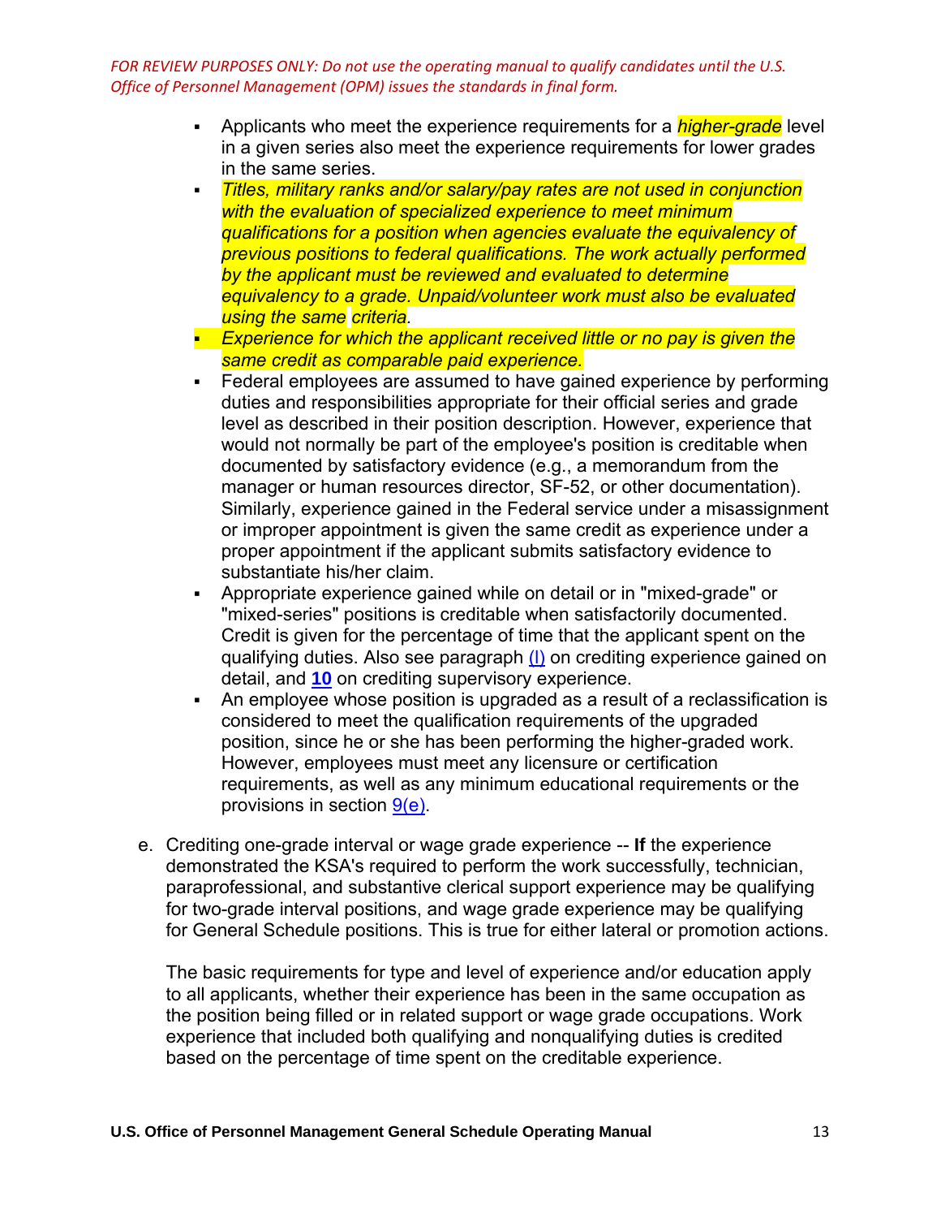*FOR REVIEW PURPOSES ONLY: Do not use the operating manual to qualify candidates until the U.S. Office of Personnel Management (OPM) issues the standards in final form.*

- Applicants who meet the experience requirements for a *higher-grade* level in a given series also meet the experience requirements for lower grades in the same series.
- *Titles, military ranks and/or salary/pay rates are not used in conjunction with the evaluation of specialized experience to meet minimum qualifications for a position when agencies evaluate the equivalency of previous positions to federal qualifications. The work actually performed by the applicant must be reviewed and evaluated to determine equivalency to a grade. Unpaid/volunteer work must also be evaluated using the same criteria.*
- *Experience for which the applicant received little or no pay is given the same credit as comparable paid experience.*
- Federal employees are assumed to have gained experience by performing duties and responsibilities appropriate for their official series and grade level as described in their position description. However, experience that would not normally be part of the employee's position is creditable when documented by satisfactory evidence (e.g., a memorandum from the manager or human resources director, SF-52, or other documentation). Similarly, experience gained in the Federal service under a misassignment or improper appointment is given the same credit as experience under a proper appointment if the applicant submits satisfactory evidence to substantiate his/her claim.
- Appropriate experience gained while on detail or in "mixed-grade" or "mixed-series" positions is creditable when satisfactorily documented. Credit is given for the percentage of time that the applicant spent on the qualifying duties. Also see paragraph (l) on crediting experience gained on detail, and **10** on crediting supervisory experience.
- An employee whose position is upgraded as a result of a reclassification is considered to meet the qualification requirements of the upgraded position, since he or she has been performing the higher-graded work. However, employees must meet any licensure or certification requirements, as well as any minimum educational requirements or the provisions in section 9(e).

e. Crediting one-grade interval or wage grade experience -- **If** the experience demonstrated the KSA's required to perform the work successfully, technician, paraprofessional, and substantive clerical support experience may be qualifying for two-grade interval positions, and wage grade experience may be qualifying for General Schedule positions. This is true for either lateral or promotion actions.

   The basic requirements for type and level of experience and/or education apply to all applicants, whether their experience has been in the same occupation as the position being filled or in related support or wage grade occupations. Work experience that included both qualifying and nonqualifying duties is credited based on the percentage of time spent on the creditable experience.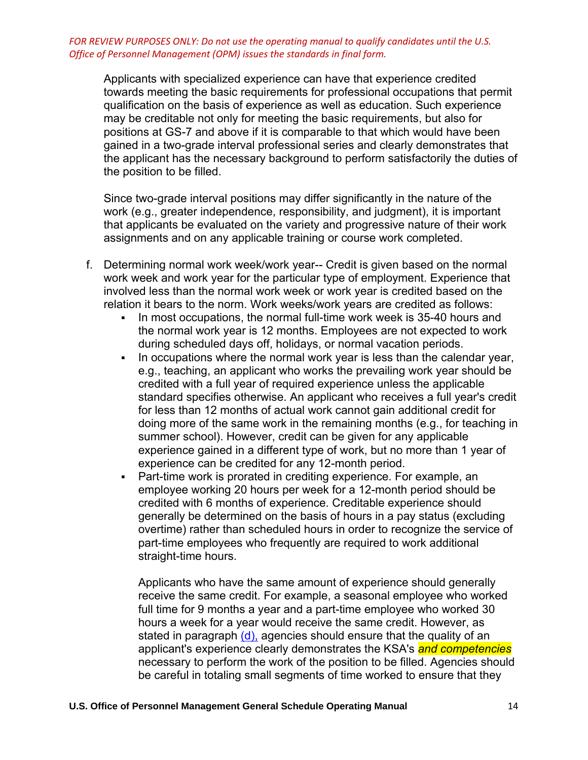*FOR REVIEW PURPOSES ONLY: Do not use the operating manual to qualify candidates until the U.S. Office of Personnel Management (OPM) issues the standards in final form.*

Applicants with specialized experience can have that experience credited towards meeting the basic requirements for professional occupations that permit qualification on the basis of experience as well as education. Such experience may be creditable not only for meeting the basic requirements, but also for positions at GS-7 and above if it is comparable to that which would have been gained in a two-grade interval professional series and clearly demonstrates that the applicant has the necessary background to perform satisfactorily the duties of the position to be filled.

Since two-grade interval positions may differ significantly in the nature of the work (e.g., greater independence, responsibility, and judgment), it is important that applicants be evaluated on the variety and progressive nature of their work assignments and on any applicable training or course work completed.

f. Determining normal work week/work year-- Credit is given based on the normal work week and work year for the particular type of employment. Experience that involved less than the normal work week or work year is credited based on the relation it bears to the norm. Work weeks/work years are credited as follows:
   - In most occupations, the normal full-time work week is 35-40 hours and the normal work year is 12 months. Employees are not expected to work during scheduled days off, holidays, or normal vacation periods.
   - In occupations where the normal work year is less than the calendar year, e.g., teaching, an applicant who works the prevailing work year should be credited with a full year of required experience unless the applicable standard specifies otherwise. An applicant who receives a full year's credit for less than 12 months of actual work cannot gain additional credit for doing more of the same work in the remaining months (e.g., for teaching in summer school). However, credit can be given for any applicable experience gained in a different type of work, but no more than 1 year of experience can be credited for any 12-month period.
   - Part-time work is prorated in crediting experience. For example, an employee working 20 hours per week for a 12-month period should be credited with 6 months of experience. Creditable experience should generally be determined on the basis of hours in a pay status (excluding overtime) rather than scheduled hours in order to recognize the service of part-time employees who frequently are required to work additional straight-time hours.

     Applicants who have the same amount of experience should generally receive the same credit. For example, a seasonal employee who worked full time for 9 months a year and a part-time employee who worked 30 hours a week for a year would receive the same credit. However, as stated in paragraph (d), agencies should ensure that the quality of an applicant's experience clearly demonstrates the KSA's *and competencies* necessary to perform the work of the position to be filled. Agencies should be careful in totaling small segments of time worked to ensure that they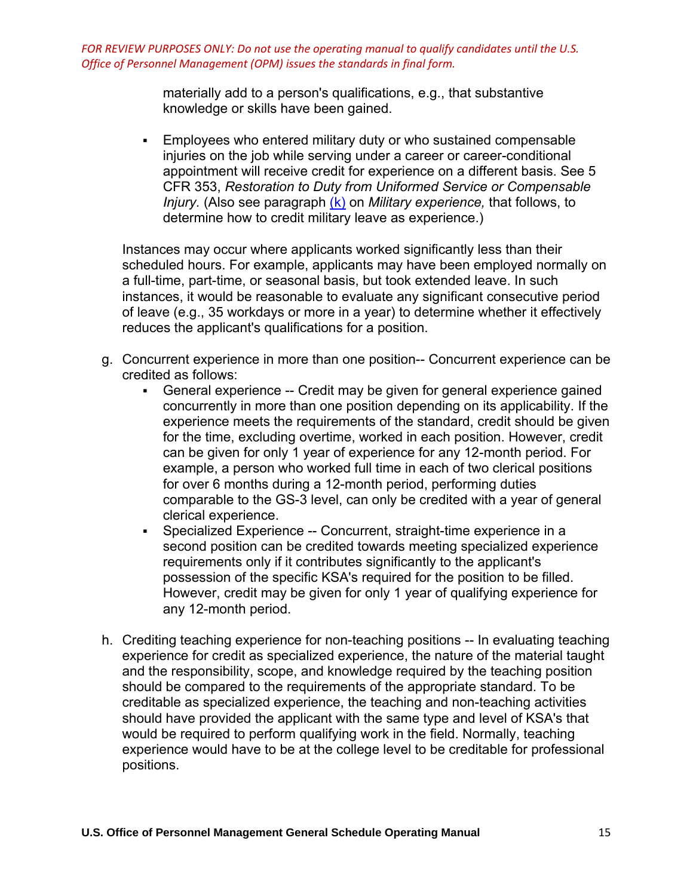*FOR REVIEW PURPOSES ONLY: Do not use the operating manual to qualify candidates until the U.S. Office of Personnel Management (OPM) issues the standards in final form.*

materially add to a person's qualifications, e.g., that substantive knowledge or skills have been gained.

- Employees who entered military duty or who sustained compensable injuries on the job while serving under a career or career-conditional appointment will receive credit for experience on a different basis. See 5 CFR 353, *Restoration to Duty from Uniformed Service or Compensable Injury*. (Also see paragraph (k) on *Military experience,* that follows, to determine how to credit military leave as experience.)

Instances may occur where applicants worked significantly less than their scheduled hours. For example, applicants may have been employed normally on a full-time, part-time, or seasonal basis, but took extended leave. In such instances, it would be reasonable to evaluate any significant consecutive period of leave (e.g., 35 workdays or more in a year) to determine whether it effectively reduces the applicant's qualifications for a position.

g. Concurrent experience in more than one position-- Concurrent experience can be credited as follows:
   - General experience -- Credit may be given for general experience gained concurrently in more than one position depending on its applicability. If the experience meets the requirements of the standard, credit should be given for the time, excluding overtime, worked in each position. However, credit can be given for only 1 year of experience for any 12-month period. For example, a person who worked full time in each of two clerical positions for over 6 months during a 12-month period, performing duties comparable to the GS-3 level, can only be credited with a year of general clerical experience.
   - Specialized Experience -- Concurrent, straight-time experience in a second position can be credited towards meeting specialized experience requirements only if it contributes significantly to the applicant's possession of the specific KSA's required for the position to be filled. However, credit may be given for only 1 year of qualifying experience for any 12-month period.

h. Crediting teaching experience for non-teaching positions -- In evaluating teaching experience for credit as specialized experience, the nature of the material taught and the responsibility, scope, and knowledge required by the teaching position should be compared to the requirements of the appropriate standard. To be creditable as specialized experience, the teaching and non-teaching activities should have provided the applicant with the same type and level of KSA's that would be required to perform qualifying work in the field. Normally, teaching experience would have to be at the college level to be creditable for professional positions.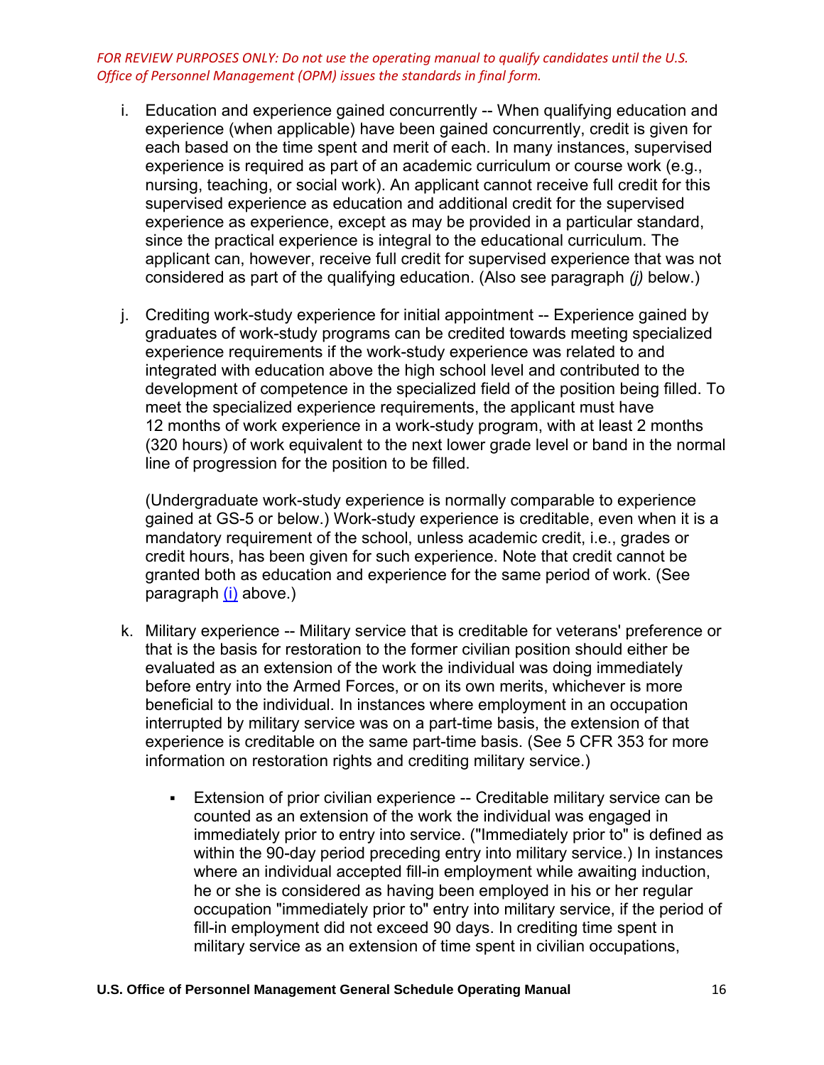*FOR REVIEW PURPOSES ONLY: Do not use the operating manual to qualify candidates until the U.S. Office of Personnel Management (OPM) issues the standards in final form.*

i. Education and experience gained concurrently -- When qualifying education and experience (when applicable) have been gained concurrently, credit is given for each based on the time spent and merit of each. In many instances, supervised experience is required as part of an academic curriculum or course work (e.g., nursing, teaching, or social work). An applicant cannot receive full credit for this supervised experience as education and additional credit for the supervised experience as experience, except as may be provided in a particular standard, since the practical experience is integral to the educational curriculum. The applicant can, however, receive full credit for supervised experience that was not considered as part of the qualifying education. (Also see paragraph *(j)* below.)

j. Crediting work-study experience for initial appointment -- Experience gained by graduates of work-study programs can be credited towards meeting specialized experience requirements if the work-study experience was related to and integrated with education above the high school level and contributed to the development of competence in the specialized field of the position being filled. To meet the specialized experience requirements, the applicant must have 12 months of work experience in a work-study program, with at least 2 months (320 hours) of work equivalent to the next lower grade level or band in the normal line of progression for the position to be filled.

   (Undergraduate work-study experience is normally comparable to experience gained at GS-5 or below.) Work-study experience is creditable, even when it is a mandatory requirement of the school, unless academic credit, i.e., grades or credit hours, has been given for such experience. Note that credit cannot be granted both as education and experience for the same period of work. (See paragraph (i) above.)

k. Military experience -- Military service that is creditable for veterans' preference or that is the basis for restoration to the former civilian position should either be evaluated as an extension of the work the individual was doing immediately before entry into the Armed Forces, or on its own merits, whichever is more beneficial to the individual. In instances where employment in an occupation interrupted by military service was on a part-time basis, the extension of that experience is creditable on the same part-time basis. (See 5 CFR 353 for more information on restoration rights and crediting military service.)

   - Extension of prior civilian experience -- Creditable military service can be counted as an extension of the work the individual was engaged in immediately prior to entry into service. ("Immediately prior to" is defined as within the 90-day period preceding entry into military service.) In instances where an individual accepted fill-in employment while awaiting induction, he or she is considered as having been employed in his or her regular occupation "immediately prior to" entry into military service, if the period of fill-in employment did not exceed 90 days. In crediting time spent in military service as an extension of time spent in civilian occupations,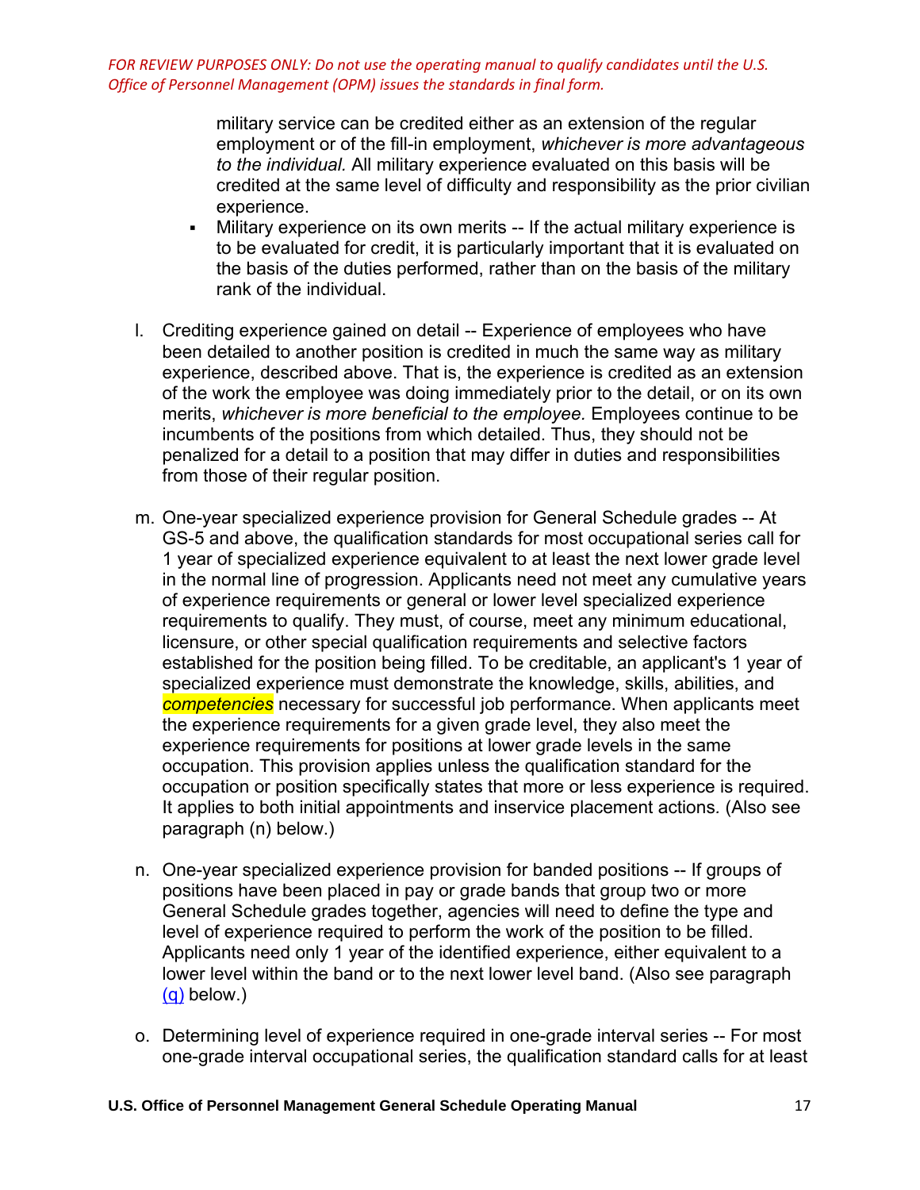*FOR REVIEW PURPOSES ONLY: Do not use the operating manual to qualify candidates until the U.S. Office of Personnel Management (OPM) issues the standards in final form.*

military service can be credited either as an extension of the regular employment or of the fill-in employment, *whichever is more advantageous to the individual.* All military experience evaluated on this basis will be credited at the same level of difficulty and responsibility as the prior civilian experience.

- Military experience on its own merits -- If the actual military experience is to be evaluated for credit, it is particularly important that it is evaluated on the basis of the duties performed, rather than on the basis of the military rank of the individual.

l. Crediting experience gained on detail -- Experience of employees who have been detailed to another position is credited in much the same way as military experience, described above. That is, the experience is credited as an extension of the work the employee was doing immediately prior to the detail, or on its own merits, *whichever is more beneficial to the employee.* Employees continue to be incumbents of the positions from which detailed. Thus, they should not be penalized for a detail to a position that may differ in duties and responsibilities from those of their regular position.

m. One-year specialized experience provision for General Schedule grades -- At GS-5 and above, the qualification standards for most occupational series call for 1 year of specialized experience equivalent to at least the next lower grade level in the normal line of progression. Applicants need not meet any cumulative years of experience requirements or general or lower level specialized experience requirements to qualify. They must, of course, meet any minimum educational, licensure, or other special qualification requirements and selective factors established for the position being filled. To be creditable, an applicant's 1 year of specialized experience must demonstrate the knowledge, skills, abilities, and *competencies* necessary for successful job performance. When applicants meet the experience requirements for a given grade level, they also meet the experience requirements for positions at lower grade levels in the same occupation. This provision applies unless the qualification standard for the occupation or position specifically states that more or less experience is required. It applies to both initial appointments and inservice placement actions. (Also see paragraph (n) below.)

n. One-year specialized experience provision for banded positions -- If groups of positions have been placed in pay or grade bands that group two or more General Schedule grades together, agencies will need to define the type and level of experience required to perform the work of the position to be filled. Applicants need only 1 year of the identified experience, either equivalent to a lower level within the band or to the next lower level band. (Also see paragraph (q) below.)

o. Determining level of experience required in one-grade interval series -- For most one-grade interval occupational series, the qualification standard calls for at least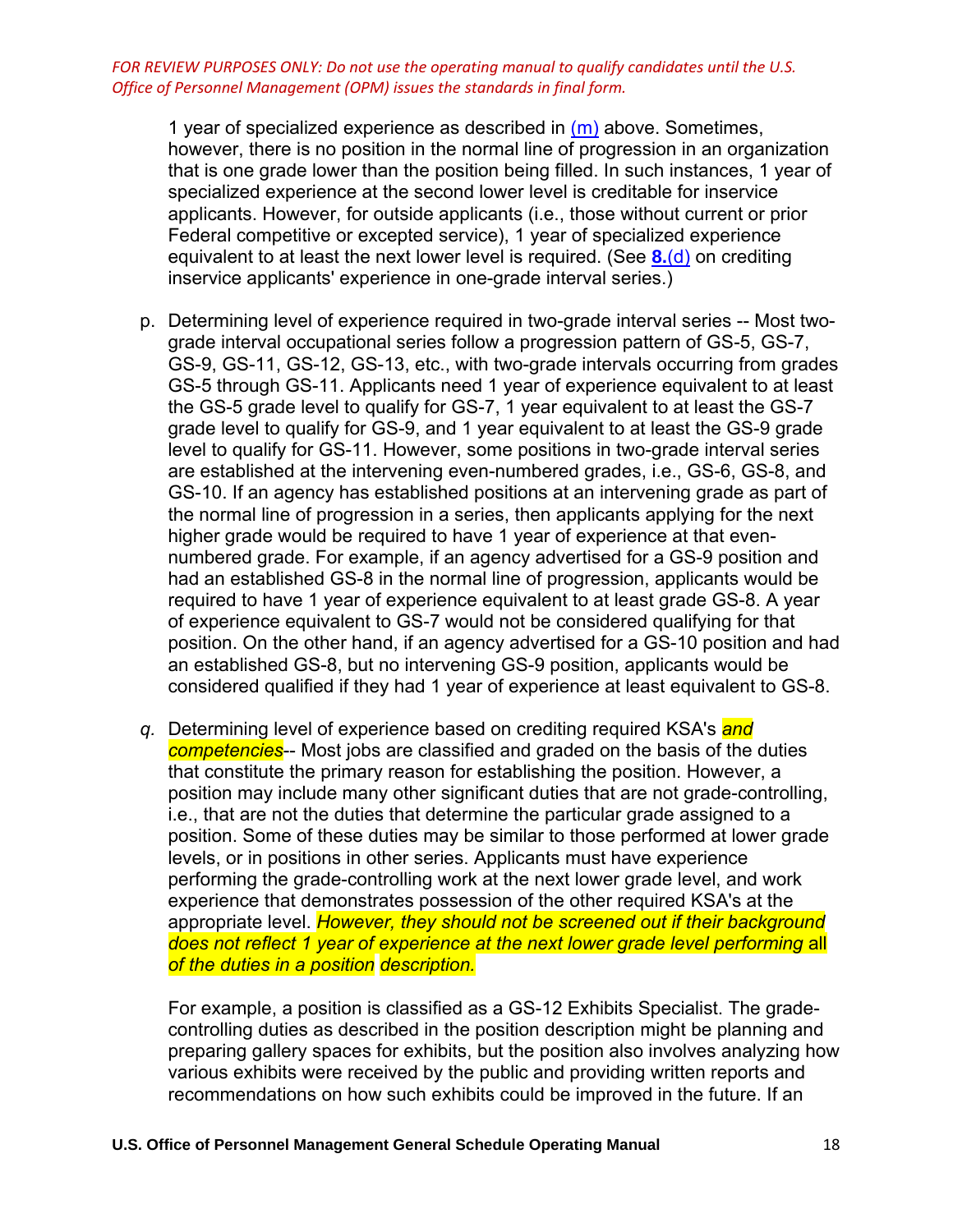*FOR REVIEW PURPOSES ONLY: Do not use the operating manual to qualify candidates until the U.S. Office of Personnel Management (OPM) issues the standards in final form.*

1 year of specialized experience as described in (m) above. Sometimes, however, there is no position in the normal line of progression in an organization that is one grade lower than the position being filled. In such instances, 1 year of specialized experience at the second lower level is creditable for inservice applicants. However, for outside applicants (i.e., those without current or prior Federal competitive or excepted service), 1 year of specialized experience equivalent to at least the next lower level is required. (See **8.**(d) on crediting inservice applicants' experience in one-grade interval series.)

p. Determining level of experience required in two-grade interval series -- Most two-grade interval occupational series follow a progression pattern of GS-5, GS-7, GS-9, GS-11, GS-12, GS-13, etc., with two-grade intervals occurring from grades GS-5 through GS-11. Applicants need 1 year of experience equivalent to at least the GS-5 grade level to qualify for GS-7, 1 year equivalent to at least the GS-7 grade level to qualify for GS-9, and 1 year equivalent to at least the GS-9 grade level to qualify for GS-11. However, some positions in two-grade interval series are established at the intervening even-numbered grades, i.e., GS-6, GS-8, and GS-10. If an agency has established positions at an intervening grade as part of the normal line of progression in a series, then applicants applying for the next higher grade would be required to have 1 year of experience at that even-numbered grade. For example, if an agency advertised for a GS-9 position and had an established GS-8 in the normal line of progression, applicants would be required to have 1 year of experience equivalent to at least grade GS-8. A year of experience equivalent to GS-7 would not be considered qualifying for that position. On the other hand, if an agency advertised for a GS-10 position and had an established GS-8, but no intervening GS-9 position, applicants would be considered qualified if they had 1 year of experience at least equivalent to GS-8.

*q.* Determining level of experience based on crediting required KSA's *and competencies*-- Most jobs are classified and graded on the basis of the duties that constitute the primary reason for establishing the position. However, a position may include many other significant duties that are not grade-controlling, i.e., that are not the duties that determine the particular grade assigned to a position. Some of these duties may be similar to those performed at lower grade levels, or in positions in other series. Applicants must have experience performing the grade-controlling work at the next lower grade level, and work experience that demonstrates possession of the other required KSA's at the appropriate level. *However, they should not be screened out if their background does not reflect 1 year of experience at the next lower grade level performing* all *of the duties in a position description.*

For example, a position is classified as a GS-12 Exhibits Specialist. The grade-controlling duties as described in the position description might be planning and preparing gallery spaces for exhibits, but the position also involves analyzing how various exhibits were received by the public and providing written reports and recommendations on how such exhibits could be improved in the future. If an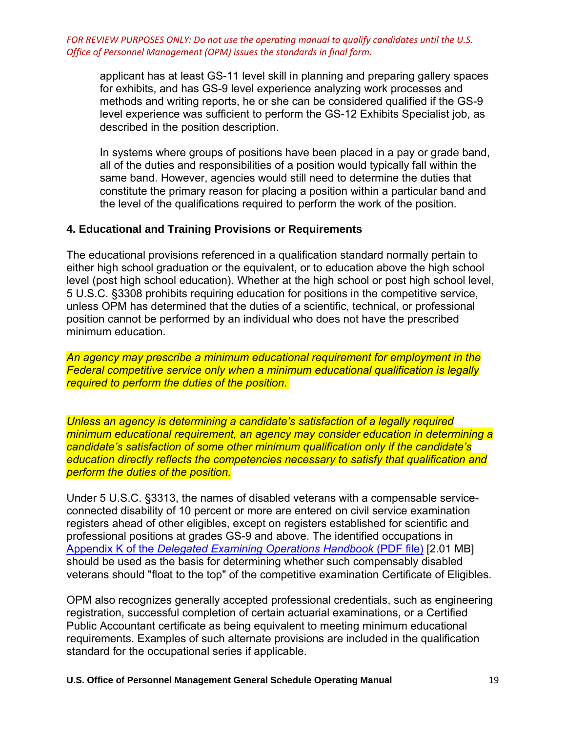applicant has at least GS-11 level skill in planning and preparing gallery spaces for exhibits, and has GS-9 level experience analyzing work processes and methods and writing reports, he or she can be considered qualified if the GS-9 level experience was sufficient to perform the GS-12 Exhibits Specialist job, as described in the position description.

In systems where groups of positions have been placed in a pay or grade band, all of the duties and responsibilities of a position would typically fall within the same band. However, agencies would still need to determine the duties that constitute the primary reason for placing a position within a particular band and the level of the qualifications required to perform the work of the position.

### 4. Educational and Training Provisions or Requirements

The educational provisions referenced in a qualification standard normally pertain to either high school graduation or the equivalent, or to education above the high school level (post high school education). Whether at the high school or post high school level, 5 U.S.C. §3308 prohibits requiring education for positions in the competitive service, unless OPM has determined that the duties of a scientific, technical, or professional position cannot be performed by an individual who does not have the prescribed minimum education.

*An agency may prescribe a minimum educational requirement for employment in the Federal competitive service only when a minimum educational qualification is legally required to perform the duties of the position.*

*Unless an agency is determining a candidate's satisfaction of a legally required minimum educational requirement, an agency may consider education in determining a candidate's satisfaction of some other minimum qualification only if the candidate's education directly reflects the competencies necessary to satisfy that qualification and perform the duties of the position.*

Under 5 U.S.C. §3313, the names of disabled veterans with a compensable service-connected disability of 10 percent or more are entered on civil service examination registers ahead of other eligibles, except on registers established for scientific and professional positions at grades GS-9 and above. The identified occupations in Appendix K of the *Delegated Examining Operations Handbook* (PDF file) [2.01 MB] should be used as the basis for determining whether such compensably disabled veterans should "float to the top" of the competitive examination Certificate of Eligibles.

OPM also recognizes generally accepted professional credentials, such as engineering registration, successful completion of certain actuarial examinations, or a Certified Public Accountant certificate as being equivalent to meeting minimum educational requirements. Examples of such alternate provisions are included in the qualification standard for the occupational series if applicable.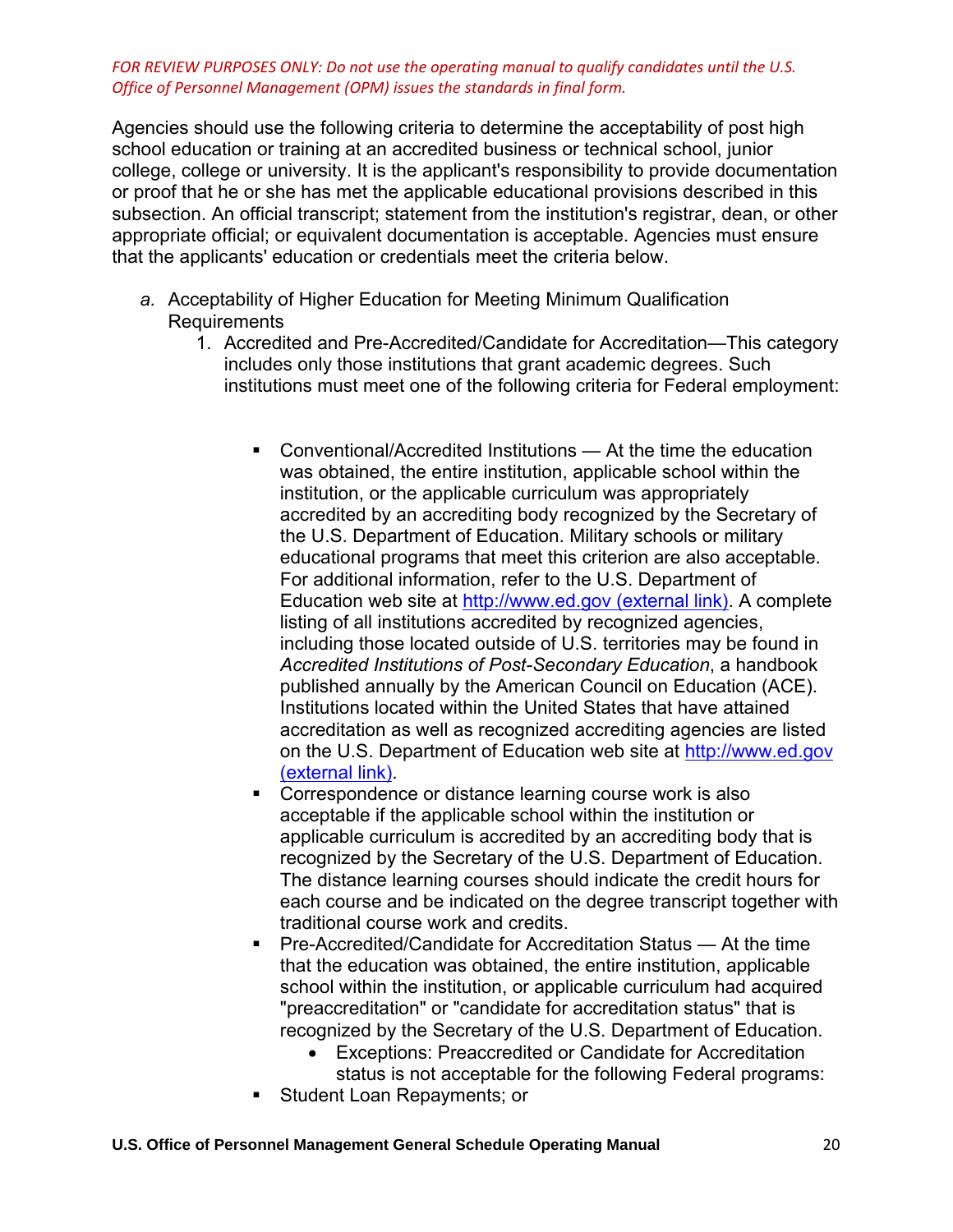*FOR REVIEW PURPOSES ONLY: Do not use the operating manual to qualify candidates until the U.S. Office of Personnel Management (OPM) issues the standards in final form.*

Agencies should use the following criteria to determine the acceptability of post high school education or training at an accredited business or technical school, junior college, college or university. It is the applicant's responsibility to provide documentation or proof that he or she has met the applicable educational provisions described in this subsection. An official transcript; statement from the institution's registrar, dean, or other appropriate official; or equivalent documentation is acceptable. Agencies must ensure that the applicants' education or credentials meet the criteria below.

*a.* Acceptability of Higher Education for Meeting Minimum Qualification Requirements

1. Accredited and Pre-Accredited/Candidate for Accreditation—This category includes only those institutions that grant academic degrees. Such institutions must meet one of the following criteria for Federal employment:

   - Conventional/Accredited Institutions — At the time the education was obtained, the entire institution, applicable school within the institution, or the applicable curriculum was appropriately accredited by an accrediting body recognized by the Secretary of the U.S. Department of Education. Military schools or military educational programs that meet this criterion are also acceptable. For additional information, refer to the U.S. Department of Education web site at [http://www.ed.gov (external link)](http://www.ed.gov). A complete listing of all institutions accredited by recognized agencies, including those located outside of U.S. territories may be found in *Accredited Institutions of Post-Secondary Education*, a handbook published annually by the American Council on Education (ACE). Institutions located within the United States that have attained accreditation as well as recognized accrediting agencies are listed on the U.S. Department of Education web site at [http://www.ed.gov (external link)](http://www.ed.gov).
   - Correspondence or distance learning course work is also acceptable if the applicable school within the institution or applicable curriculum is accredited by an accrediting body that is recognized by the Secretary of the U.S. Department of Education. The distance learning courses should indicate the credit hours for each course and be indicated on the degree transcript together with traditional course work and credits.
   - Pre-Accredited/Candidate for Accreditation Status — At the time that the education was obtained, the entire institution, applicable school within the institution, or applicable curriculum had acquired "preaccreditation" or "candidate for accreditation status" that is recognized by the Secretary of the U.S. Department of Education.
     - Exceptions: Preaccredited or Candidate for Accreditation status is not acceptable for the following Federal programs:
   - Student Loan Repayments; or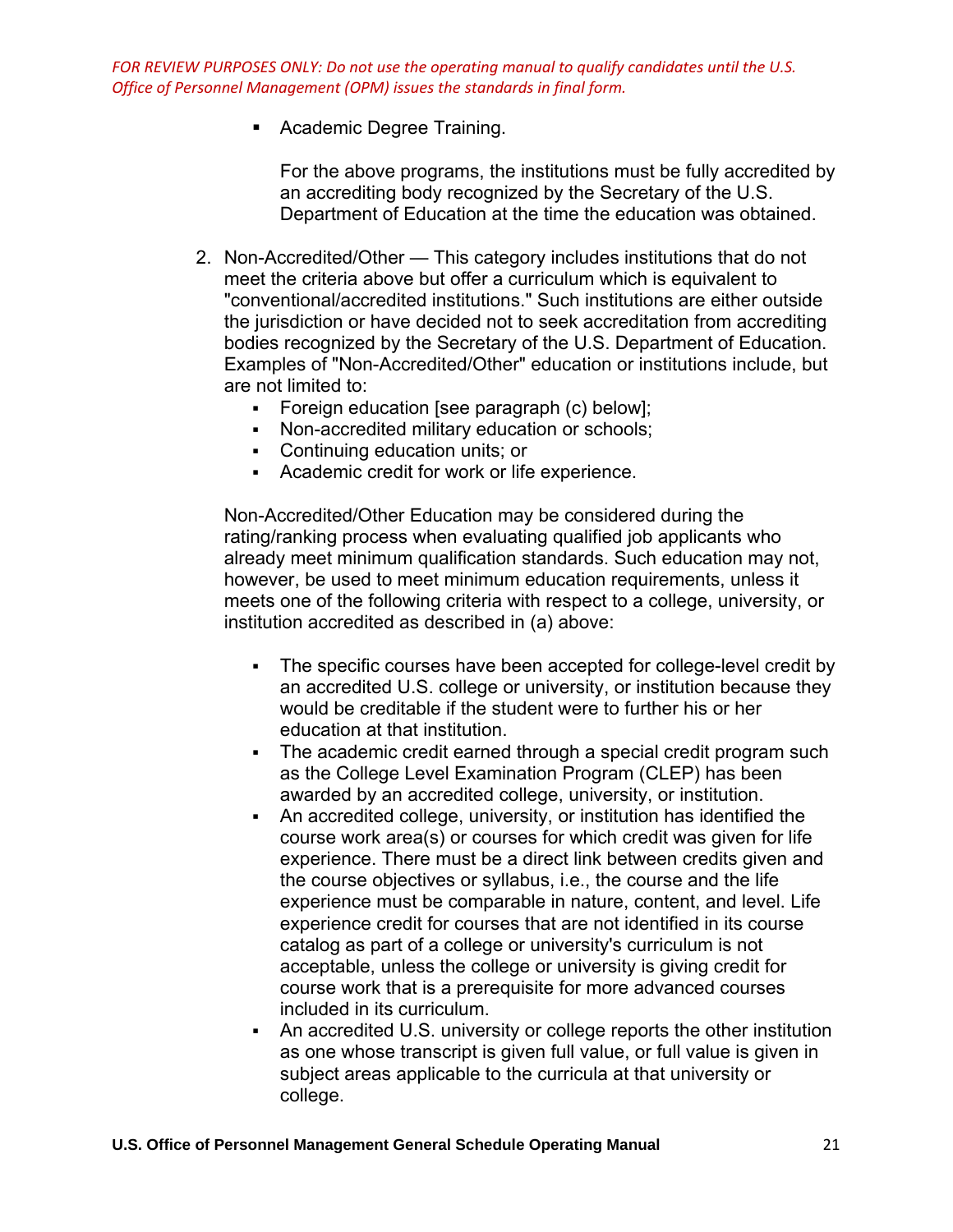*FOR REVIEW PURPOSES ONLY: Do not use the operating manual to qualify candidates until the U.S. Office of Personnel Management (OPM) issues the standards in final form.*

- Academic Degree Training.

  For the above programs, the institutions must be fully accredited by an accrediting body recognized by the Secretary of the U.S. Department of Education at the time the education was obtained.

2. Non-Accredited/Other — This category includes institutions that do not meet the criteria above but offer a curriculum which is equivalent to "conventional/accredited institutions." Such institutions are either outside the jurisdiction or have decided not to seek accreditation from accrediting bodies recognized by the Secretary of the U.S. Department of Education. Examples of "Non-Accredited/Other" education or institutions include, but are not limited to:
   - Foreign education [see paragraph (c) below];
   - Non-accredited military education or schools;
   - Continuing education units; or
   - Academic credit for work or life experience.

   Non-Accredited/Other Education may be considered during the rating/ranking process when evaluating qualified job applicants who already meet minimum qualification standards. Such education may not, however, be used to meet minimum education requirements, unless it meets one of the following criteria with respect to a college, university, or institution accredited as described in (a) above:

   - The specific courses have been accepted for college-level credit by an accredited U.S. college or university, or institution because they would be creditable if the student were to further his or her education at that institution.
   - The academic credit earned through a special credit program such as the College Level Examination Program (CLEP) has been awarded by an accredited college, university, or institution.
   - An accredited college, university, or institution has identified the course work area(s) or courses for which credit was given for life experience. There must be a direct link between credits given and the course objectives or syllabus, i.e., the course and the life experience must be comparable in nature, content, and level. Life experience credit for courses that are not identified in its course catalog as part of a college or university's curriculum is not acceptable, unless the college or university is giving credit for course work that is a prerequisite for more advanced courses included in its curriculum.
   - An accredited U.S. university or college reports the other institution as one whose transcript is given full value, or full value is given in subject areas applicable to the curricula at that university or college.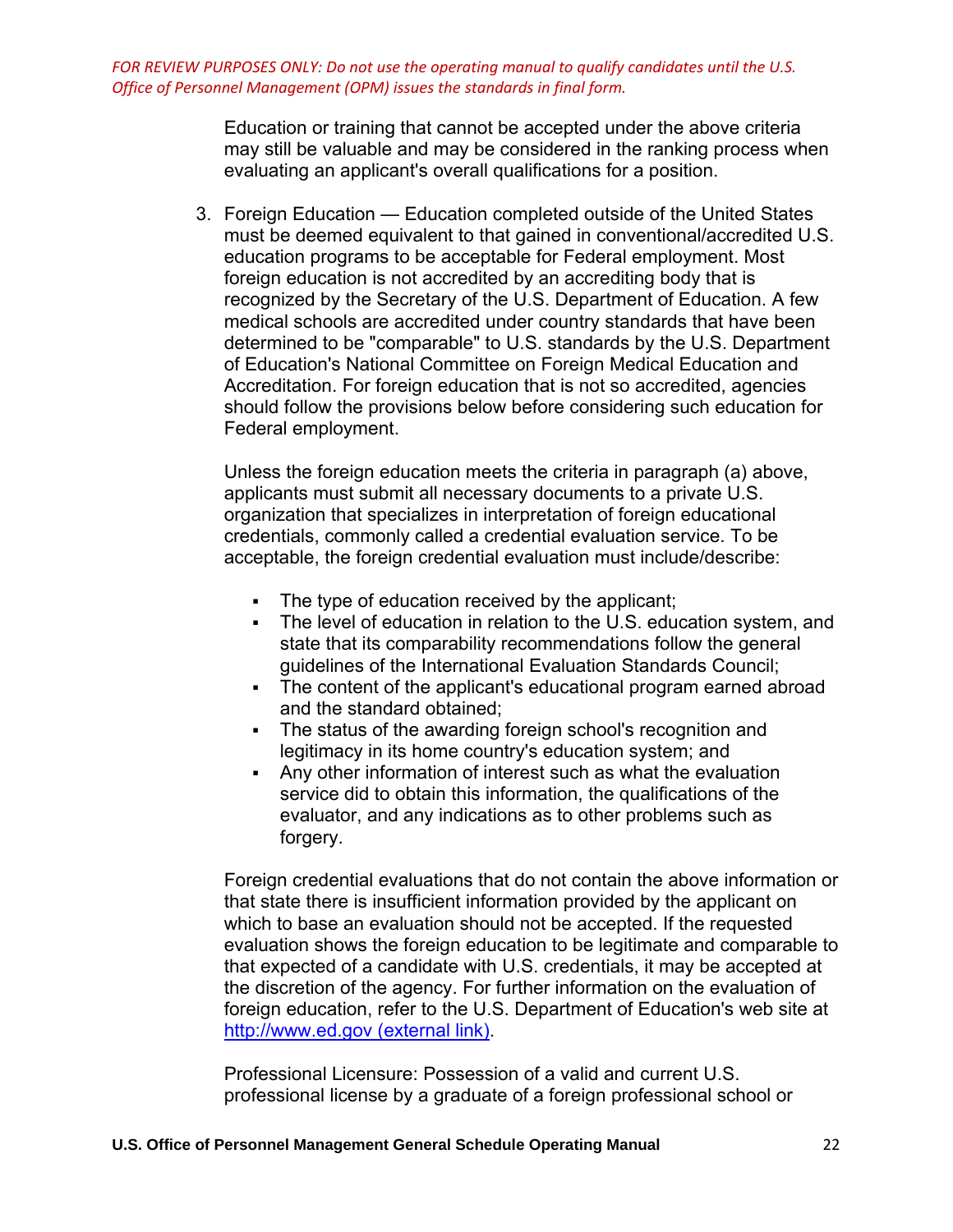Education or training that cannot be accepted under the above criteria may still be valuable and may be considered in the ranking process when evaluating an applicant's overall qualifications for a position.

3. Foreign Education — Education completed outside of the United States must be deemed equivalent to that gained in conventional/accredited U.S. education programs to be acceptable for Federal employment. Most foreign education is not accredited by an accrediting body that is recognized by the Secretary of the U.S. Department of Education. A few medical schools are accredited under country standards that have been determined to be "comparable" to U.S. standards by the U.S. Department of Education's National Committee on Foreign Medical Education and Accreditation. For foreign education that is not so accredited, agencies should follow the provisions below before considering such education for Federal employment.

   Unless the foreign education meets the criteria in paragraph (a) above, applicants must submit all necessary documents to a private U.S. organization that specializes in interpretation of foreign educational credentials, commonly called a credential evaluation service. To be acceptable, the foreign credential evaluation must include/describe:

   - The type of education received by the applicant;
   - The level of education in relation to the U.S. education system, and state that its comparability recommendations follow the general guidelines of the International Evaluation Standards Council;
   - The content of the applicant's educational program earned abroad and the standard obtained;
   - The status of the awarding foreign school's recognition and legitimacy in its home country's education system; and
   - Any other information of interest such as what the evaluation service did to obtain this information, the qualifications of the evaluator, and any indications as to other problems such as forgery.

   Foreign credential evaluations that do not contain the above information or that state there is insufficient information provided by the applicant on which to base an evaluation should not be accepted. If the requested evaluation shows the foreign education to be legitimate and comparable to that expected of a candidate with U.S. credentials, it may be accepted at the discretion of the agency. For further information on the evaluation of foreign education, refer to the U.S. Department of Education's web site at http://www.ed.gov (external link).

   Professional Licensure: Possession of a valid and current U.S. professional license by a graduate of a foreign professional school or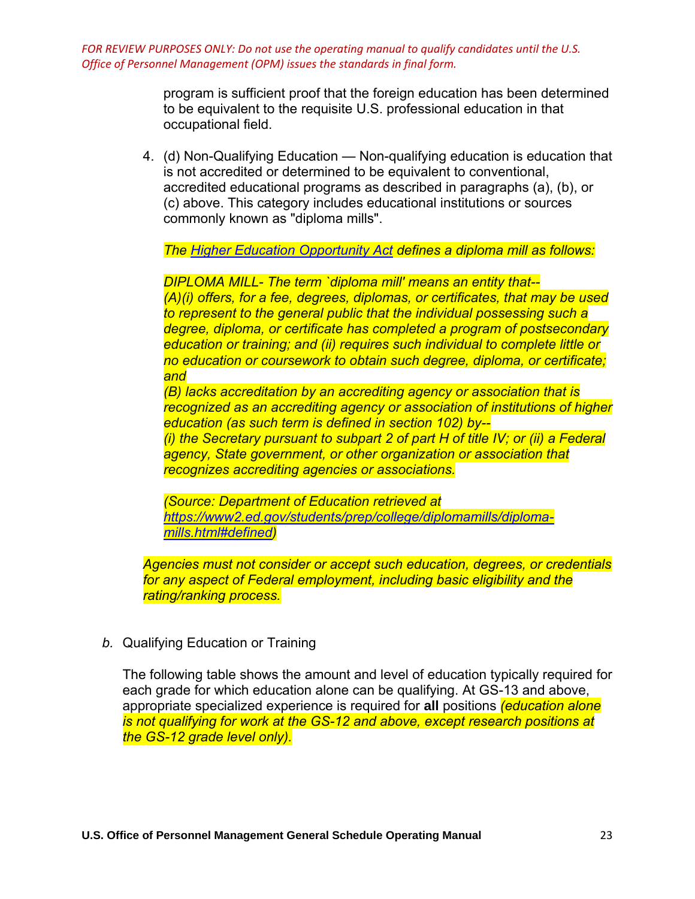*FOR REVIEW PURPOSES ONLY: Do not use the operating manual to qualify candidates until the U.S. Office of Personnel Management (OPM) issues the standards in final form.*

program is sufficient proof that the foreign education has been determined to be equivalent to the requisite U.S. professional education in that occupational field.

4. (d) Non-Qualifying Education — Non-qualifying education is education that is not accredited or determined to be equivalent to conventional, accredited educational programs as described in paragraphs (a), (b), or (c) above. This category includes educational institutions or sources commonly known as "diploma mills".

   *The [Higher Education Opportunity Act](#) defines a diploma mill as follows:*

   *DIPLOMA MILL- The term `diploma mill' means an entity that--*
   *(A)(i) offers, for a fee, degrees, diplomas, or certificates, that may be used to represent to the general public that the individual possessing such a degree, diploma, or certificate has completed a program of postsecondary education or training; and (ii) requires such individual to complete little or no education or coursework to obtain such degree, diploma, or certificate; and*
   *(B) lacks accreditation by an accrediting agency or association that is recognized as an accrediting agency or association of institutions of higher education (as such term is defined in section 102) by--*
   *(i) the Secretary pursuant to subpart 2 of part H of title IV; or (ii) a Federal agency, State government, or other organization or association that recognizes accrediting agencies or associations.*

   *(Source: Department of Education retrieved at https://www2.ed.gov/students/prep/college/diplomamills/diploma-mills.html#defined)*

*Agencies must not consider or accept such education, degrees, or credentials for any aspect of Federal employment, including basic eligibility and the rating/ranking process.*

*b.* Qualifying Education or Training

The following table shows the amount and level of education typically required for each grade for which education alone can be qualifying. At GS-13 and above, appropriate specialized experience is required for **all** positions *(education alone is not qualifying for work at the GS-12 and above, except research positions at the GS-12 grade level only).*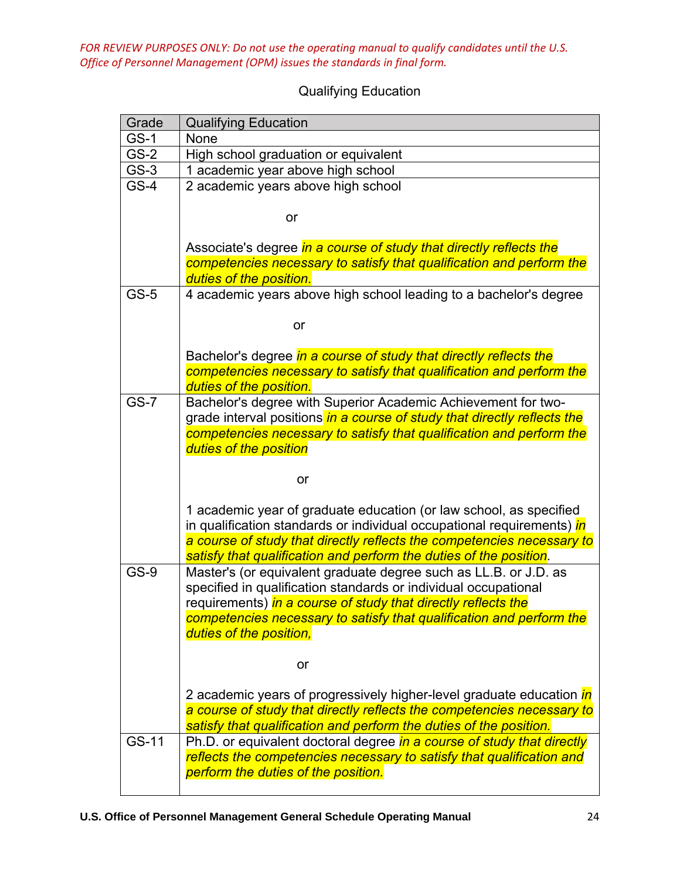*FOR REVIEW PURPOSES ONLY: Do not use the operating manual to qualify candidates until the U.S. Office of Personnel Management (OPM) issues the standards in final form.*

Qualifying Education

| Grade | Qualifying Education |
|---|---|
| GS-1 | None |
| GS-2 | High school graduation or equivalent |
| GS-3 | 1 academic year above high school |
| GS-4 | 2 academic years above high school<br><br>or<br><br>Associate's degree *in a course of study that directly reflects the competencies necessary to satisfy that qualification and perform the duties of the position.* |
| GS-5 | 4 academic years above high school leading to a bachelor's degree<br><br>or<br><br>Bachelor's degree *in a course of study that directly reflects the competencies necessary to satisfy that qualification and perform the duties of the position.* |
| GS-7 | Bachelor's degree with Superior Academic Achievement for two-grade interval positions *in a course of study that directly reflects the competencies necessary to satisfy that qualification and perform the duties of the position*<br><br>or<br><br>1 academic year of graduate education (or law school, as specified in qualification standards or individual occupational requirements) *in a course of study that directly reflects the competencies necessary to satisfy that qualification and perform the duties of the position*. |
| GS-9 | Master's (or equivalent graduate degree such as LL.B. or J.D. as specified in qualification standards or individual occupational requirements) *in a course of study that directly reflects the competencies necessary to satisfy that qualification and perform the duties of the position,*<br><br>or<br><br>2 academic years of progressively higher-level graduate education *in a course of study that directly reflects the competencies necessary to satisfy that qualification and perform the duties of the position.* |
| GS-11 | Ph.D. or equivalent doctoral degree *in a course of study that directly reflects the competencies necessary to satisfy that qualification and perform the duties of the position.* |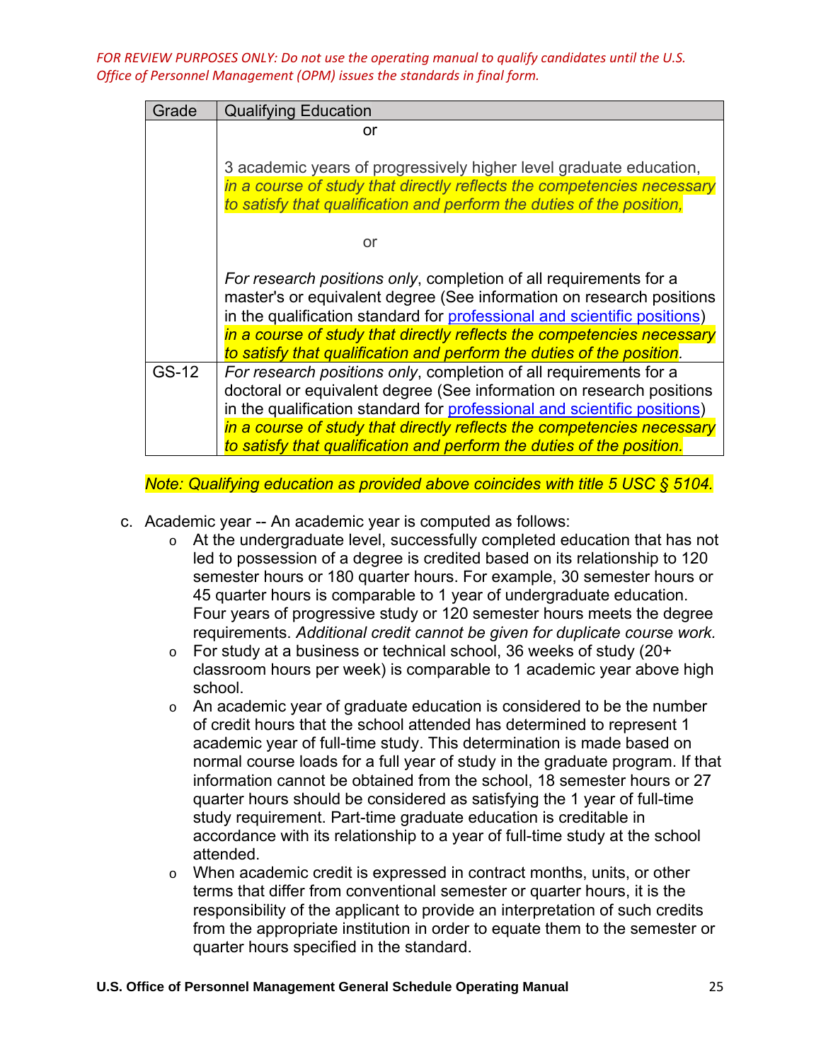*FOR REVIEW PURPOSES ONLY: Do not use the operating manual to qualify candidates until the U.S. Office of Personnel Management (OPM) issues the standards in final form.*

| Grade | Qualifying Education |
| --- | --- |
| | or<br><br>3 academic years of progressively higher level graduate education, *in a course of study that directly reflects the competencies necessary to satisfy that qualification and perform the duties of the position,*<br><br>or<br><br>*For research positions only*, completion of all requirements for a master's or equivalent degree (See information on research positions in the qualification standard for professional and scientific positions) *in a course of study that directly reflects the competencies necessary to satisfy that qualification and perform the duties of the position.* |
| GS-12 | *For research positions only*, completion of all requirements for a doctoral or equivalent degree (See information on research positions in the qualification standard for professional and scientific positions) *in a course of study that directly reflects the competencies necessary to satisfy that qualification and perform the duties of the position.* |

*Note: Qualifying education as provided above coincides with title 5 USC § 5104.*

c. Academic year -- An academic year is computed as follows:
   - At the undergraduate level, successfully completed education that has not led to possession of a degree is credited based on its relationship to 120 semester hours or 180 quarter hours. For example, 30 semester hours or 45 quarter hours is comparable to 1 year of undergraduate education. Four years of progressive study or 120 semester hours meets the degree requirements. *Additional credit cannot be given for duplicate course work.*
   - For study at a business or technical school, 36 weeks of study (20+ classroom hours per week) is comparable to 1 academic year above high school.
   - An academic year of graduate education is considered to be the number of credit hours that the school attended has determined to represent 1 academic year of full-time study. This determination is made based on normal course loads for a full year of study in the graduate program. If that information cannot be obtained from the school, 18 semester hours or 27 quarter hours should be considered as satisfying the 1 year of full-time study requirement. Part-time graduate education is creditable in accordance with its relationship to a year of full-time study at the school attended.
   - When academic credit is expressed in contract months, units, or other terms that differ from conventional semester or quarter hours, it is the responsibility of the applicant to provide an interpretation of such credits from the appropriate institution in order to equate them to the semester or quarter hours specified in the standard.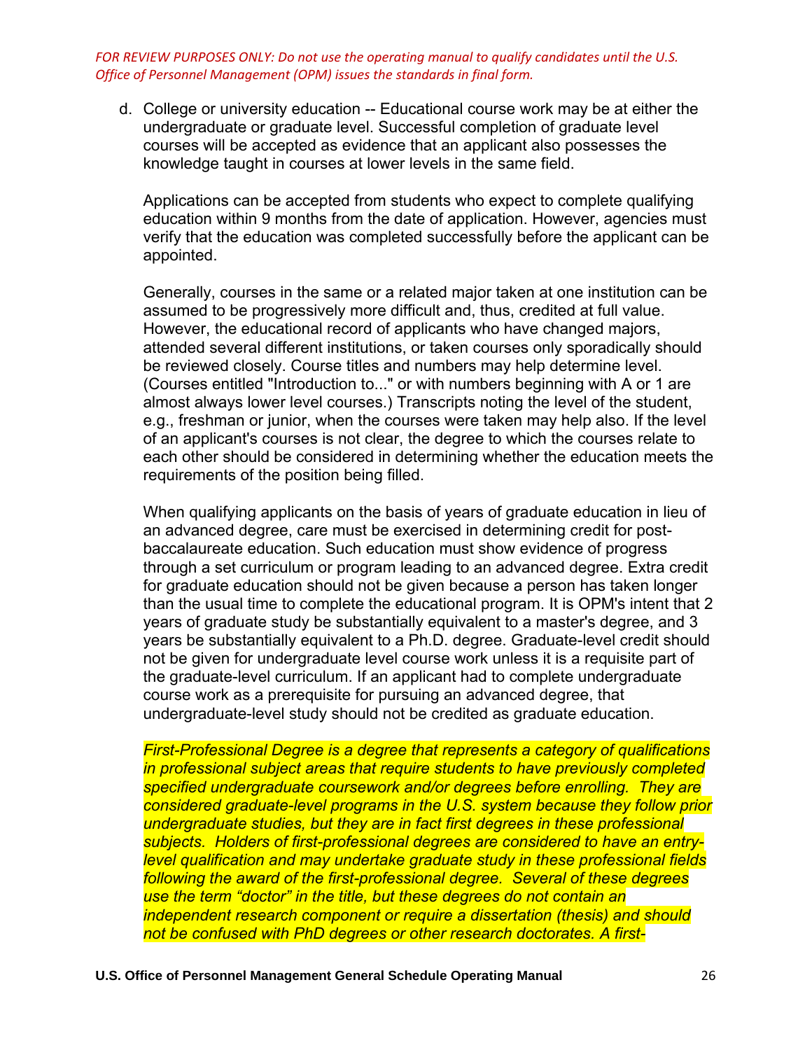*FOR REVIEW PURPOSES ONLY: Do not use the operating manual to qualify candidates until the U.S. Office of Personnel Management (OPM) issues the standards in final form.*

d. College or university education -- Educational course work may be at either the undergraduate or graduate level. Successful completion of graduate level courses will be accepted as evidence that an applicant also possesses the knowledge taught in courses at lower levels in the same field.

   Applications can be accepted from students who expect to complete qualifying education within 9 months from the date of application. However, agencies must verify that the education was completed successfully before the applicant can be appointed.

   Generally, courses in the same or a related major taken at one institution can be assumed to be progressively more difficult and, thus, credited at full value. However, the educational record of applicants who have changed majors, attended several different institutions, or taken courses only sporadically should be reviewed closely. Course titles and numbers may help determine level. (Courses entitled "Introduction to..." or with numbers beginning with A or 1 are almost always lower level courses.) Transcripts noting the level of the student, e.g., freshman or junior, when the courses were taken may help also. If the level of an applicant's courses is not clear, the degree to which the courses relate to each other should be considered in determining whether the education meets the requirements of the position being filled.

   When qualifying applicants on the basis of years of graduate education in lieu of an advanced degree, care must be exercised in determining credit for post-baccalaureate education. Such education must show evidence of progress through a set curriculum or program leading to an advanced degree. Extra credit for graduate education should not be given because a person has taken longer than the usual time to complete the educational program. It is OPM's intent that 2 years of graduate study be substantially equivalent to a master's degree, and 3 years be substantially equivalent to a Ph.D. degree. Graduate-level credit should not be given for undergraduate level course work unless it is a requisite part of the graduate-level curriculum. If an applicant had to complete undergraduate course work as a prerequisite for pursuing an advanced degree, that undergraduate-level study should not be credited as graduate education.

   *First-Professional Degree is a degree that represents a category of qualifications in professional subject areas that require students to have previously completed specified undergraduate coursework and/or degrees before enrolling. They are considered graduate-level programs in the U.S. system because they follow prior undergraduate studies, but they are in fact first degrees in these professional subjects. Holders of first-professional degrees are considered to have an entry-level qualification and may undertake graduate study in these professional fields following the award of the first-professional degree. Several of these degrees use the term "doctor" in the title, but these degrees do not contain an independent research component or require a dissertation (thesis) and should not be confused with PhD degrees or other research doctorates. A first-*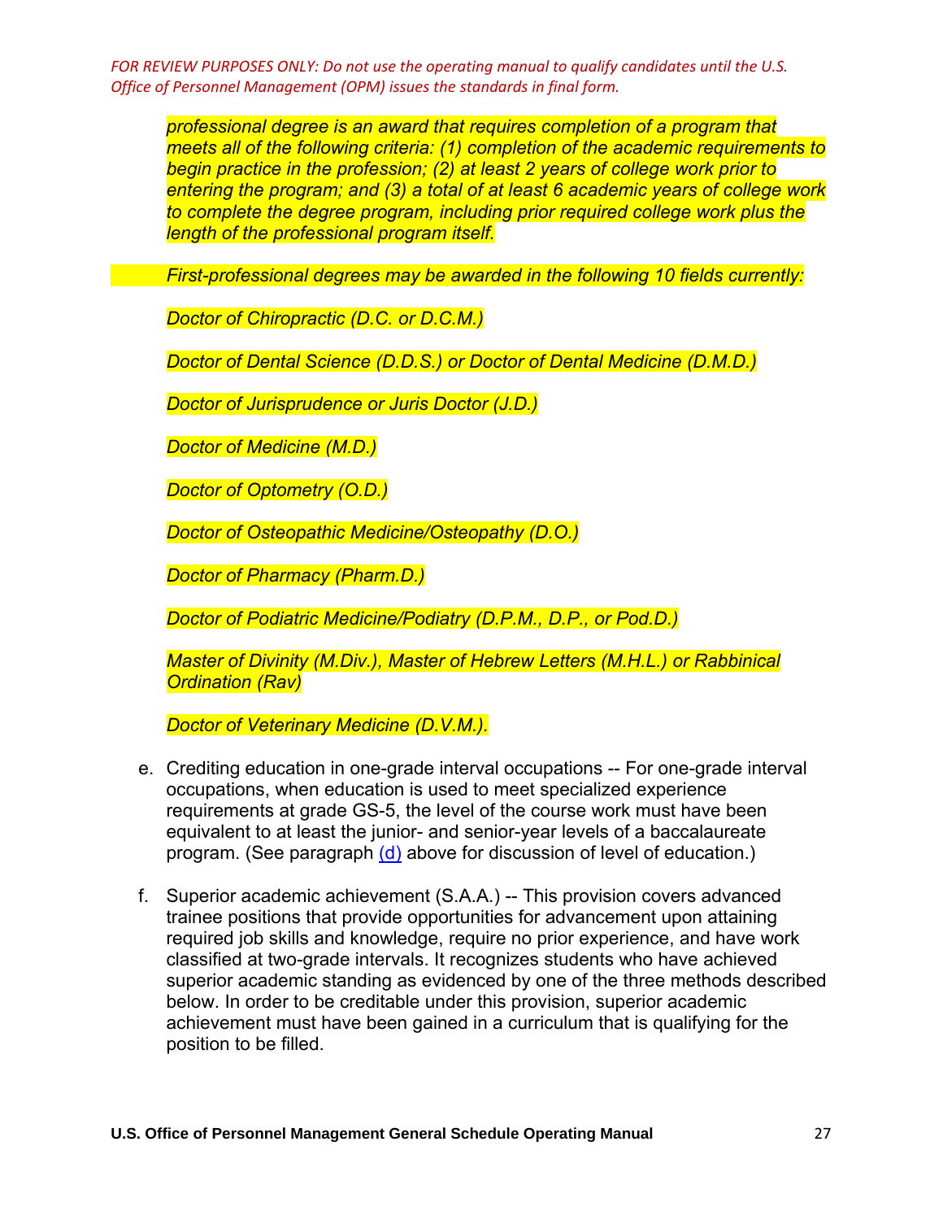*FOR REVIEW PURPOSES ONLY: Do not use the operating manual to qualify candidates until the U.S. Office of Personnel Management (OPM) issues the standards in final form.*

*professional degree is an award that requires completion of a program that meets all of the following criteria: (1) completion of the academic requirements to begin practice in the profession; (2) at least 2 years of college work prior to entering the program; and (3) a total of at least 6 academic years of college work to complete the degree program, including prior required college work plus the length of the professional program itself.*

*First-professional degrees may be awarded in the following 10 fields currently:*

*Doctor of Chiropractic (D.C. or D.C.M.)*

*Doctor of Dental Science (D.D.S.) or Doctor of Dental Medicine (D.M.D.)*

*Doctor of Jurisprudence or Juris Doctor (J.D.)*

*Doctor of Medicine (M.D.)*

*Doctor of Optometry (O.D.)*

*Doctor of Osteopathic Medicine/Osteopathy (D.O.)*

*Doctor of Pharmacy (Pharm.D.)*

*Doctor of Podiatric Medicine/Podiatry (D.P.M., D.P., or Pod.D.)*

*Master of Divinity (M.Div.), Master of Hebrew Letters (M.H.L.) or Rabbinical Ordination (Rav)*

*Doctor of Veterinary Medicine (D.V.M.).*

e. Crediting education in one-grade interval occupations -- For one-grade interval occupations, when education is used to meet specialized experience requirements at grade GS-5, the level of the course work must have been equivalent to at least the junior- and senior-year levels of a baccalaureate program. (See paragraph (d) above for discussion of level of education.)

f. Superior academic achievement (S.A.A.) -- This provision covers advanced trainee positions that provide opportunities for advancement upon attaining required job skills and knowledge, require no prior experience, and have work classified at two-grade intervals. It recognizes students who have achieved superior academic standing as evidenced by one of the three methods described below. In order to be creditable under this provision, superior academic achievement must have been gained in a curriculum that is qualifying for the position to be filled.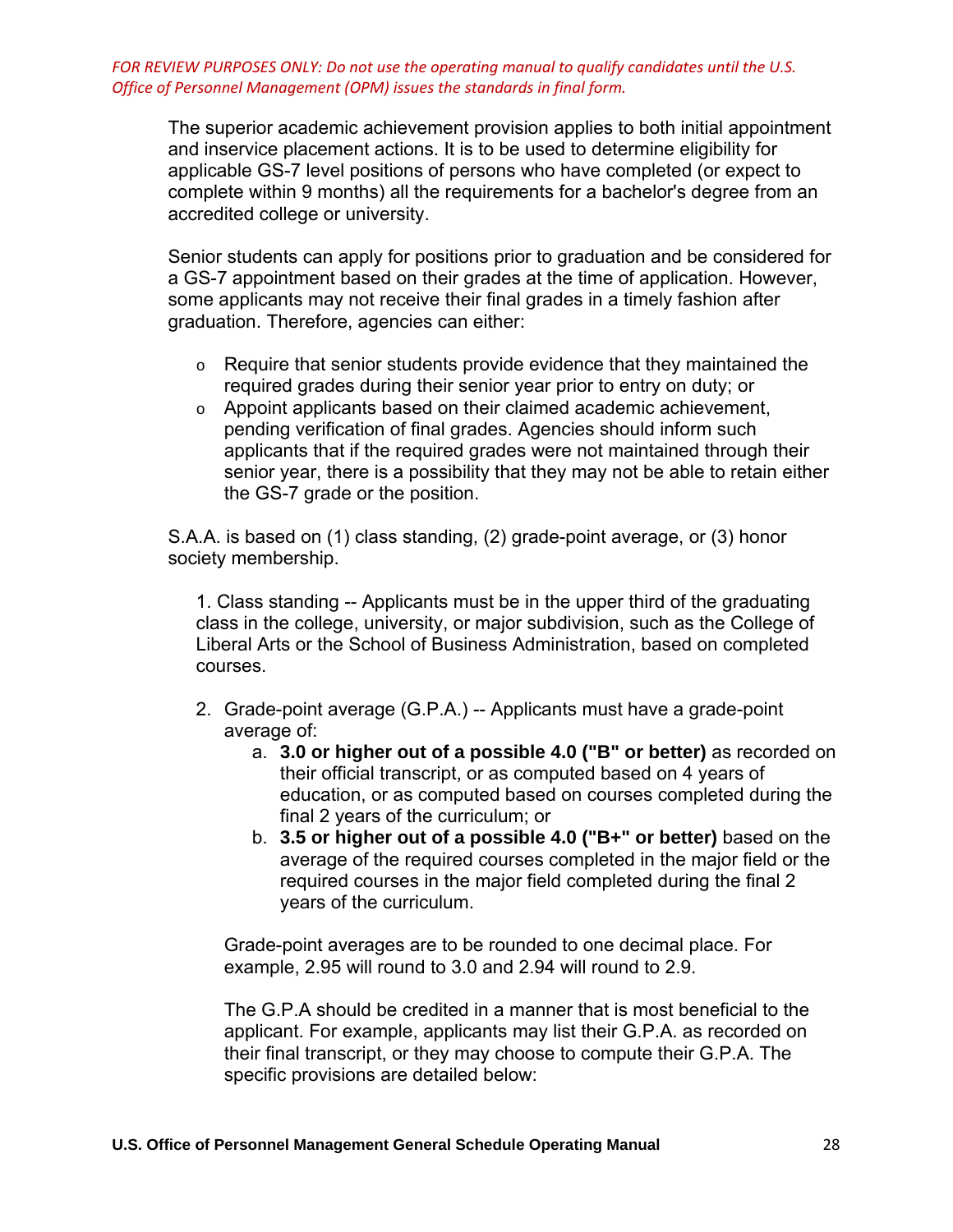*FOR REVIEW PURPOSES ONLY: Do not use the operating manual to qualify candidates until the U.S. Office of Personnel Management (OPM) issues the standards in final form.*

The superior academic achievement provision applies to both initial appointment and inservice placement actions. It is to be used to determine eligibility for applicable GS-7 level positions of persons who have completed (or expect to complete within 9 months) all the requirements for a bachelor's degree from an accredited college or university.

Senior students can apply for positions prior to graduation and be considered for a GS-7 appointment based on their grades at the time of application. However, some applicants may not receive their final grades in a timely fashion after graduation. Therefore, agencies can either:

- Require that senior students provide evidence that they maintained the required grades during their senior year prior to entry on duty; or
- Appoint applicants based on their claimed academic achievement, pending verification of final grades. Agencies should inform such applicants that if the required grades were not maintained through their senior year, there is a possibility that they may not be able to retain either the GS-7 grade or the position.

S.A.A. is based on (1) class standing, (2) grade-point average, or (3) honor society membership.

1. Class standing -- Applicants must be in the upper third of the graduating class in the college, university, or major subdivision, such as the College of Liberal Arts or the School of Business Administration, based on completed courses.

2. Grade-point average (G.P.A.) -- Applicants must have a grade-point average of:
   a. **3.0 or higher out of a possible 4.0 ("B" or better)** as recorded on their official transcript, or as computed based on 4 years of education, or as computed based on courses completed during the final 2 years of the curriculum; or
   b. **3.5 or higher out of a possible 4.0 ("B+" or better)** based on the average of the required courses completed in the major field or the required courses in the major field completed during the final 2 years of the curriculum.

   Grade-point averages are to be rounded to one decimal place. For example, 2.95 will round to 3.0 and 2.94 will round to 2.9.

   The G.P.A should be credited in a manner that is most beneficial to the applicant. For example, applicants may list their G.P.A. as recorded on their final transcript, or they may choose to compute their G.P.A. The specific provisions are detailed below: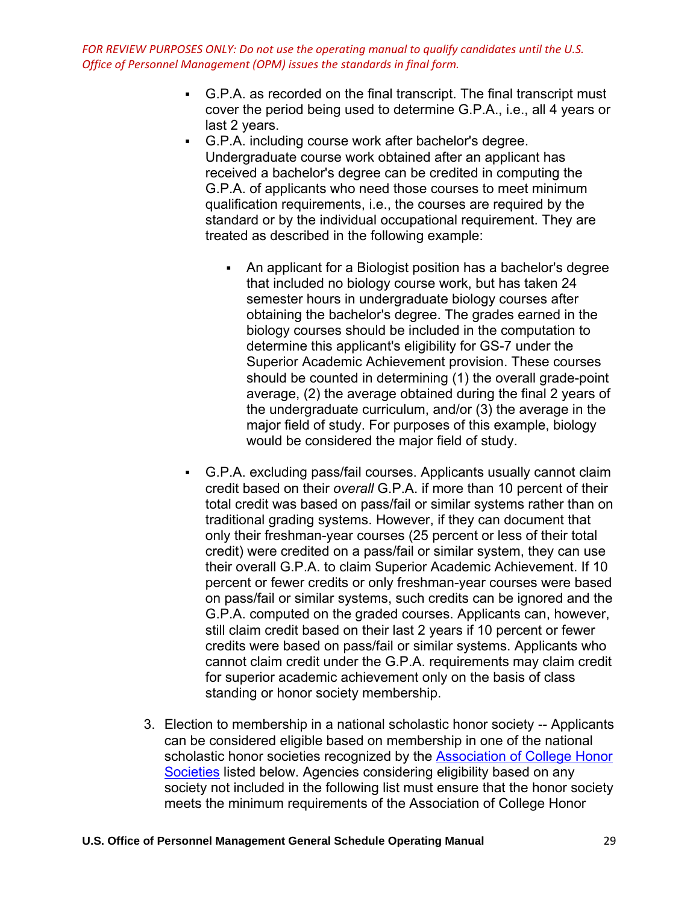*FOR REVIEW PURPOSES ONLY: Do not use the operating manual to qualify candidates until the U.S. Office of Personnel Management (OPM) issues the standards in final form.*

- G.P.A. as recorded on the final transcript. The final transcript must cover the period being used to determine G.P.A., i.e., all 4 years or last 2 years.
- G.P.A. including course work after bachelor's degree. Undergraduate course work obtained after an applicant has received a bachelor's degree can be credited in computing the G.P.A. of applicants who need those courses to meet minimum qualification requirements, i.e., the courses are required by the standard or by the individual occupational requirement. They are treated as described in the following example:
    - An applicant for a Biologist position has a bachelor's degree that included no biology course work, but has taken 24 semester hours in undergraduate biology courses after obtaining the bachelor's degree. The grades earned in the biology courses should be included in the computation to determine this applicant's eligibility for GS-7 under the Superior Academic Achievement provision. These courses should be counted in determining (1) the overall grade-point average, (2) the average obtained during the final 2 years of the undergraduate curriculum, and/or (3) the average in the major field of study. For purposes of this example, biology would be considered the major field of study.
- G.P.A. excluding pass/fail courses. Applicants usually cannot claim credit based on their *overall* G.P.A. if more than 10 percent of their total credit was based on pass/fail or similar systems rather than on traditional grading systems. However, if they can document that only their freshman-year courses (25 percent or less of their total credit) were credited on a pass/fail or similar system, they can use their overall G.P.A. to claim Superior Academic Achievement. If 10 percent or fewer credits or only freshman-year courses were based on pass/fail or similar systems, such credits can be ignored and the G.P.A. computed on the graded courses. Applicants can, however, still claim credit based on their last 2 years if 10 percent or fewer credits were based on pass/fail or similar systems. Applicants who cannot claim credit under the G.P.A. requirements may claim credit for superior academic achievement only on the basis of class standing or honor society membership.

3. Election to membership in a national scholastic honor society -- Applicants can be considered eligible based on membership in one of the national scholastic honor societies recognized by the Association of College Honor Societies listed below. Agencies considering eligibility based on any society not included in the following list must ensure that the honor society meets the minimum requirements of the Association of College Honor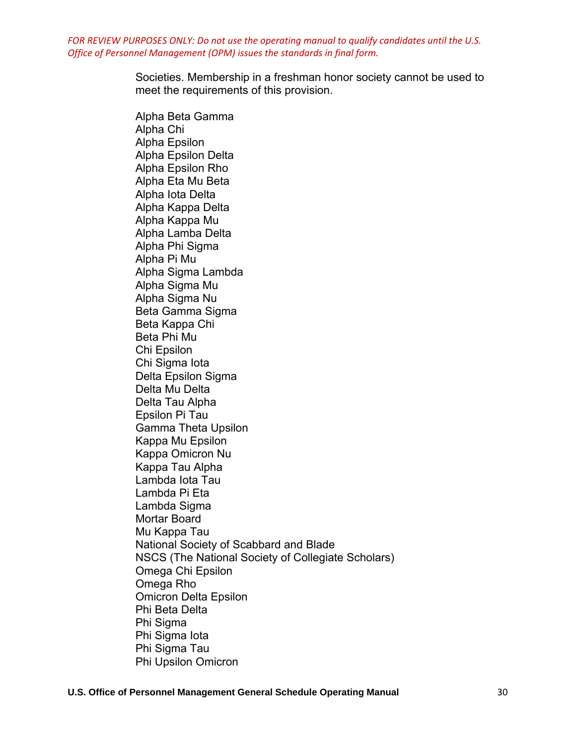*FOR REVIEW PURPOSES ONLY: Do not use the operating manual to qualify candidates until the U.S. Office of Personnel Management (OPM) issues the standards in final form.*

Societies. Membership in a freshman honor society cannot be used to meet the requirements of this provision.

Alpha Beta Gamma
Alpha Chi
Alpha Epsilon
Alpha Epsilon Delta
Alpha Epsilon Rho
Alpha Eta Mu Beta
Alpha Iota Delta
Alpha Kappa Delta
Alpha Kappa Mu
Alpha Lamba Delta
Alpha Phi Sigma
Alpha Pi Mu
Alpha Sigma Lambda
Alpha Sigma Mu
Alpha Sigma Nu
Beta Gamma Sigma
Beta Kappa Chi
Beta Phi Mu
Chi Epsilon
Chi Sigma Iota
Delta Epsilon Sigma
Delta Mu Delta
Delta Tau Alpha
Epsilon Pi Tau
Gamma Theta Upsilon
Kappa Mu Epsilon
Kappa Omicron Nu
Kappa Tau Alpha
Lambda Iota Tau
Lambda Pi Eta
Lambda Sigma
Mortar Board
Mu Kappa Tau
National Society of Scabbard and Blade
NSCS (The National Society of Collegiate Scholars)
Omega Chi Epsilon
Omega Rho
Omicron Delta Epsilon
Phi Beta Delta
Phi Sigma
Phi Sigma Iota
Phi Sigma Tau
Phi Upsilon Omicron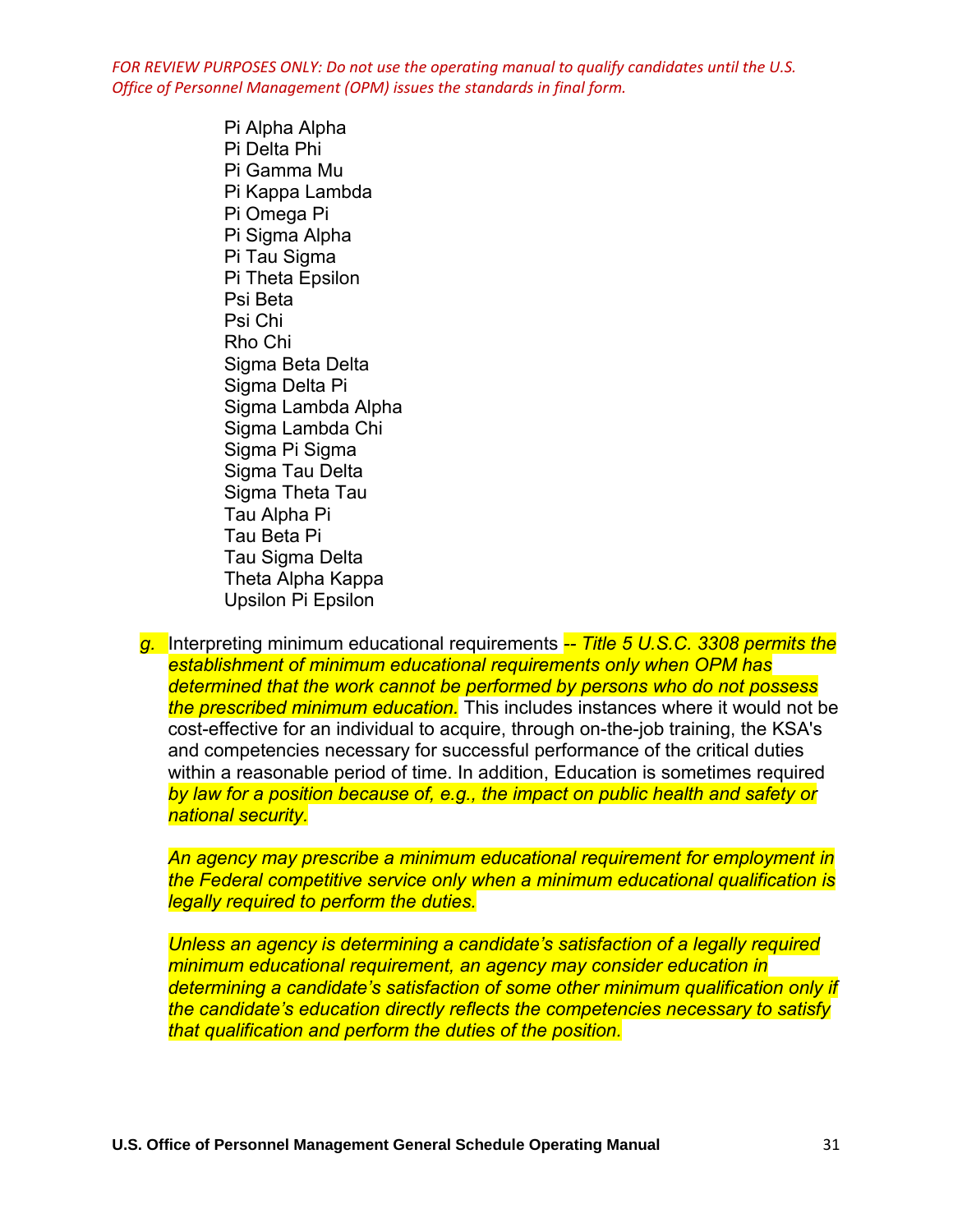*FOR REVIEW PURPOSES ONLY: Do not use the operating manual to qualify candidates until the U.S. Office of Personnel Management (OPM) issues the standards in final form.*

Pi Alpha Alpha
Pi Delta Phi
Pi Gamma Mu
Pi Kappa Lambda
Pi Omega Pi
Pi Sigma Alpha
Pi Tau Sigma
Pi Theta Epsilon
Psi Beta
Psi Chi
Rho Chi
Sigma Beta Delta
Sigma Delta Pi
Sigma Lambda Alpha
Sigma Lambda Chi
Sigma Pi Sigma
Sigma Tau Delta
Sigma Theta Tau
Tau Alpha Pi
Tau Beta Pi
Tau Sigma Delta
Theta Alpha Kappa
Upsilon Pi Epsilon

*g.* Interpreting minimum educational requirements *-- Title 5 U.S.C. 3308 permits the establishment of minimum educational requirements only when OPM has determined that the work cannot be performed by persons who do not possess the prescribed minimum education.* This includes instances where it would not be cost-effective for an individual to acquire, through on-the-job training, the KSA's and competencies necessary for successful performance of the critical duties within a reasonable period of time. In addition, Education is sometimes required *by law for a position because of, e.g., the impact on public health and safety or national security.*

*An agency may prescribe a minimum educational requirement for employment in the Federal competitive service only when a minimum educational qualification is legally required to perform the duties.*

*Unless an agency is determining a candidate's satisfaction of a legally required minimum educational requirement, an agency may consider education in determining a candidate's satisfaction of some other minimum qualification only if the candidate's education directly reflects the competencies necessary to satisfy that qualification and perform the duties of the position.*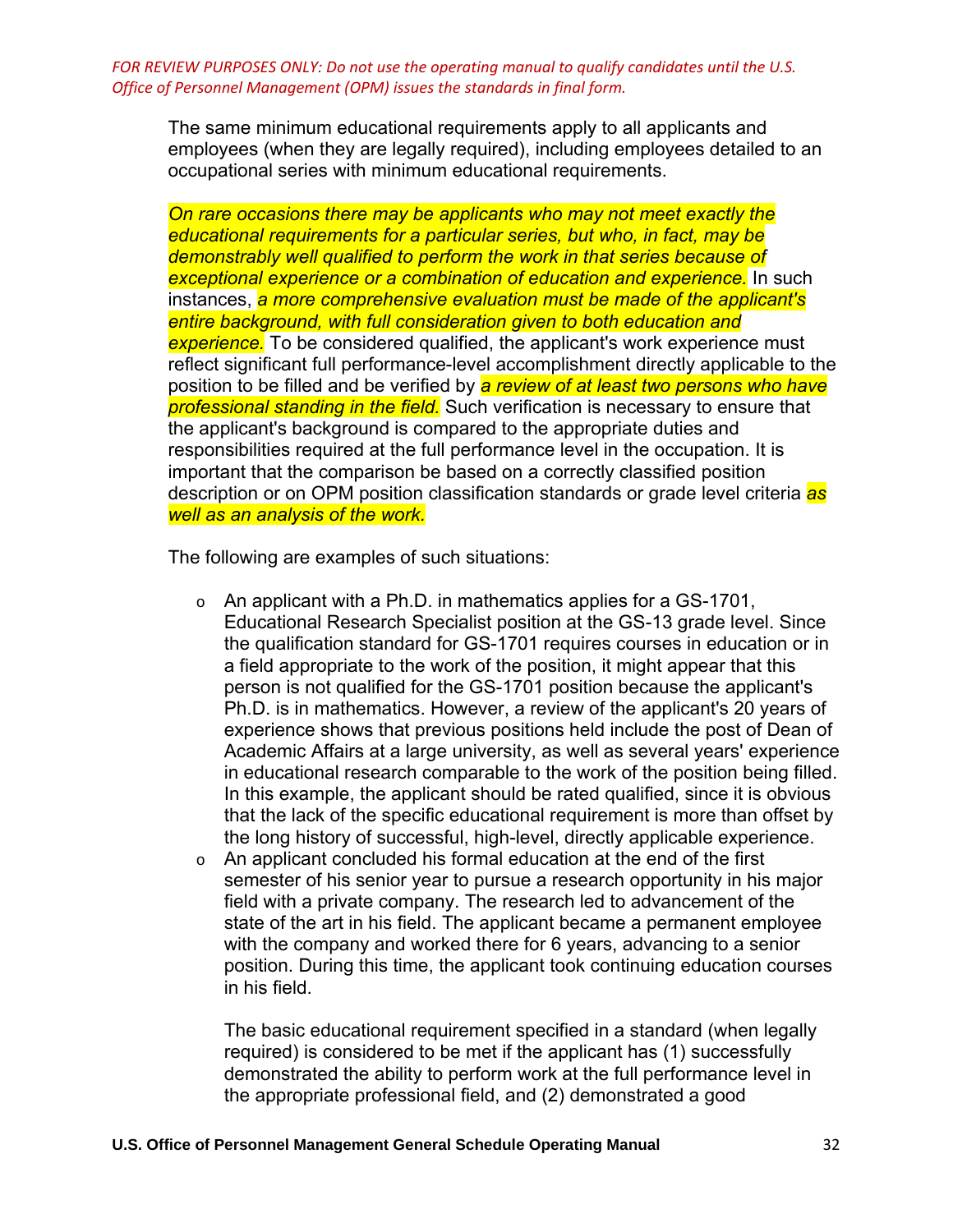*FOR REVIEW PURPOSES ONLY: Do not use the operating manual to qualify candidates until the U.S. Office of Personnel Management (OPM) issues the standards in final form.*

The same minimum educational requirements apply to all applicants and employees (when they are legally required), including employees detailed to an occupational series with minimum educational requirements.

*On rare occasions there may be applicants who may not meet exactly the educational requirements for a particular series, but who, in fact, may be demonstrably well qualified to perform the work in that series because of exceptional experience or a combination of education and experience.* In such instances, *a more comprehensive evaluation must be made of the applicant's entire background, with full consideration given to both education and experience.* To be considered qualified, the applicant's work experience must reflect significant full performance-level accomplishment directly applicable to the position to be filled and be verified by *a review of at least two persons who have professional standing in the field.* Such verification is necessary to ensure that the applicant's background is compared to the appropriate duties and responsibilities required at the full performance level in the occupation. It is important that the comparison be based on a correctly classified position description or on OPM position classification standards or grade level criteria *as well as an analysis of the work.*

The following are examples of such situations:

- An applicant with a Ph.D. in mathematics applies for a GS-1701, Educational Research Specialist position at the GS-13 grade level. Since the qualification standard for GS-1701 requires courses in education or in a field appropriate to the work of the position, it might appear that this person is not qualified for the GS-1701 position because the applicant's Ph.D. is in mathematics. However, a review of the applicant's 20 years of experience shows that previous positions held include the post of Dean of Academic Affairs at a large university, as well as several years' experience in educational research comparable to the work of the position being filled. In this example, the applicant should be rated qualified, since it is obvious that the lack of the specific educational requirement is more than offset by the long history of successful, high-level, directly applicable experience.
- An applicant concluded his formal education at the end of the first semester of his senior year to pursue a research opportunity in his major field with a private company. The research led to advancement of the state of the art in his field. The applicant became a permanent employee with the company and worked there for 6 years, advancing to a senior position. During this time, the applicant took continuing education courses in his field.

  The basic educational requirement specified in a standard (when legally required) is considered to be met if the applicant has (1) successfully demonstrated the ability to perform work at the full performance level in the appropriate professional field, and (2) demonstrated a good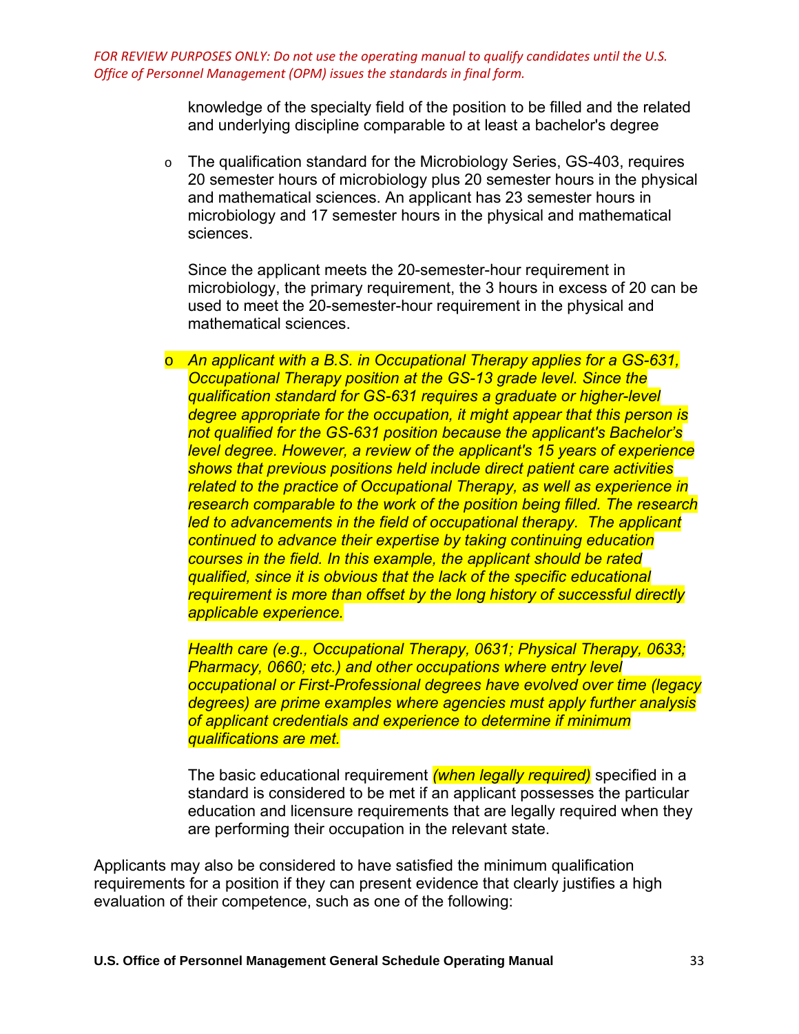*FOR REVIEW PURPOSES ONLY: Do not use the operating manual to qualify candidates until the U.S. Office of Personnel Management (OPM) issues the standards in final form.*

knowledge of the specialty field of the position to be filled and the related and underlying discipline comparable to at least a bachelor's degree

- The qualification standard for the Microbiology Series, GS-403, requires 20 semester hours of microbiology plus 20 semester hours in the physical and mathematical sciences. An applicant has 23 semester hours in microbiology and 17 semester hours in the physical and mathematical sciences.

  Since the applicant meets the 20-semester-hour requirement in microbiology, the primary requirement, the 3 hours in excess of 20 can be used to meet the 20-semester-hour requirement in the physical and mathematical sciences.

- *An applicant with a B.S. in Occupational Therapy applies for a GS-631, Occupational Therapy position at the GS-13 grade level. Since the qualification standard for GS-631 requires a graduate or higher-level degree appropriate for the occupation, it might appear that this person is not qualified for the GS-631 position because the applicant's Bachelor's level degree. However, a review of the applicant's 15 years of experience shows that previous positions held include direct patient care activities related to the practice of Occupational Therapy, as well as experience in research comparable to the work of the position being filled. The research led to advancements in the field of occupational therapy. The applicant continued to advance their expertise by taking continuing education courses in the field. In this example, the applicant should be rated qualified, since it is obvious that the lack of the specific educational requirement is more than offset by the long history of successful directly applicable experience.*

  *Health care (e.g., Occupational Therapy, 0631; Physical Therapy, 0633; Pharmacy, 0660; etc.) and other occupations where entry level occupational or First-Professional degrees have evolved over time (legacy degrees) are prime examples where agencies must apply further analysis of applicant credentials and experience to determine if minimum qualifications are met.*

  The basic educational requirement *(when legally required)* specified in a standard is considered to be met if an applicant possesses the particular education and licensure requirements that are legally required when they are performing their occupation in the relevant state.

Applicants may also be considered to have satisfied the minimum qualification requirements for a position if they can present evidence that clearly justifies a high evaluation of their competence, such as one of the following: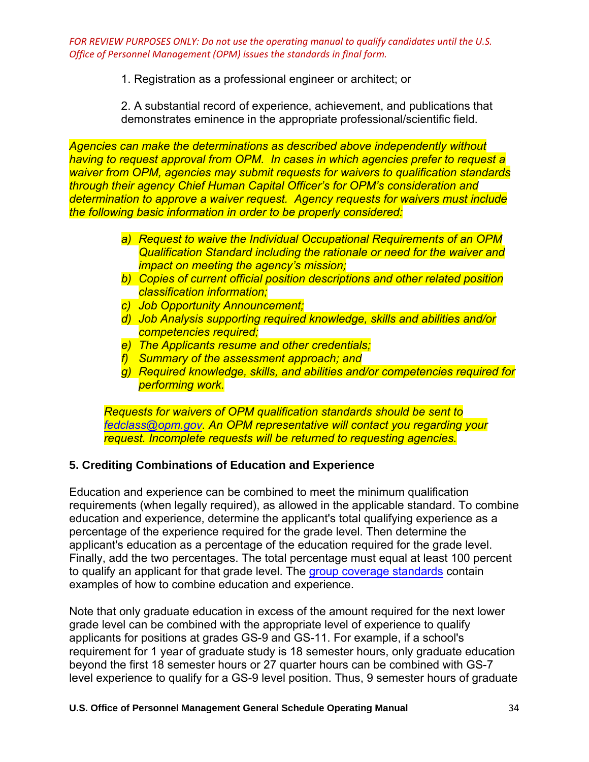*FOR REVIEW PURPOSES ONLY: Do not use the operating manual to qualify candidates until the U.S. Office of Personnel Management (OPM) issues the standards in final form.*

1. Registration as a professional engineer or architect; or

2. A substantial record of experience, achievement, and publications that demonstrates eminence in the appropriate professional/scientific field.

*Agencies can make the determinations as described above independently without having to request approval from OPM. In cases in which agencies prefer to request a waiver from OPM, agencies may submit requests for waivers to qualification standards through their agency Chief Human Capital Officer's for OPM's consideration and determination to approve a waiver request. Agency requests for waivers must include the following basic information in order to be properly considered:*

*a) Request to waive the Individual Occupational Requirements of an OPM Qualification Standard including the rationale or need for the waiver and impact on meeting the agency's mission;*
*b) Copies of current official position descriptions and other related position classification information;*
*c) Job Opportunity Announcement;*
*d) Job Analysis supporting required knowledge, skills and abilities and/or competencies required;*
*e) The Applicants resume and other credentials;*
*f) Summary of the assessment approach; and*
*g) Required knowledge, skills, and abilities and/or competencies required for performing work.*

*Requests for waivers of OPM qualification standards should be sent to fedclass@opm.gov. An OPM representative will contact you regarding your request. Incomplete requests will be returned to requesting agencies.*

### 5. Crediting Combinations of Education and Experience

Education and experience can be combined to meet the minimum qualification requirements (when legally required), as allowed in the applicable standard. To combine education and experience, determine the applicant's total qualifying experience as a percentage of the experience required for the grade level. Then determine the applicant's education as a percentage of the education required for the grade level. Finally, add the two percentages. The total percentage must equal at least 100 percent to qualify an applicant for that grade level. The group coverage standards contain examples of how to combine education and experience.

Note that only graduate education in excess of the amount required for the next lower grade level can be combined with the appropriate level of experience to qualify applicants for positions at grades GS-9 and GS-11. For example, if a school's requirement for 1 year of graduate study is 18 semester hours, only graduate education beyond the first 18 semester hours or 27 quarter hours can be combined with GS-7 level experience to qualify for a GS-9 level position. Thus, 9 semester hours of graduate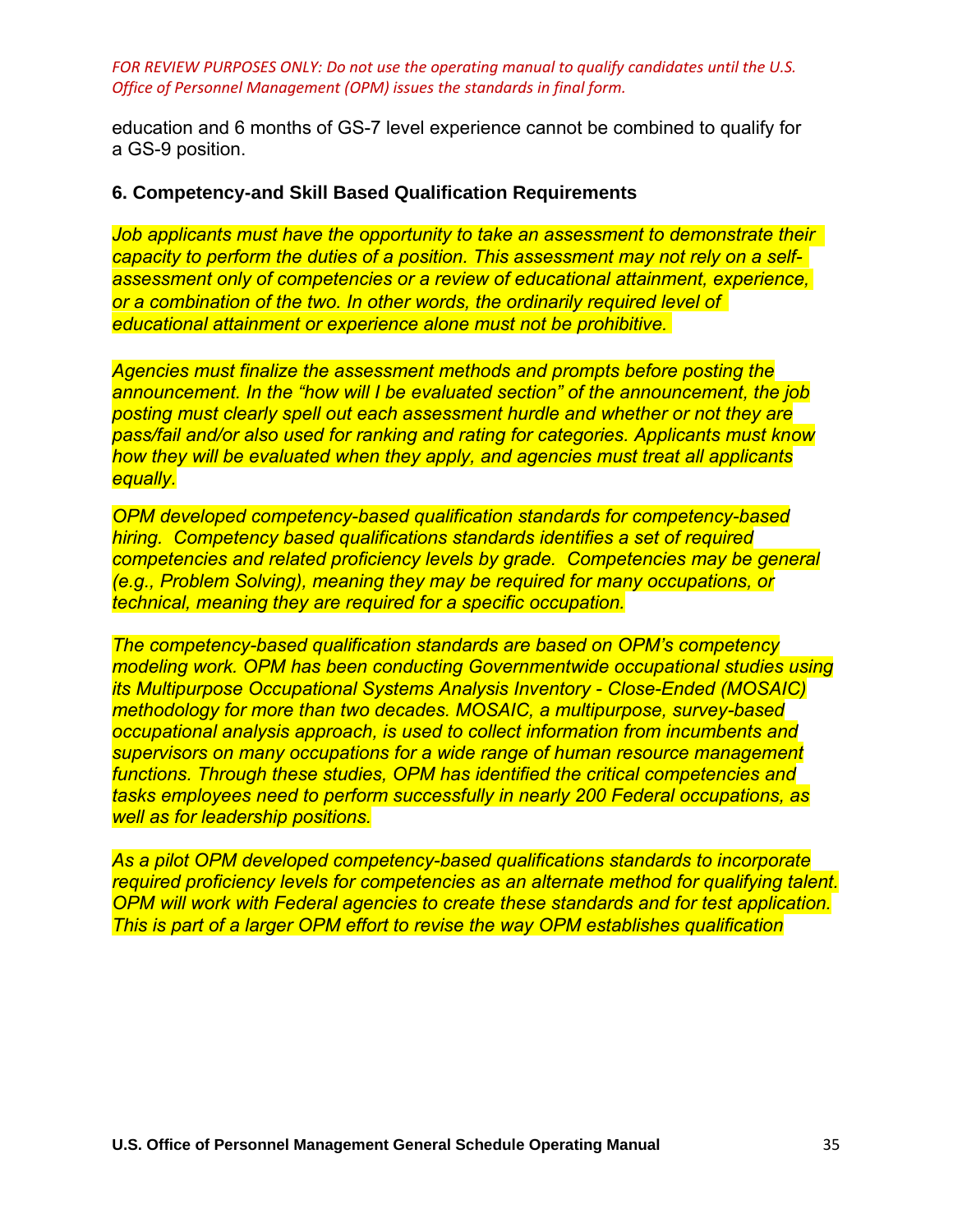*FOR REVIEW PURPOSES ONLY: Do not use the operating manual to qualify candidates until the U.S. Office of Personnel Management (OPM) issues the standards in final form.*

education and 6 months of GS-7 level experience cannot be combined to qualify for a GS-9 position.

### 6. Competency-and Skill Based Qualification Requirements

*Job applicants must have the opportunity to take an assessment to demonstrate their capacity to perform the duties of a position. This assessment may not rely on a self-assessment only of competencies or a review of educational attainment, experience, or a combination of the two. In other words, the ordinarily required level of educational attainment or experience alone must not be prohibitive.*

*Agencies must finalize the assessment methods and prompts before posting the announcement. In the "how will I be evaluated section" of the announcement, the job posting must clearly spell out each assessment hurdle and whether or not they are pass/fail and/or also used for ranking and rating for categories. Applicants must know how they will be evaluated when they apply, and agencies must treat all applicants equally.*

*OPM developed competency-based qualification standards for competency-based hiring. Competency based qualifications standards identifies a set of required competencies and related proficiency levels by grade. Competencies may be general (e.g., Problem Solving), meaning they may be required for many occupations, or technical, meaning they are required for a specific occupation.*

*The competency-based qualification standards are based on OPM's competency modeling work. OPM has been conducting Governmentwide occupational studies using its Multipurpose Occupational Systems Analysis Inventory - Close-Ended (MOSAIC) methodology for more than two decades. MOSAIC, a multipurpose, survey-based occupational analysis approach, is used to collect information from incumbents and supervisors on many occupations for a wide range of human resource management functions. Through these studies, OPM has identified the critical competencies and tasks employees need to perform successfully in nearly 200 Federal occupations, as well as for leadership positions.*

*As a pilot OPM developed competency-based qualifications standards to incorporate required proficiency levels for competencies as an alternate method for qualifying talent. OPM will work with Federal agencies to create these standards and for test application. This is part of a larger OPM effort to revise the way OPM establishes qualification*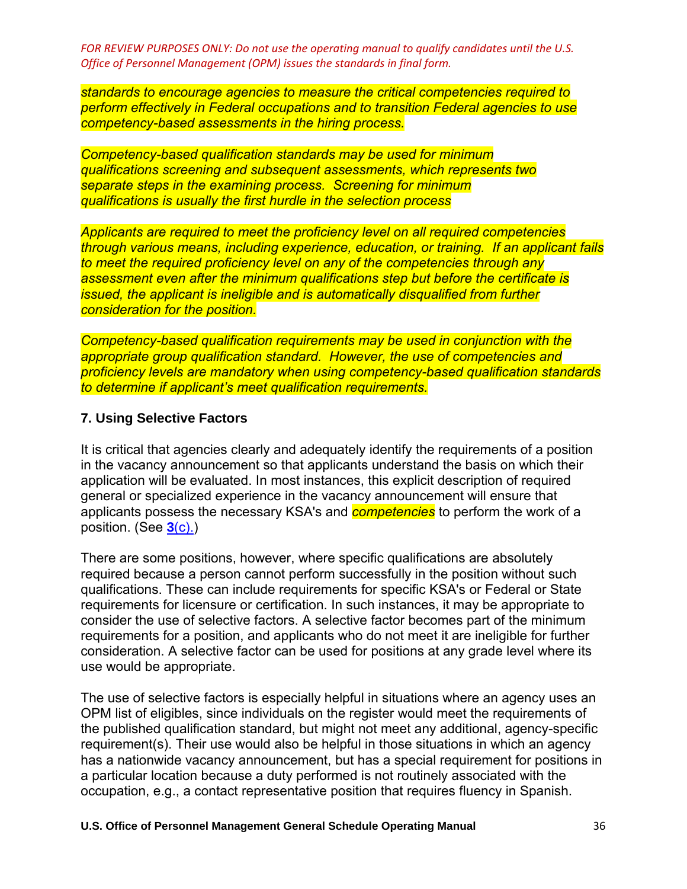*FOR REVIEW PURPOSES ONLY: Do not use the operating manual to qualify candidates until the U.S. Office of Personnel Management (OPM) issues the standards in final form.*

*standards to encourage agencies to measure the critical competencies required to perform effectively in Federal occupations and to transition Federal agencies to use competency-based assessments in the hiring process.*

*Competency-based qualification standards may be used for minimum qualifications screening and subsequent assessments, which represents two separate steps in the examining process. Screening for minimum qualifications is usually the first hurdle in the selection process*

*Applicants are required to meet the proficiency level on all required competencies through various means, including experience, education, or training. If an applicant fails to meet the required proficiency level on any of the competencies through any assessment even after the minimum qualifications step but before the certificate is issued, the applicant is ineligible and is automatically disqualified from further consideration for the position.*

*Competency-based qualification requirements may be used in conjunction with the appropriate group qualification standard. However, the use of competencies and proficiency levels are mandatory when using competency-based qualification standards to determine if applicant's meet qualification requirements.*

### 7. Using Selective Factors

It is critical that agencies clearly and adequately identify the requirements of a position in the vacancy announcement so that applicants understand the basis on which their application will be evaluated. In most instances, this explicit description of required general or specialized experience in the vacancy announcement will ensure that applicants possess the necessary KSA's and *competencies* to perform the work of a position. (See **3**(c).)

There are some positions, however, where specific qualifications are absolutely required because a person cannot perform successfully in the position without such qualifications. These can include requirements for specific KSA's or Federal or State requirements for licensure or certification. In such instances, it may be appropriate to consider the use of selective factors. A selective factor becomes part of the minimum requirements for a position, and applicants who do not meet it are ineligible for further consideration. A selective factor can be used for positions at any grade level where its use would be appropriate.

The use of selective factors is especially helpful in situations where an agency uses an OPM list of eligibles, since individuals on the register would meet the requirements of the published qualification standard, but might not meet any additional, agency-specific requirement(s). Their use would also be helpful in those situations in which an agency has a nationwide vacancy announcement, but has a special requirement for positions in a particular location because a duty performed is not routinely associated with the occupation, e.g., a contact representative position that requires fluency in Spanish.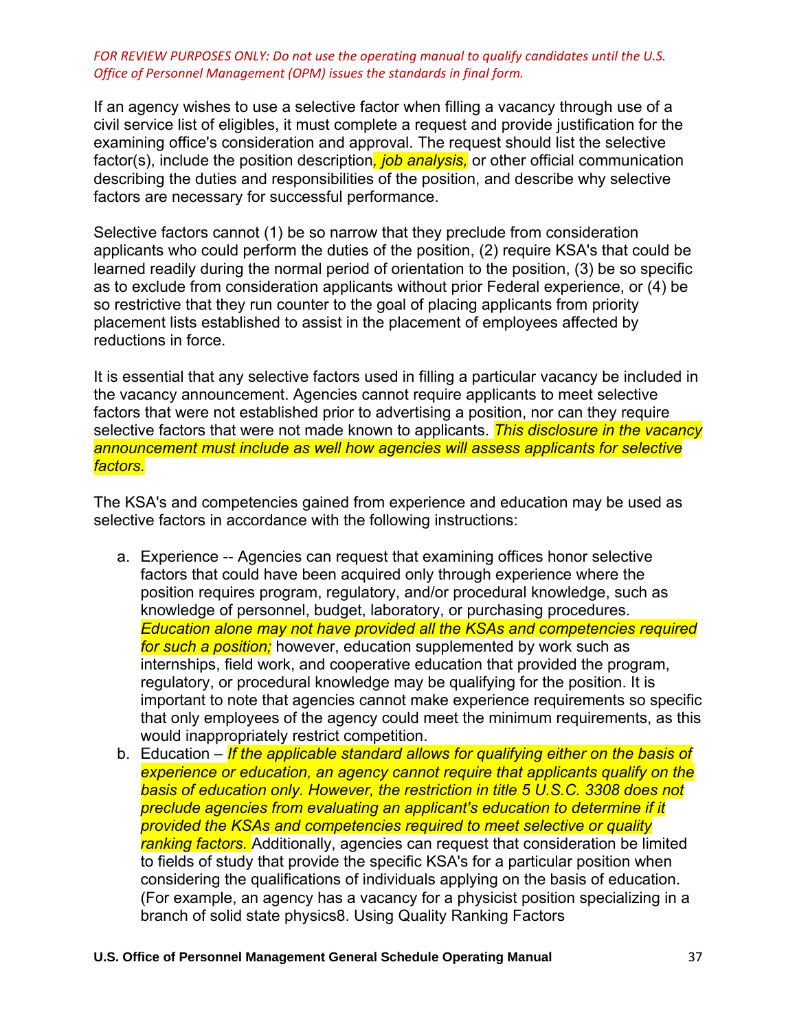*FOR REVIEW PURPOSES ONLY: Do not use the operating manual to qualify candidates until the U.S. Office of Personnel Management (OPM) issues the standards in final form.*

If an agency wishes to use a selective factor when filling a vacancy through use of a civil service list of eligibles, it must complete a request and provide justification for the examining office's consideration and approval. The request should list the selective factor(s), include the position description*, job analysis,* or other official communication describing the duties and responsibilities of the position, and describe why selective factors are necessary for successful performance.

Selective factors cannot (1) be so narrow that they preclude from consideration applicants who could perform the duties of the position, (2) require KSA's that could be learned readily during the normal period of orientation to the position, (3) be so specific as to exclude from consideration applicants without prior Federal experience, or (4) be so restrictive that they run counter to the goal of placing applicants from priority placement lists established to assist in the placement of employees affected by reductions in force.

It is essential that any selective factors used in filling a particular vacancy be included in the vacancy announcement. Agencies cannot require applicants to meet selective factors that were not established prior to advertising a position, nor can they require selective factors that were not made known to applicants. *This disclosure in the vacancy announcement must include as well how agencies will assess applicants for selective factors.*

The KSA's and competencies gained from experience and education may be used as selective factors in accordance with the following instructions:

a. Experience -- Agencies can request that examining offices honor selective factors that could have been acquired only through experience where the position requires program, regulatory, and/or procedural knowledge, such as knowledge of personnel, budget, laboratory, or purchasing procedures. *Education alone may not have provided all the KSAs and competencies required for such a position;* however, education supplemented by work such as internships, field work, and cooperative education that provided the program, regulatory, or procedural knowledge may be qualifying for the position. It is important to note that agencies cannot make experience requirements so specific that only employees of the agency could meet the minimum requirements, as this would inappropriately restrict competition.
b. Education – *If the applicable standard allows for qualifying either on the basis of experience or education, an agency cannot require that applicants qualify on the basis of education only. However, the restriction in title 5 U.S.C. 3308 does not preclude agencies from evaluating an applicant's education to determine if it provided the KSAs and competencies required to meet selective or quality ranking factors.* Additionally, agencies can request that consideration be limited to fields of study that provide the specific KSA's for a particular position when considering the qualifications of individuals applying on the basis of education. (For example, an agency has a vacancy for a physicist position specializing in a branch of solid state physics8. Using Quality Ranking Factors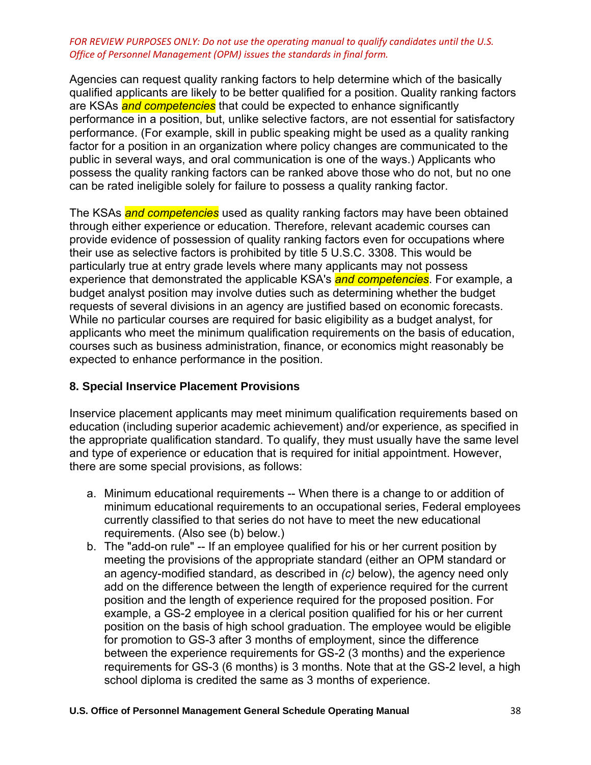*FOR REVIEW PURPOSES ONLY: Do not use the operating manual to qualify candidates until the U.S. Office of Personnel Management (OPM) issues the standards in final form.*

Agencies can request quality ranking factors to help determine which of the basically qualified applicants are likely to be better qualified for a position. Quality ranking factors are KSAs *and competencies* that could be expected to enhance significantly performance in a position, but, unlike selective factors, are not essential for satisfactory performance. (For example, skill in public speaking might be used as a quality ranking factor for a position in an organization where policy changes are communicated to the public in several ways, and oral communication is one of the ways.) Applicants who possess the quality ranking factors can be ranked above those who do not, but no one can be rated ineligible solely for failure to possess a quality ranking factor.

The KSAs *and competencies* used as quality ranking factors may have been obtained through either experience or education. Therefore, relevant academic courses can provide evidence of possession of quality ranking factors even for occupations where their use as selective factors is prohibited by title 5 U.S.C. 3308. This would be particularly true at entry grade levels where many applicants may not possess experience that demonstrated the applicable KSA's *and competencies*. For example, a budget analyst position may involve duties such as determining whether the budget requests of several divisions in an agency are justified based on economic forecasts. While no particular courses are required for basic eligibility as a budget analyst, for applicants who meet the minimum qualification requirements on the basis of education, courses such as business administration, finance, or economics might reasonably be expected to enhance performance in the position.

### 8. Special Inservice Placement Provisions

Inservice placement applicants may meet minimum qualification requirements based on education (including superior academic achievement) and/or experience, as specified in the appropriate qualification standard. To qualify, they must usually have the same level and type of experience or education that is required for initial appointment. However, there are some special provisions, as follows:

a. Minimum educational requirements -- When there is a change to or addition of minimum educational requirements to an occupational series, Federal employees currently classified to that series do not have to meet the new educational requirements. (Also see (b) below.)
b. The "add-on rule" -- If an employee qualified for his or her current position by meeting the provisions of the appropriate standard (either an OPM standard or an agency-modified standard, as described in *(c)* below), the agency need only add on the difference between the length of experience required for the current position and the length of experience required for the proposed position. For example, a GS-2 employee in a clerical position qualified for his or her current position on the basis of high school graduation. The employee would be eligible for promotion to GS-3 after 3 months of employment, since the difference between the experience requirements for GS-2 (3 months) and the experience requirements for GS-3 (6 months) is 3 months. Note that at the GS-2 level, a high school diploma is credited the same as 3 months of experience.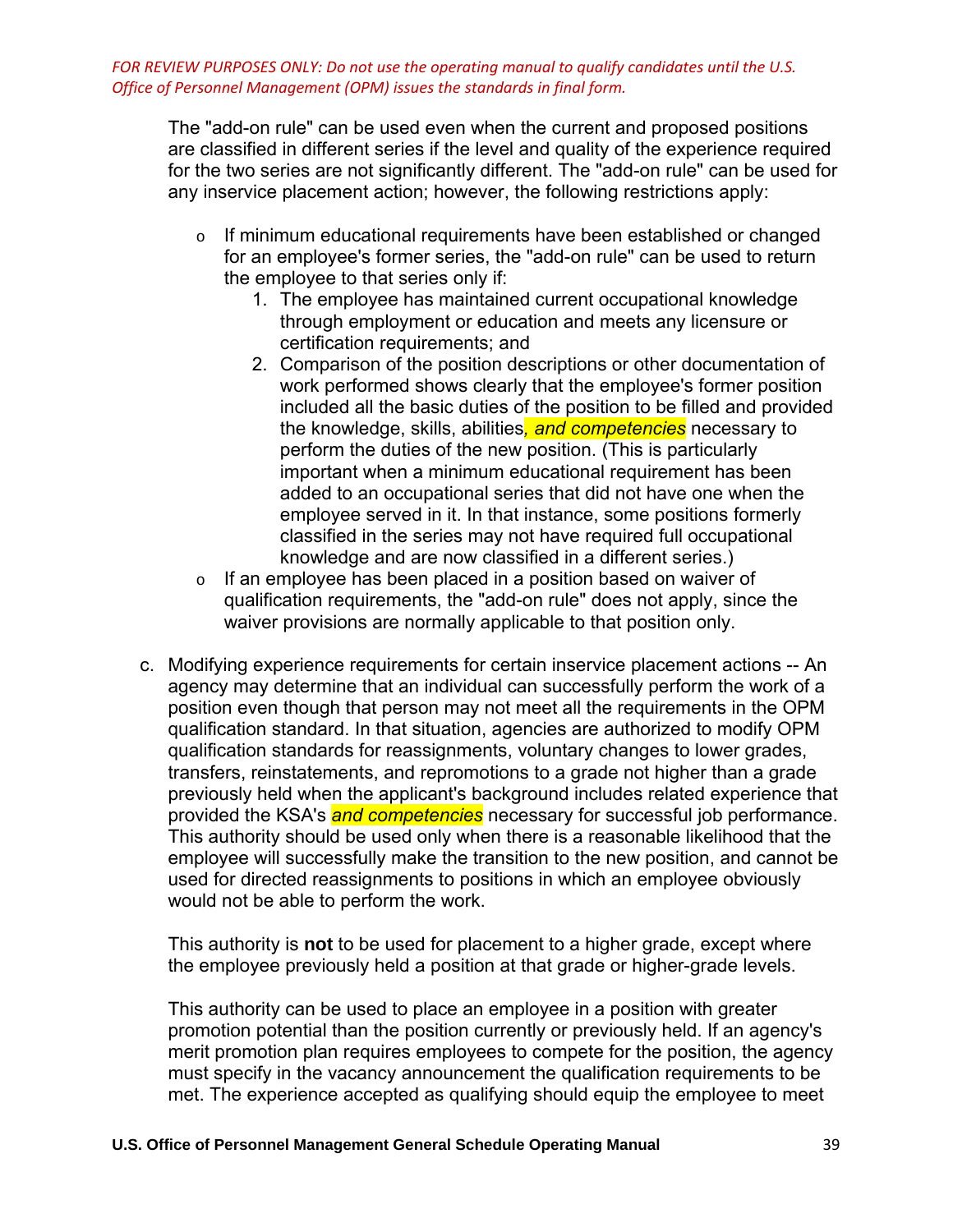*FOR REVIEW PURPOSES ONLY: Do not use the operating manual to qualify candidates until the U.S. Office of Personnel Management (OPM) issues the standards in final form.*

The "add-on rule" can be used even when the current and proposed positions are classified in different series if the level and quality of the experience required for the two series are not significantly different. The "add-on rule" can be used for any inservice placement action; however, the following restrictions apply:

- If minimum educational requirements have been established or changed for an employee's former series, the "add-on rule" can be used to return the employee to that series only if:
  1. The employee has maintained current occupational knowledge through employment or education and meets any licensure or certification requirements; and
  2. Comparison of the position descriptions or other documentation of work performed shows clearly that the employee's former position included all the basic duties of the position to be filled and provided the knowledge, skills, abilities*, and competencies* necessary to perform the duties of the new position. (This is particularly important when a minimum educational requirement has been added to an occupational series that did not have one when the employee served in it. In that instance, some positions formerly classified in the series may not have required full occupational knowledge and are now classified in a different series.)
- If an employee has been placed in a position based on waiver of qualification requirements, the "add-on rule" does not apply, since the waiver provisions are normally applicable to that position only.

c. Modifying experience requirements for certain inservice placement actions -- An agency may determine that an individual can successfully perform the work of a position even though that person may not meet all the requirements in the OPM qualification standard. In that situation, agencies are authorized to modify OPM qualification standards for reassignments, voluntary changes to lower grades, transfers, reinstatements, and repromotions to a grade not higher than a grade previously held when the applicant's background includes related experience that provided the KSA's *and competencies* necessary for successful job performance. This authority should be used only when there is a reasonable likelihood that the employee will successfully make the transition to the new position, and cannot be used for directed reassignments to positions in which an employee obviously would not be able to perform the work.

This authority is **not** to be used for placement to a higher grade, except where the employee previously held a position at that grade or higher-grade levels.

This authority can be used to place an employee in a position with greater promotion potential than the position currently or previously held. If an agency's merit promotion plan requires employees to compete for the position, the agency must specify in the vacancy announcement the qualification requirements to be met. The experience accepted as qualifying should equip the employee to meet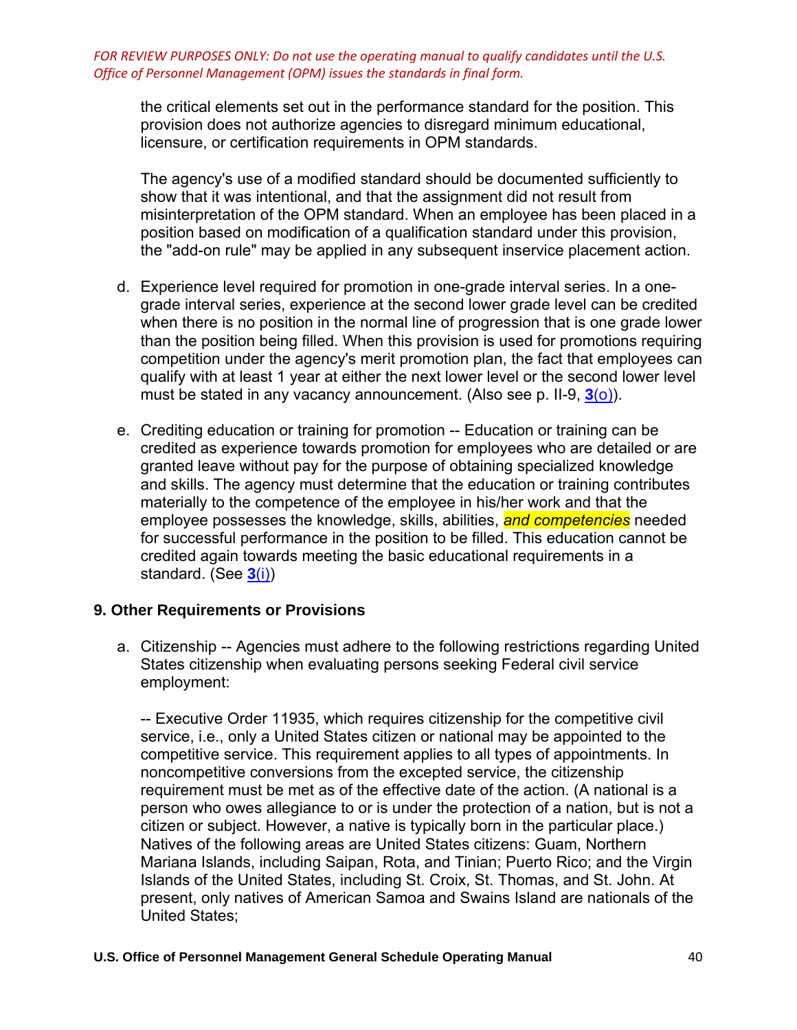*FOR REVIEW PURPOSES ONLY: Do not use the operating manual to qualify candidates until the U.S. Office of Personnel Management (OPM) issues the standards in final form.*

the critical elements set out in the performance standard for the position. This provision does not authorize agencies to disregard minimum educational, licensure, or certification requirements in OPM standards.

The agency's use of a modified standard should be documented sufficiently to show that it was intentional, and that the assignment did not result from misinterpretation of the OPM standard. When an employee has been placed in a position based on modification of a qualification standard under this provision, the "add-on rule" may be applied in any subsequent inservice placement action.

d. Experience level required for promotion in one-grade interval series. In a one-grade interval series, experience at the second lower grade level can be credited when there is no position in the normal line of progression that is one grade lower than the position being filled. When this provision is used for promotions requiring competition under the agency's merit promotion plan, the fact that employees can qualify with at least 1 year at either the next lower level or the second lower level must be stated in any vacancy announcement. (Also see p. II-9, **3**(o)).

e. Crediting education or training for promotion -- Education or training can be credited as experience towards promotion for employees who are detailed or are granted leave without pay for the purpose of obtaining specialized knowledge and skills. The agency must determine that the education or training contributes materially to the competence of the employee in his/her work and that the employee possesses the knowledge, skills, abilities, *and competencies* needed for successful performance in the position to be filled. This education cannot be credited again towards meeting the basic educational requirements in a standard. (See **3**(i))

### 9. Other Requirements or Provisions

a. Citizenship -- Agencies must adhere to the following restrictions regarding United States citizenship when evaluating persons seeking Federal civil service employment:

   -- Executive Order 11935, which requires citizenship for the competitive civil service, i.e., only a United States citizen or national may be appointed to the competitive service. This requirement applies to all types of appointments. In noncompetitive conversions from the excepted service, the citizenship requirement must be met as of the effective date of the action. (A national is a person who owes allegiance to or is under the protection of a nation, but is not a citizen or subject. However, a native is typically born in the particular place.) Natives of the following areas are United States citizens: Guam, Northern Mariana Islands, including Saipan, Rota, and Tinian; Puerto Rico; and the Virgin Islands of the United States, including St. Croix, St. Thomas, and St. John. At present, only natives of American Samoa and Swains Island are nationals of the United States;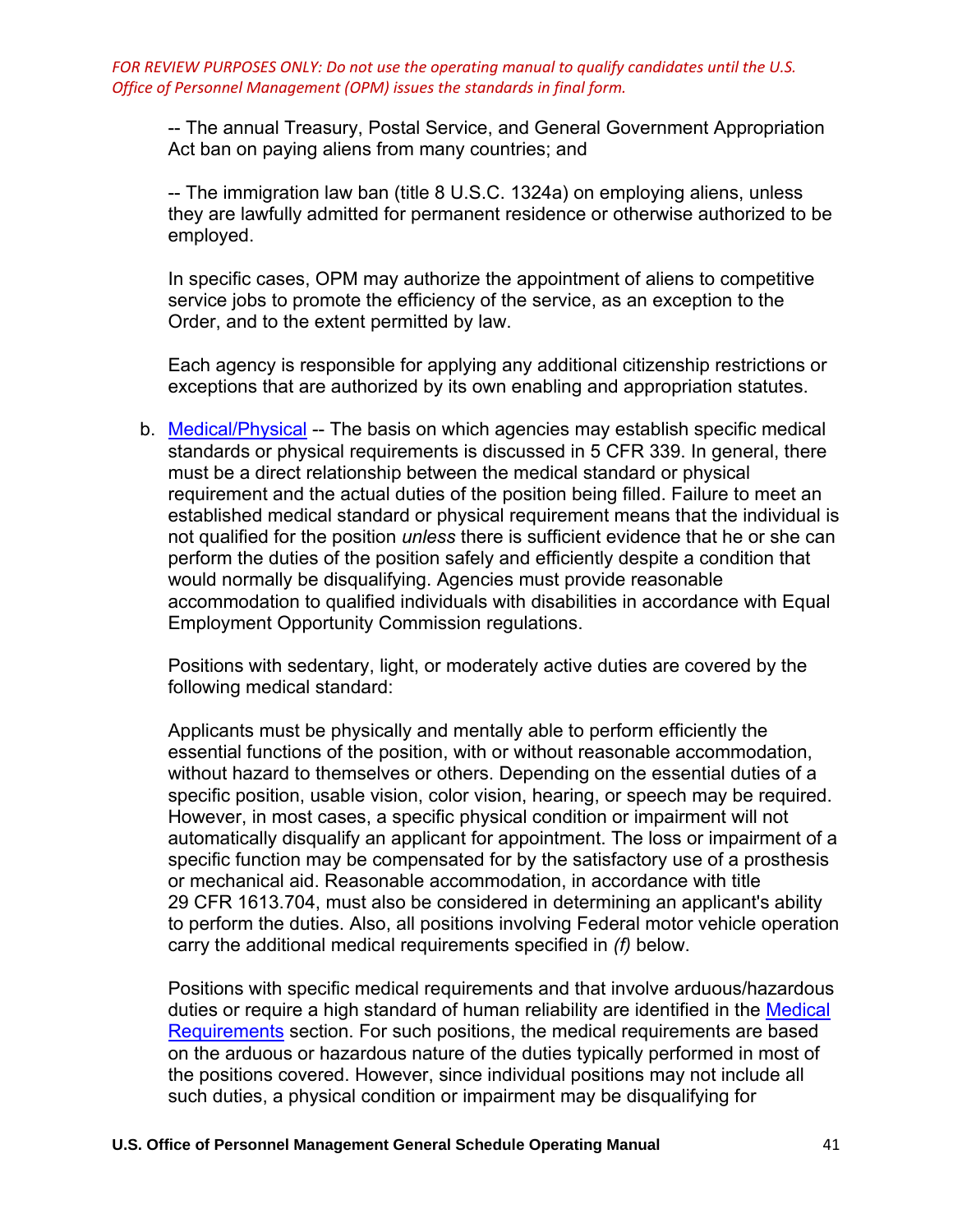*FOR REVIEW PURPOSES ONLY: Do not use the operating manual to qualify candidates until the U.S. Office of Personnel Management (OPM) issues the standards in final form.*

-- The annual Treasury, Postal Service, and General Government Appropriation Act ban on paying aliens from many countries; and

-- The immigration law ban (title 8 U.S.C. 1324a) on employing aliens, unless they are lawfully admitted for permanent residence or otherwise authorized to be employed.

In specific cases, OPM may authorize the appointment of aliens to competitive service jobs to promote the efficiency of the service, as an exception to the Order, and to the extent permitted by law.

Each agency is responsible for applying any additional citizenship restrictions or exceptions that are authorized by its own enabling and appropriation statutes.

b. Medical/Physical -- The basis on which agencies may establish specific medical standards or physical requirements is discussed in 5 CFR 339. In general, there must be a direct relationship between the medical standard or physical requirement and the actual duties of the position being filled. Failure to meet an established medical standard or physical requirement means that the individual is not qualified for the position *unless* there is sufficient evidence that he or she can perform the duties of the position safely and efficiently despite a condition that would normally be disqualifying. Agencies must provide reasonable accommodation to qualified individuals with disabilities in accordance with Equal Employment Opportunity Commission regulations.

   Positions with sedentary, light, or moderately active duties are covered by the following medical standard:

   Applicants must be physically and mentally able to perform efficiently the essential functions of the position, with or without reasonable accommodation, without hazard to themselves or others. Depending on the essential duties of a specific position, usable vision, color vision, hearing, or speech may be required. However, in most cases, a specific physical condition or impairment will not automatically disqualify an applicant for appointment. The loss or impairment of a specific function may be compensated for by the satisfactory use of a prosthesis or mechanical aid. Reasonable accommodation, in accordance with title 29 CFR 1613.704, must also be considered in determining an applicant's ability to perform the duties. Also, all positions involving Federal motor vehicle operation carry the additional medical requirements specified in *(f)* below.

   Positions with specific medical requirements and that involve arduous/hazardous duties or require a high standard of human reliability are identified in the Medical Requirements section. For such positions, the medical requirements are based on the arduous or hazardous nature of the duties typically performed in most of the positions covered. However, since individual positions may not include all such duties, a physical condition or impairment may be disqualifying for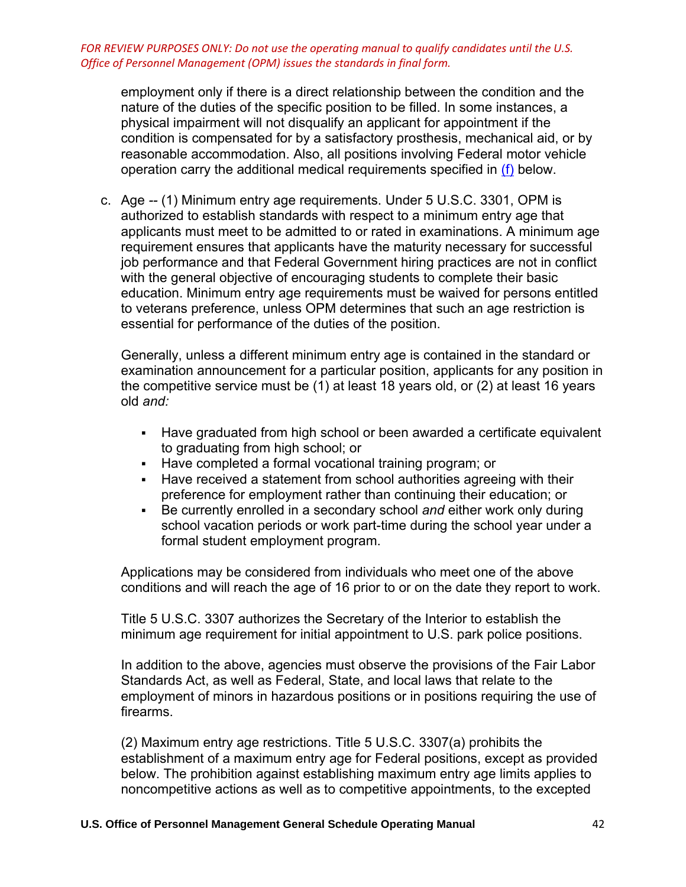*FOR REVIEW PURPOSES ONLY: Do not use the operating manual to qualify candidates until the U.S. Office of Personnel Management (OPM) issues the standards in final form.*

employment only if there is a direct relationship between the condition and the nature of the duties of the specific position to be filled. In some instances, a physical impairment will not disqualify an applicant for appointment if the condition is compensated for by a satisfactory prosthesis, mechanical aid, or by reasonable accommodation. Also, all positions involving Federal motor vehicle operation carry the additional medical requirements specified in (f) below.

c. Age -- (1) Minimum entry age requirements. Under 5 U.S.C. 3301, OPM is authorized to establish standards with respect to a minimum entry age that applicants must meet to be admitted to or rated in examinations. A minimum age requirement ensures that applicants have the maturity necessary for successful job performance and that Federal Government hiring practices are not in conflict with the general objective of encouraging students to complete their basic education. Minimum entry age requirements must be waived for persons entitled to veterans preference, unless OPM determines that such an age restriction is essential for performance of the duties of the position.

   Generally, unless a different minimum entry age is contained in the standard or examination announcement for a particular position, applicants for any position in the competitive service must be (1) at least 18 years old, or (2) at least 16 years old *and:*

   - Have graduated from high school or been awarded a certificate equivalent to graduating from high school; or
   - Have completed a formal vocational training program; or
   - Have received a statement from school authorities agreeing with their preference for employment rather than continuing their education; or
   - Be currently enrolled in a secondary school *and* either work only during school vacation periods or work part-time during the school year under a formal student employment program.

   Applications may be considered from individuals who meet one of the above conditions and will reach the age of 16 prior to or on the date they report to work.

   Title 5 U.S.C. 3307 authorizes the Secretary of the Interior to establish the minimum age requirement for initial appointment to U.S. park police positions.

   In addition to the above, agencies must observe the provisions of the Fair Labor Standards Act, as well as Federal, State, and local laws that relate to the employment of minors in hazardous positions or in positions requiring the use of firearms.

   (2) Maximum entry age restrictions. Title 5 U.S.C. 3307(a) prohibits the establishment of a maximum entry age for Federal positions, except as provided below. The prohibition against establishing maximum entry age limits applies to noncompetitive actions as well as to competitive appointments, to the excepted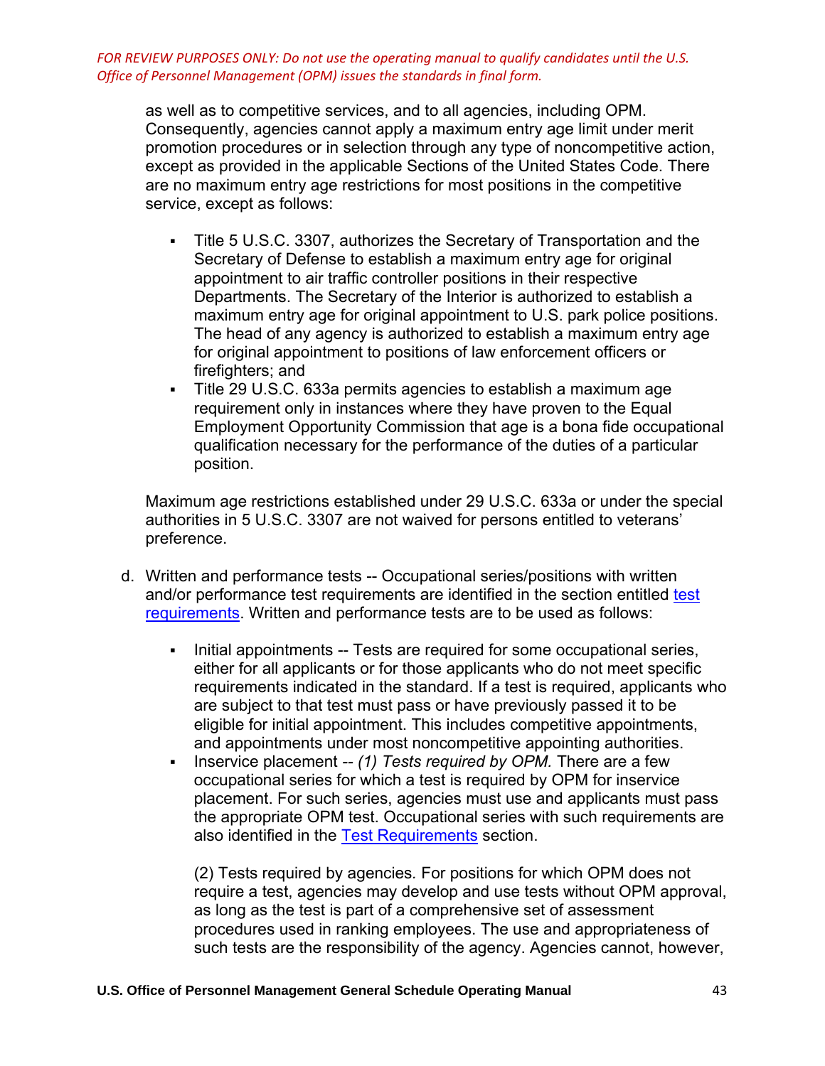*FOR REVIEW PURPOSES ONLY: Do not use the operating manual to qualify candidates until the U.S. Office of Personnel Management (OPM) issues the standards in final form.*

as well as to competitive services, and to all agencies, including OPM. Consequently, agencies cannot apply a maximum entry age limit under merit promotion procedures or in selection through any type of noncompetitive action, except as provided in the applicable Sections of the United States Code. There are no maximum entry age restrictions for most positions in the competitive service, except as follows:

- Title 5 U.S.C. 3307, authorizes the Secretary of Transportation and the Secretary of Defense to establish a maximum entry age for original appointment to air traffic controller positions in their respective Departments. The Secretary of the Interior is authorized to establish a maximum entry age for original appointment to U.S. park police positions. The head of any agency is authorized to establish a maximum entry age for original appointment to positions of law enforcement officers or firefighters; and
- Title 29 U.S.C. 633a permits agencies to establish a maximum age requirement only in instances where they have proven to the Equal Employment Opportunity Commission that age is a bona fide occupational qualification necessary for the performance of the duties of a particular position.

Maximum age restrictions established under 29 U.S.C. 633a or under the special authorities in 5 U.S.C. 3307 are not waived for persons entitled to veterans' preference.

d. Written and performance tests -- Occupational series/positions with written and/or performance test requirements are identified in the section entitled [test requirements](). Written and performance tests are to be used as follows:

- Initial appointments -- Tests are required for some occupational series, either for all applicants or for those applicants who do not meet specific requirements indicated in the standard. If a test is required, applicants who are subject to that test must pass or have previously passed it to be eligible for initial appointment. This includes competitive appointments, and appointments under most noncompetitive appointing authorities.
- Inservice placement -- *(1) Tests required by OPM.* There are a few occupational series for which a test is required by OPM for inservice placement. For such series, agencies must use and applicants must pass the appropriate OPM test. Occupational series with such requirements are also identified in the [Test Requirements]() section.

  (2) Tests required by agencies. For positions for which OPM does not require a test, agencies may develop and use tests without OPM approval, as long as the test is part of a comprehensive set of assessment procedures used in ranking employees. The use and appropriateness of such tests are the responsibility of the agency. Agencies cannot, however,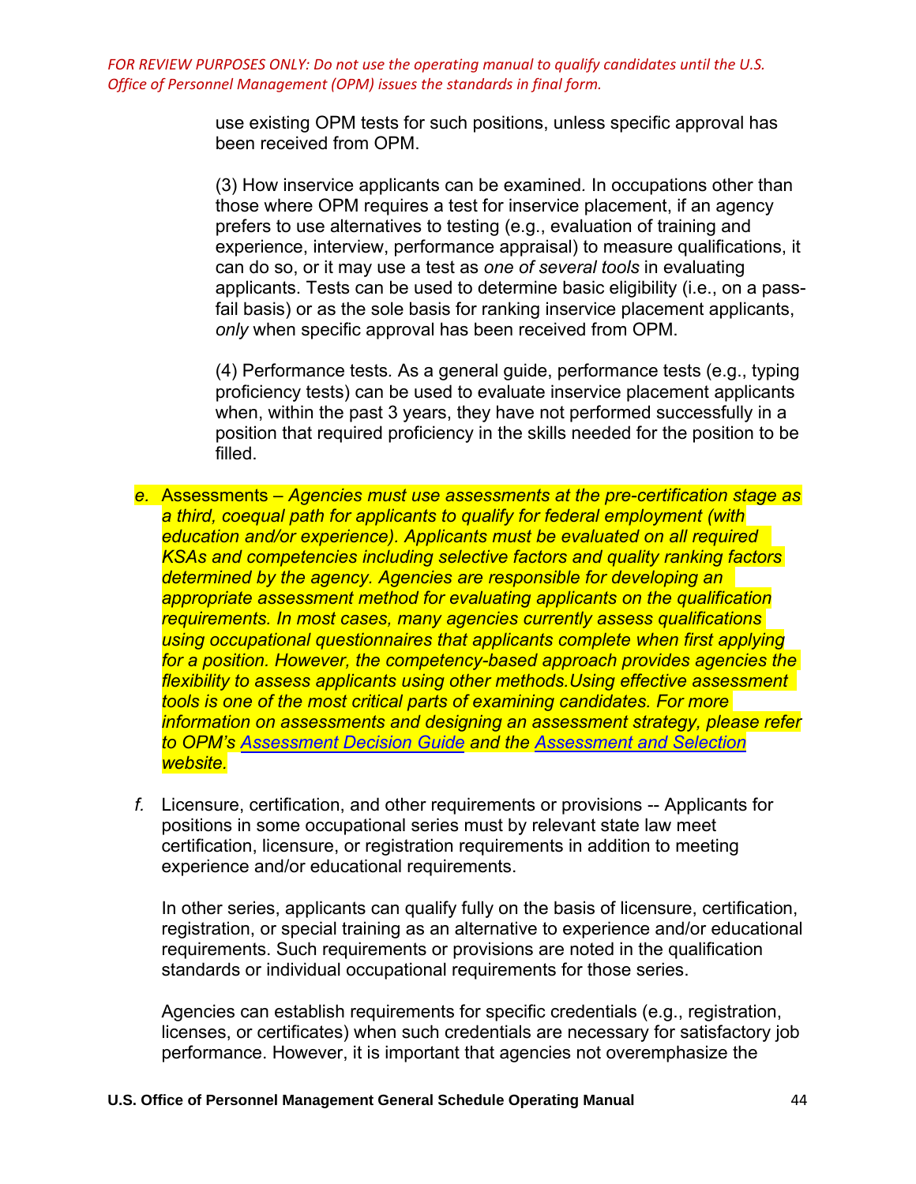*FOR REVIEW PURPOSES ONLY: Do not use the operating manual to qualify candidates until the U.S. Office of Personnel Management (OPM) issues the standards in final form.*

use existing OPM tests for such positions, unless specific approval has been received from OPM.

(3) How inservice applicants can be examined. In occupations other than those where OPM requires a test for inservice placement, if an agency prefers to use alternatives to testing (e.g., evaluation of training and experience, interview, performance appraisal) to measure qualifications, it can do so, or it may use a test as *one of several tools* in evaluating applicants. Tests can be used to determine basic eligibility (i.e., on a pass-fail basis) or as the sole basis for ranking inservice placement applicants, *only* when specific approval has been received from OPM.

(4) Performance tests. As a general guide, performance tests (e.g., typing proficiency tests) can be used to evaluate inservice placement applicants when, within the past 3 years, they have not performed successfully in a position that required proficiency in the skills needed for the position to be filled.

*e.* Assessments – *Agencies must use assessments at the pre-certification stage as a third, coequal path for applicants to qualify for federal employment (with education and/or experience). Applicants must be evaluated on all required KSAs and competencies including selective factors and quality ranking factors determined by the agency. Agencies are responsible for developing an appropriate assessment method for evaluating applicants on the qualification requirements. In most cases, many agencies currently assess qualifications using occupational questionnaires that applicants complete when first applying for a position. However, the competency-based approach provides agencies the flexibility to assess applicants using other methods.Using effective assessment tools is one of the most critical parts of examining candidates. For more information on assessments and designing an assessment strategy, please refer to OPM's Assessment Decision Guide and the Assessment and Selection website.*

*f.* Licensure, certification, and other requirements or provisions -- Applicants for positions in some occupational series must by relevant state law meet certification, licensure, or registration requirements in addition to meeting experience and/or educational requirements.

In other series, applicants can qualify fully on the basis of licensure, certification, registration, or special training as an alternative to experience and/or educational requirements. Such requirements or provisions are noted in the qualification standards or individual occupational requirements for those series.

Agencies can establish requirements for specific credentials (e.g., registration, licenses, or certificates) when such credentials are necessary for satisfactory job performance. However, it is important that agencies not overemphasize the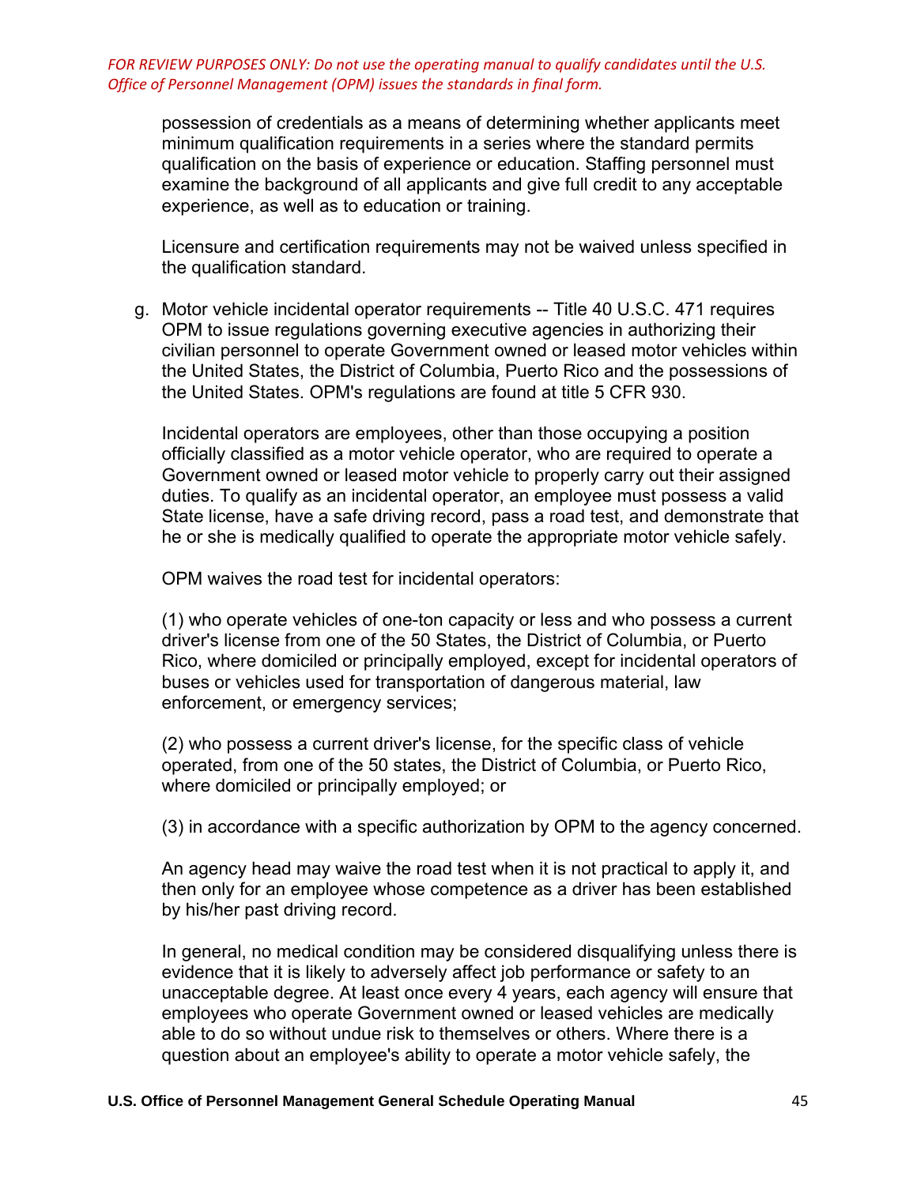*FOR REVIEW PURPOSES ONLY: Do not use the operating manual to qualify candidates until the U.S. Office of Personnel Management (OPM) issues the standards in final form.*

possession of credentials as a means of determining whether applicants meet minimum qualification requirements in a series where the standard permits qualification on the basis of experience or education. Staffing personnel must examine the background of all applicants and give full credit to any acceptable experience, as well as to education or training.

Licensure and certification requirements may not be waived unless specified in the qualification standard.

g. Motor vehicle incidental operator requirements -- Title 40 U.S.C. 471 requires OPM to issue regulations governing executive agencies in authorizing their civilian personnel to operate Government owned or leased motor vehicles within the United States, the District of Columbia, Puerto Rico and the possessions of the United States. OPM's regulations are found at title 5 CFR 930.

   Incidental operators are employees, other than those occupying a position officially classified as a motor vehicle operator, who are required to operate a Government owned or leased motor vehicle to properly carry out their assigned duties. To qualify as an incidental operator, an employee must possess a valid State license, have a safe driving record, pass a road test, and demonstrate that he or she is medically qualified to operate the appropriate motor vehicle safely.

   OPM waives the road test for incidental operators:

   (1) who operate vehicles of one-ton capacity or less and who possess a current driver's license from one of the 50 States, the District of Columbia, or Puerto Rico, where domiciled or principally employed, except for incidental operators of buses or vehicles used for transportation of dangerous material, law enforcement, or emergency services;

   (2) who possess a current driver's license, for the specific class of vehicle operated, from one of the 50 states, the District of Columbia, or Puerto Rico, where domiciled or principally employed; or

   (3) in accordance with a specific authorization by OPM to the agency concerned.

   An agency head may waive the road test when it is not practical to apply it, and then only for an employee whose competence as a driver has been established by his/her past driving record.

   In general, no medical condition may be considered disqualifying unless there is evidence that it is likely to adversely affect job performance or safety to an unacceptable degree. At least once every 4 years, each agency will ensure that employees who operate Government owned or leased vehicles are medically able to do so without undue risk to themselves or others. Where there is a question about an employee's ability to operate a motor vehicle safely, the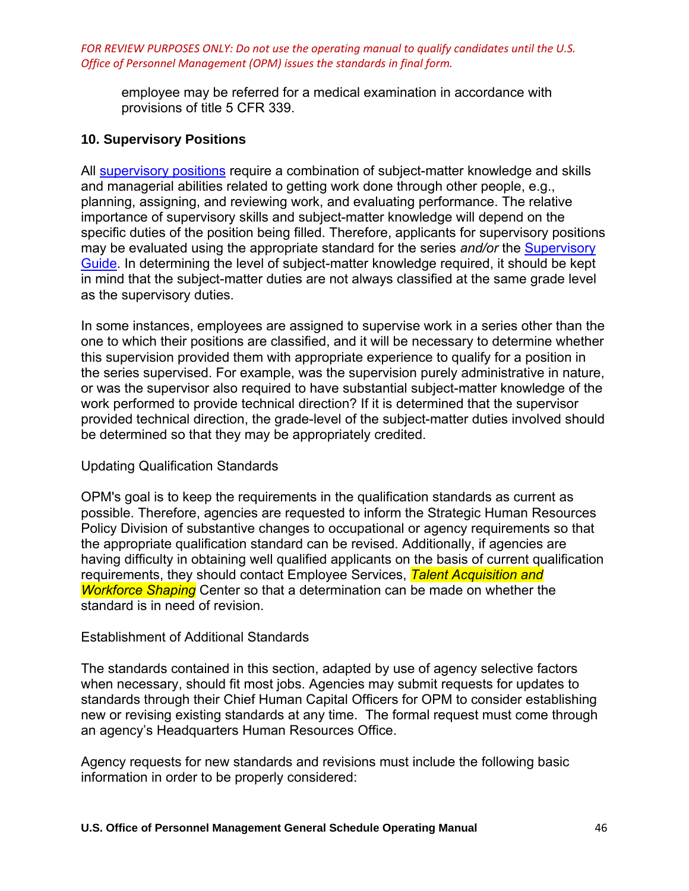*FOR REVIEW PURPOSES ONLY: Do not use the operating manual to qualify candidates until the U.S. Office of Personnel Management (OPM) issues the standards in final form.*

employee may be referred for a medical examination in accordance with provisions of title 5 CFR 339.

### 10. Supervisory Positions

All supervisory positions require a combination of subject-matter knowledge and skills and managerial abilities related to getting work done through other people, e.g., planning, assigning, and reviewing work, and evaluating performance. The relative importance of supervisory skills and subject-matter knowledge will depend on the specific duties of the position being filled. Therefore, applicants for supervisory positions may be evaluated using the appropriate standard for the series *and/or* the Supervisory Guide. In determining the level of subject-matter knowledge required, it should be kept in mind that the subject-matter duties are not always classified at the same grade level as the supervisory duties.

In some instances, employees are assigned to supervise work in a series other than the one to which their positions are classified, and it will be necessary to determine whether this supervision provided them with appropriate experience to qualify for a position in the series supervised. For example, was the supervision purely administrative in nature, or was the supervisor also required to have substantial subject-matter knowledge of the work performed to provide technical direction? If it is determined that the supervisor provided technical direction, the grade-level of the subject-matter duties involved should be determined so that they may be appropriately credited.

Updating Qualification Standards

OPM's goal is to keep the requirements in the qualification standards as current as possible. Therefore, agencies are requested to inform the Strategic Human Resources Policy Division of substantive changes to occupational or agency requirements so that the appropriate qualification standard can be revised. Additionally, if agencies are having difficulty in obtaining well qualified applicants on the basis of current qualification requirements, they should contact Employee Services, *Talent Acquisition and Workforce Shaping* Center so that a determination can be made on whether the standard is in need of revision.

Establishment of Additional Standards

The standards contained in this section, adapted by use of agency selective factors when necessary, should fit most jobs. Agencies may submit requests for updates to standards through their Chief Human Capital Officers for OPM to consider establishing new or revising existing standards at any time. The formal request must come through an agency's Headquarters Human Resources Office.

Agency requests for new standards and revisions must include the following basic information in order to be properly considered: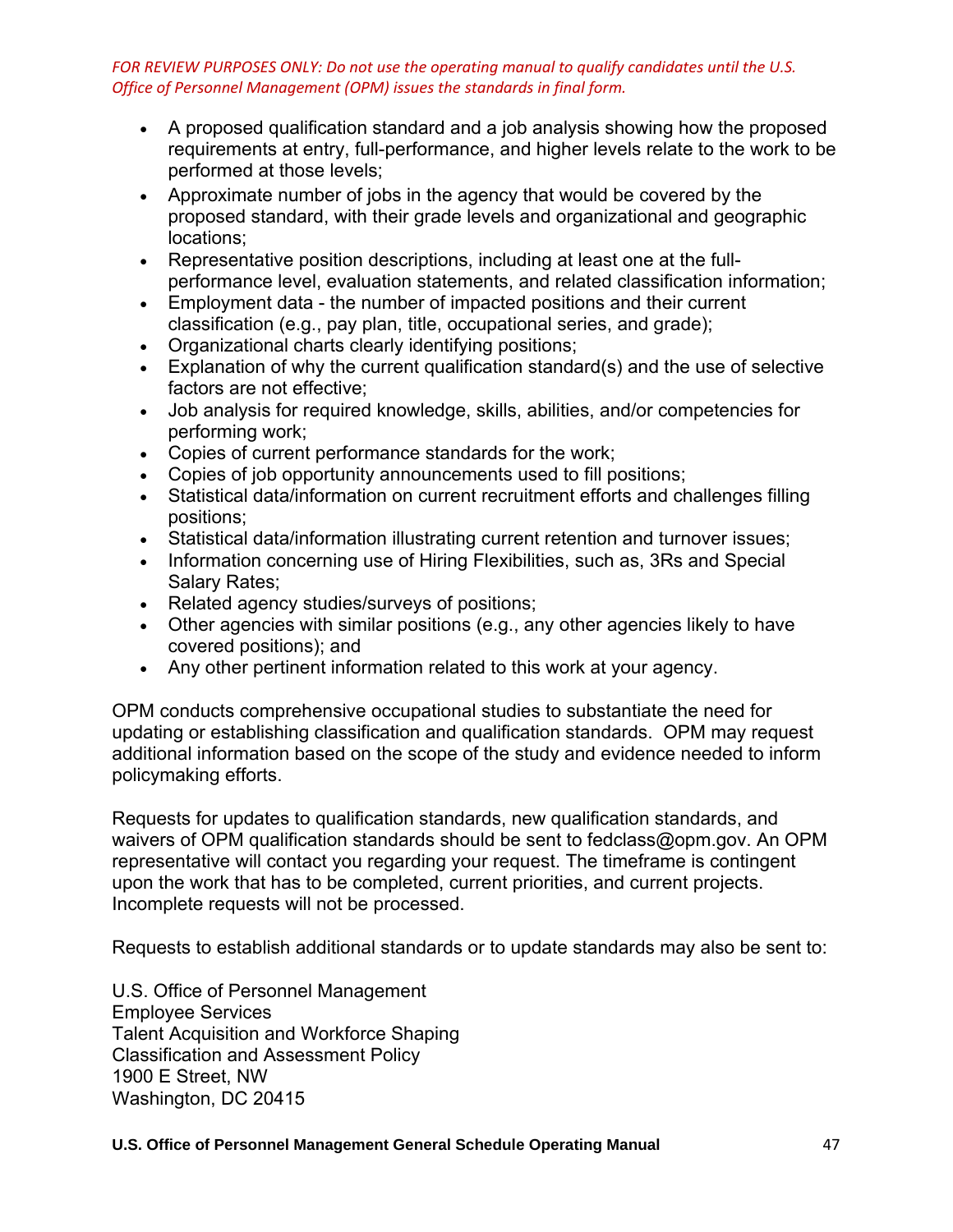*FOR REVIEW PURPOSES ONLY: Do not use the operating manual to qualify candidates until the U.S. Office of Personnel Management (OPM) issues the standards in final form.*

- A proposed qualification standard and a job analysis showing how the proposed requirements at entry, full-performance, and higher levels relate to the work to be performed at those levels;
- Approximate number of jobs in the agency that would be covered by the proposed standard, with their grade levels and organizational and geographic locations;
- Representative position descriptions, including at least one at the full-performance level, evaluation statements, and related classification information;
- Employment data - the number of impacted positions and their current classification (e.g., pay plan, title, occupational series, and grade);
- Organizational charts clearly identifying positions;
- Explanation of why the current qualification standard(s) and the use of selective factors are not effective;
- Job analysis for required knowledge, skills, abilities, and/or competencies for performing work;
- Copies of current performance standards for the work;
- Copies of job opportunity announcements used to fill positions;
- Statistical data/information on current recruitment efforts and challenges filling positions;
- Statistical data/information illustrating current retention and turnover issues;
- Information concerning use of Hiring Flexibilities, such as, 3Rs and Special Salary Rates;
- Related agency studies/surveys of positions;
- Other agencies with similar positions (e.g., any other agencies likely to have covered positions); and
- Any other pertinent information related to this work at your agency.

OPM conducts comprehensive occupational studies to substantiate the need for updating or establishing classification and qualification standards. OPM may request additional information based on the scope of the study and evidence needed to inform policymaking efforts.

Requests for updates to qualification standards, new qualification standards, and waivers of OPM qualification standards should be sent to fedclass@opm.gov. An OPM representative will contact you regarding your request. The timeframe is contingent upon the work that has to be completed, current priorities, and current projects. Incomplete requests will not be processed.

Requests to establish additional standards or to update standards may also be sent to:

U.S. Office of Personnel Management
Employee Services
Talent Acquisition and Workforce Shaping
Classification and Assessment Policy
1900 E Street, NW
Washington, DC 20415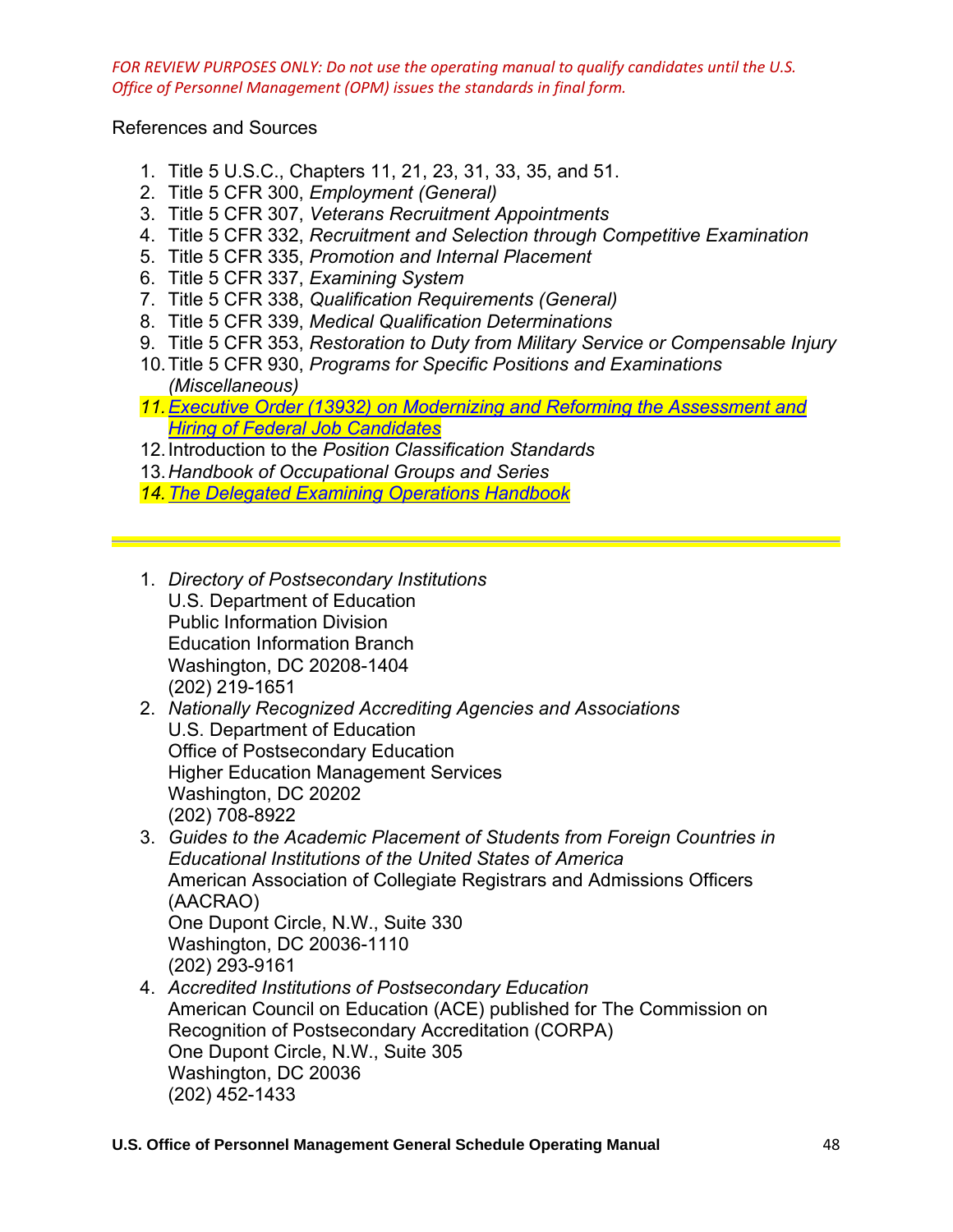*FOR REVIEW PURPOSES ONLY: Do not use the operating manual to qualify candidates until the U.S. Office of Personnel Management (OPM) issues the standards in final form.*

References and Sources

1. Title 5 U.S.C., Chapters 11, 21, 23, 31, 33, 35, and 51.
2. Title 5 CFR 300, *Employment (General)*
3. Title 5 CFR 307, *Veterans Recruitment Appointments*
4. Title 5 CFR 332, *Recruitment and Selection through Competitive Examination*
5. Title 5 CFR 335, *Promotion and Internal Placement*
6. Title 5 CFR 337, *Examining System*
7. Title 5 CFR 338, *Qualification Requirements (General)*
8. Title 5 CFR 339, *Medical Qualification Determinations*
9. Title 5 CFR 353, *Restoration to Duty from Military Service or Compensable Injury*
10. Title 5 CFR 930, *Programs for Specific Positions and Examinations (Miscellaneous)*
11. *Executive Order (13932) on Modernizing and Reforming the Assessment and Hiring of Federal Job Candidates*
12. Introduction to the *Position Classification Standards*
13. *Handbook of Occupational Groups and Series*
14. *The Delegated Examining Operations Handbook*

---

1. *Directory of Postsecondary Institutions*
   U.S. Department of Education
   Public Information Division
   Education Information Branch
   Washington, DC 20208-1404
   (202) 219-1651
2. *Nationally Recognized Accrediting Agencies and Associations*
   U.S. Department of Education
   Office of Postsecondary Education
   Higher Education Management Services
   Washington, DC 20202
   (202) 708-8922
3. *Guides to the Academic Placement of Students from Foreign Countries in Educational Institutions of the United States of America*
   American Association of Collegiate Registrars and Admissions Officers (AACRAO)
   One Dupont Circle, N.W., Suite 330
   Washington, DC 20036-1110
   (202) 293-9161
4. *Accredited Institutions of Postsecondary Education*
   American Council on Education (ACE) published for The Commission on Recognition of Postsecondary Accreditation (CORPA)
   One Dupont Circle, N.W., Suite 305
   Washington, DC 20036
   (202) 452-1433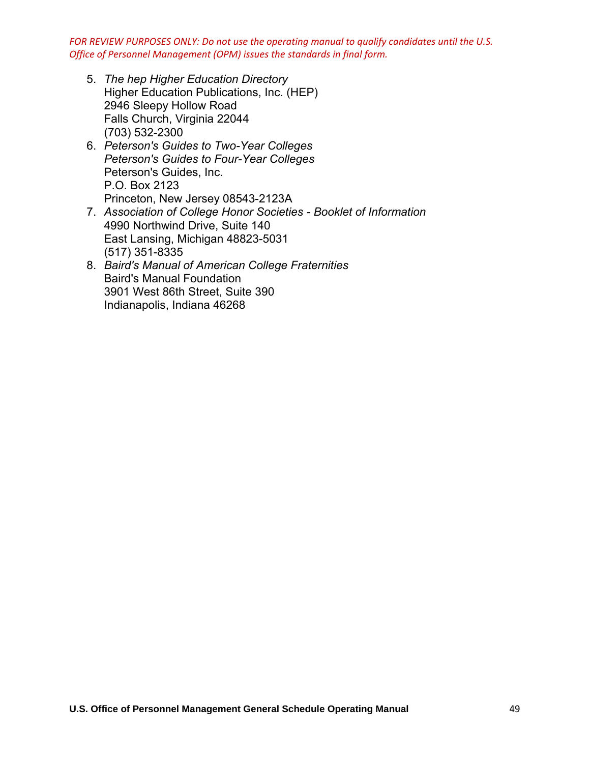*FOR REVIEW PURPOSES ONLY: Do not use the operating manual to qualify candidates until the U.S. Office of Personnel Management (OPM) issues the standards in final form.*

5. *The hep Higher Education Directory*
   Higher Education Publications, Inc. (HEP)
   2946 Sleepy Hollow Road
   Falls Church, Virginia 22044
   (703) 532-2300
6. *Peterson's Guides to Two-Year Colleges*
   *Peterson's Guides to Four-Year Colleges*
   Peterson's Guides, Inc.
   P.O. Box 2123
   Princeton, New Jersey 08543-2123A
7. *Association of College Honor Societies - Booklet of Information*
   4990 Northwind Drive, Suite 140
   East Lansing, Michigan 48823-5031
   (517) 351-8335
8. *Baird's Manual of American College Fraternities*
   Baird's Manual Foundation
   3901 West 86th Street, Suite 390
   Indianapolis, Indiana 46268